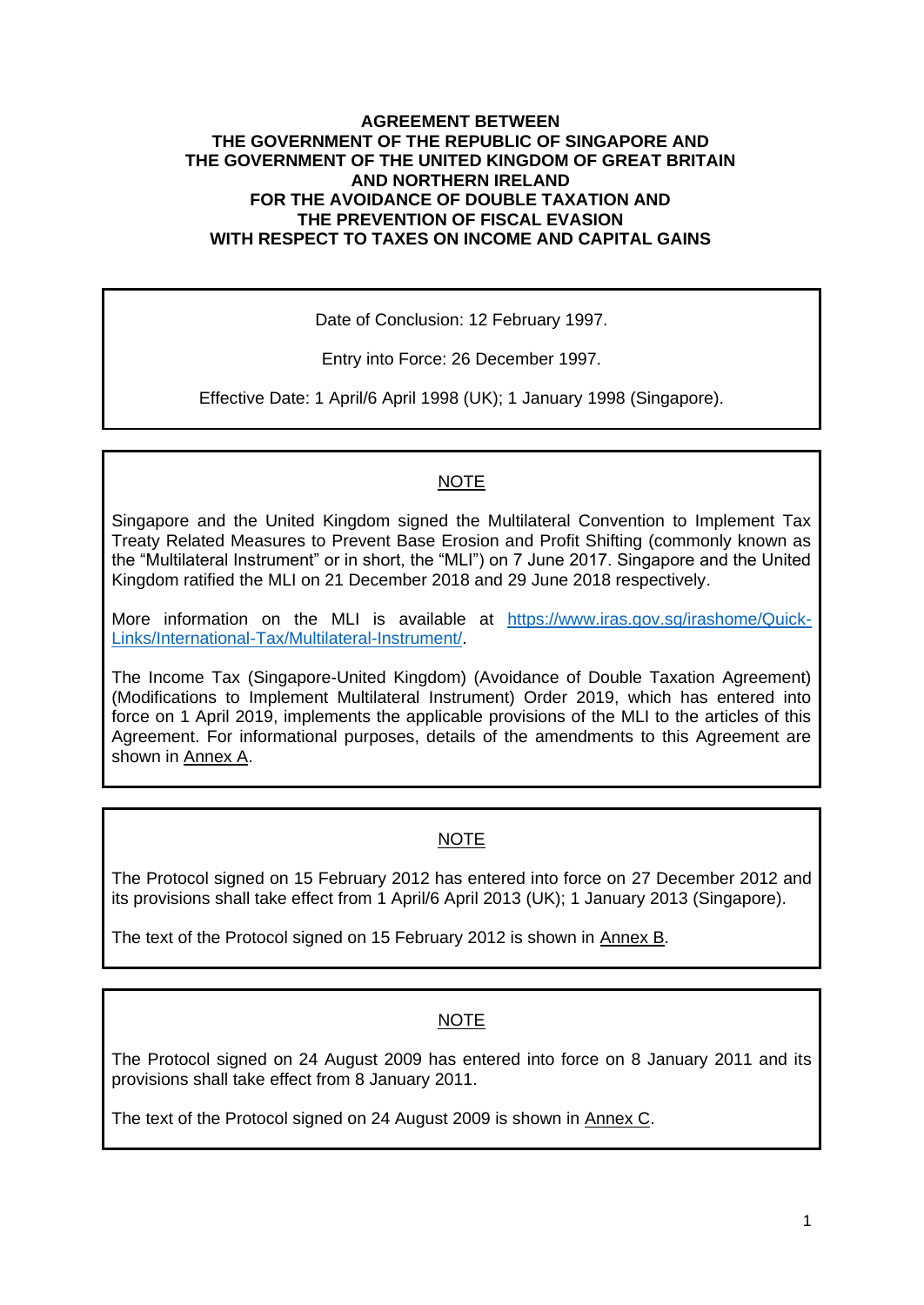# AGREEMENT BETWEEN THE GOVERNMENT OF THE REPUBLIC OF SINGAPORE AND THE GOVERNMENT OF THE UNITED KINGDOM OF GREAT BRITAIN AND NORTHERN IRELAND FOR THE AVOIDANCE OF DOUBLE TAXATION AND THE PREVENTION OF FISCAL EVASION WITH RESPECT TO TAXES ON INCOME AND CAPITAL GAINS

Date of Conclusion: 12 February 1997.

Entry into Force: 26 December 1997.

Effective Date: 1 April/6 April 1998 (UK); 1 January 1998 (Singapore).

---

NOTE

Singapore and the United Kingdom signed the Multilateral Convention to Implement Tax Treaty Related Measures to Prevent Base Erosion and Profit Shifting (commonly known as the "Multilateral Instrument" or in short, the "MLI") on 7 June 2017. Singapore and the United Kingdom ratified the MLI on 21 December 2018 and 29 June 2018 respectively.

More information on the MLI is available at [https://www.iras.gov.sg/irashome/Quick-Links/International-Tax/Multilateral-Instrument/](https://www.iras.gov.sg/irashome/Quick-Links/International-Tax/Multilateral-Instrument/).

The Income Tax (Singapore-United Kingdom) (Avoidance of Double Taxation Agreement) (Modifications to Implement Multilateral Instrument) Order 2019, which has entered into force on 1 April 2019, implements the applicable provisions of the MLI to the articles of this Agreement. For informational purposes, details of the amendments to this Agreement are shown in Annex A.

---

NOTE

The Protocol signed on 15 February 2012 has entered into force on 27 December 2012 and its provisions shall take effect from 1 April/6 April 2013 (UK); 1 January 2013 (Singapore).

The text of the Protocol signed on 15 February 2012 is shown in Annex B.

---

NOTE

The Protocol signed on 24 August 2009 has entered into force on 8 January 2011 and its provisions shall take effect from 8 January 2011.

The text of the Protocol signed on 24 August 2009 is shown in Annex C.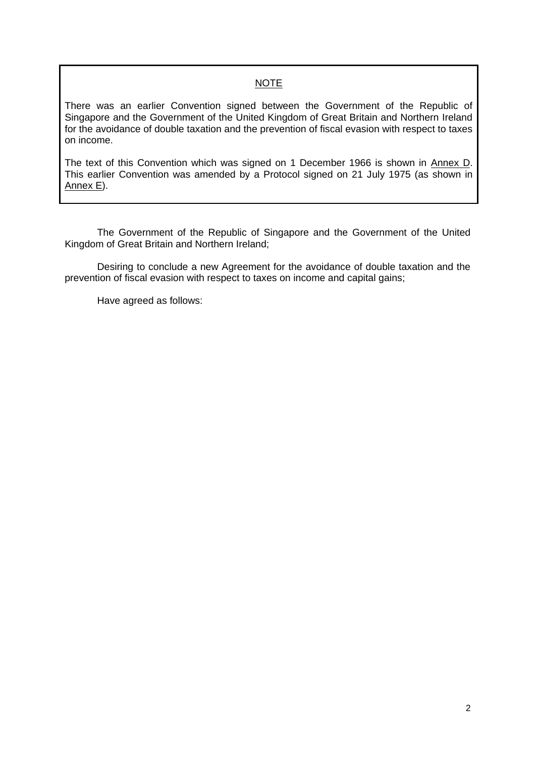<u>NOTE</u>

There was an earlier Convention signed between the Government of the Republic of Singapore and the Government of the United Kingdom of Great Britain and Northern Ireland for the avoidance of double taxation and the prevention of fiscal evasion with respect to taxes on income.

The text of this Convention which was signed on 1 December 1966 is shown in <u>Annex D</u>. This earlier Convention was amended by a Protocol signed on 21 July 1975 (as shown in <u>Annex E</u>).

The Government of the Republic of Singapore and the Government of the United Kingdom of Great Britain and Northern Ireland;

Desiring to conclude a new Agreement for the avoidance of double taxation and the prevention of fiscal evasion with respect to taxes on income and capital gains;

Have agreed as follows: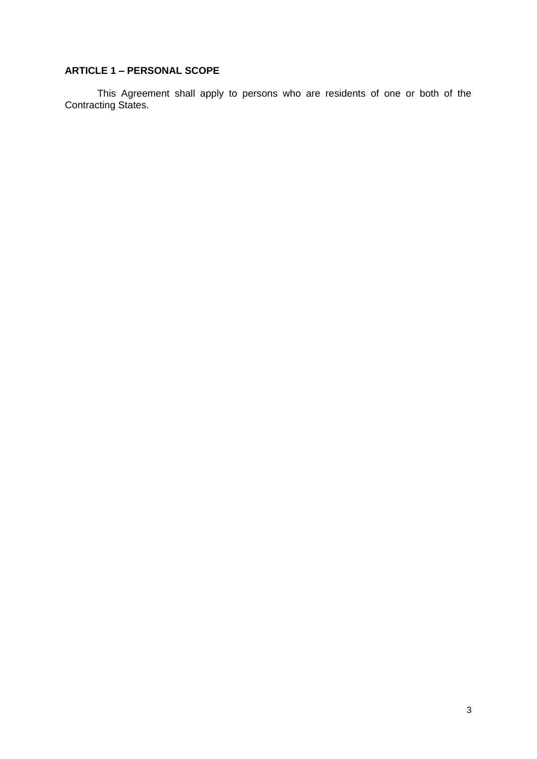**ARTICLE 1 – PERSONAL SCOPE**

This Agreement shall apply to persons who are residents of one or both of the Contracting States.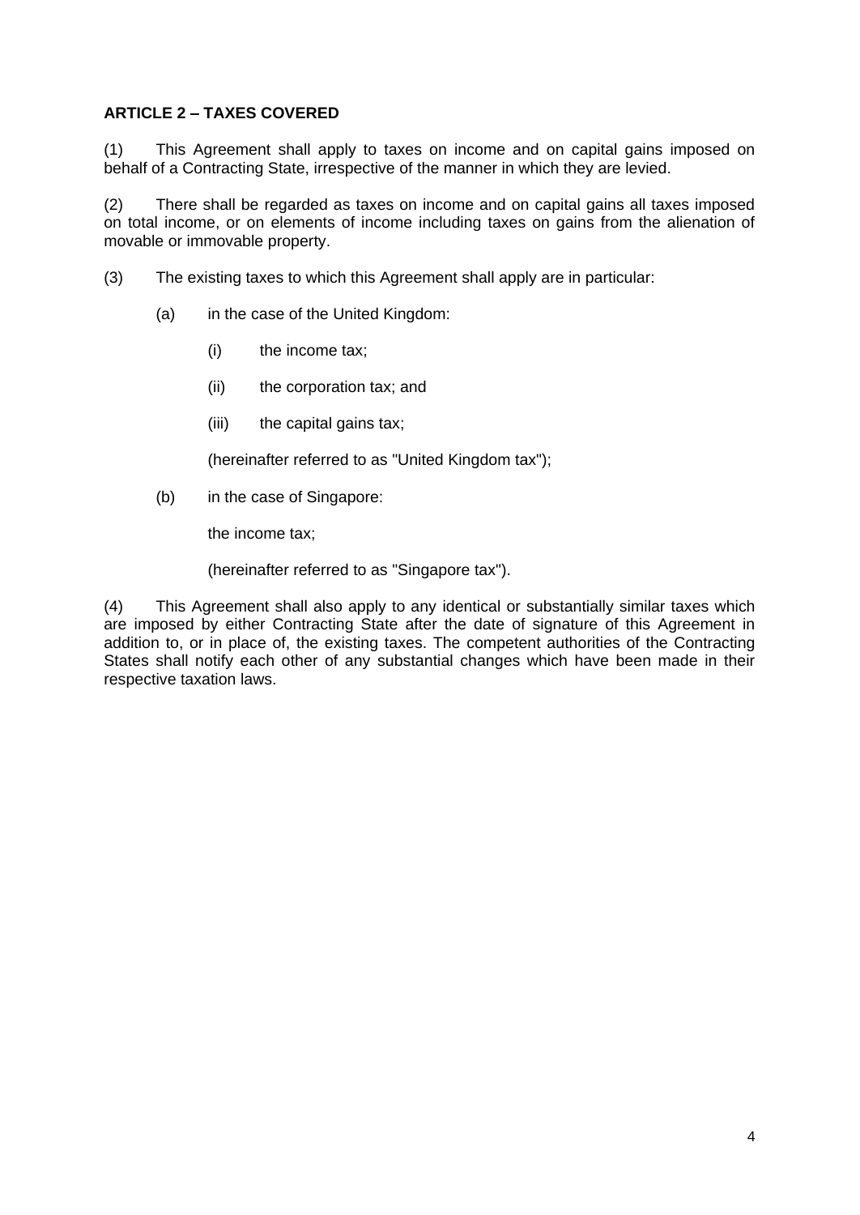**ARTICLE 2 – TAXES COVERED**

(1) This Agreement shall apply to taxes on income and on capital gains imposed on behalf of a Contracting State, irrespective of the manner in which they are levied.

(2) There shall be regarded as taxes on income and on capital gains all taxes imposed on total income, or on elements of income including taxes on gains from the alienation of movable or immovable property.

(3) The existing taxes to which this Agreement shall apply are in particular:

(a) in the case of the United Kingdom:

(i) the income tax;

(ii) the corporation tax; and

(iii) the capital gains tax;

(hereinafter referred to as "United Kingdom tax");

(b) in the case of Singapore:

the income tax;

(hereinafter referred to as "Singapore tax").

(4) This Agreement shall also apply to any identical or substantially similar taxes which are imposed by either Contracting State after the date of signature of this Agreement in addition to, or in place of, the existing taxes. The competent authorities of the Contracting States shall notify each other of any substantial changes which have been made in their respective taxation laws.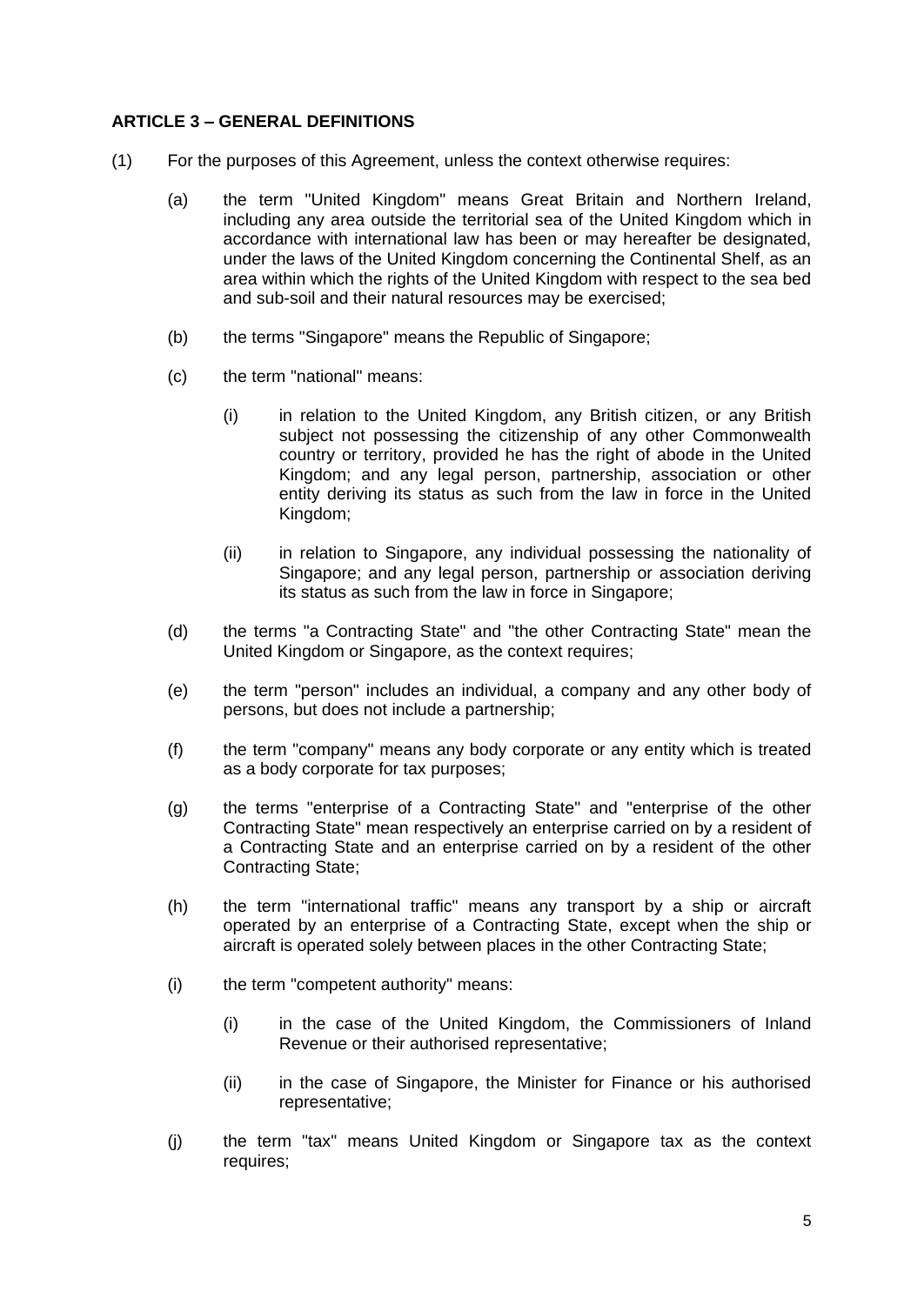**ARTICLE 3 – GENERAL DEFINITIONS**

(1) For the purposes of this Agreement, unless the context otherwise requires:

(a) the term "United Kingdom" means Great Britain and Northern Ireland, including any area outside the territorial sea of the United Kingdom which in accordance with international law has been or may hereafter be designated, under the laws of the United Kingdom concerning the Continental Shelf, as an area within which the rights of the United Kingdom with respect to the sea bed and sub-soil and their natural resources may be exercised;

(b) the terms "Singapore" means the Republic of Singapore;

(c) the term "national" means:

(i) in relation to the United Kingdom, any British citizen, or any British subject not possessing the citizenship of any other Commonwealth country or territory, provided he has the right of abode in the United Kingdom; and any legal person, partnership, association or other entity deriving its status as such from the law in force in the United Kingdom;

(ii) in relation to Singapore, any individual possessing the nationality of Singapore; and any legal person, partnership or association deriving its status as such from the law in force in Singapore;

(d) the terms "a Contracting State" and "the other Contracting State" mean the United Kingdom or Singapore, as the context requires;

(e) the term "person" includes an individual, a company and any other body of persons, but does not include a partnership;

(f) the term "company" means any body corporate or any entity which is treated as a body corporate for tax purposes;

(g) the terms "enterprise of a Contracting State" and "enterprise of the other Contracting State" mean respectively an enterprise carried on by a resident of a Contracting State and an enterprise carried on by a resident of the other Contracting State;

(h) the term "international traffic" means any transport by a ship or aircraft operated by an enterprise of a Contracting State, except when the ship or aircraft is operated solely between places in the other Contracting State;

(i) the term "competent authority" means:

(i) in the case of the United Kingdom, the Commissioners of Inland Revenue or their authorised representative;

(ii) in the case of Singapore, the Minister for Finance or his authorised representative;

(j) the term "tax" means United Kingdom or Singapore tax as the context requires;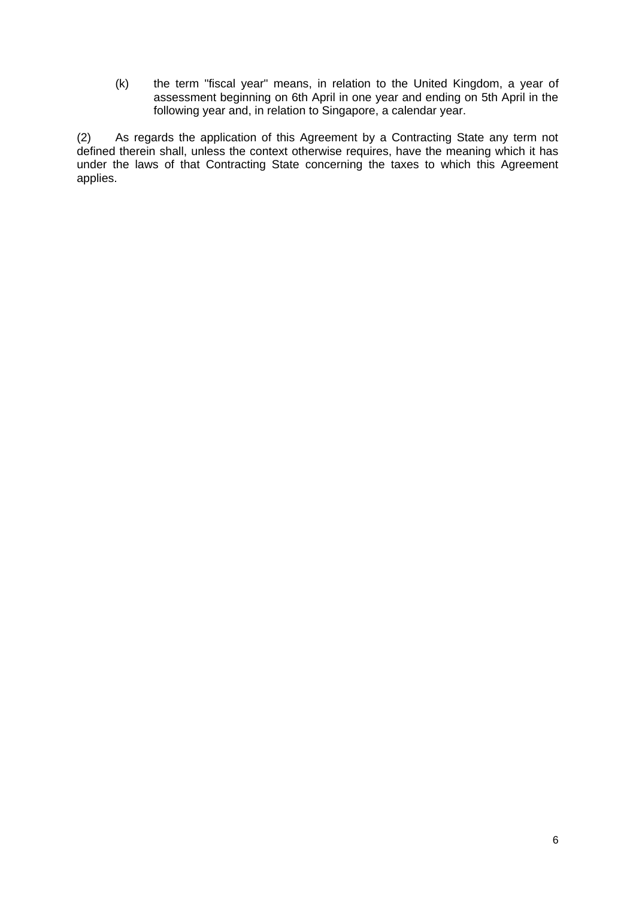(k) the term "fiscal year" means, in relation to the United Kingdom, a year of assessment beginning on 6th April in one year and ending on 5th April in the following year and, in relation to Singapore, a calendar year.

(2) As regards the application of this Agreement by a Contracting State any term not defined therein shall, unless the context otherwise requires, have the meaning which it has under the laws of that Contracting State concerning the taxes to which this Agreement applies.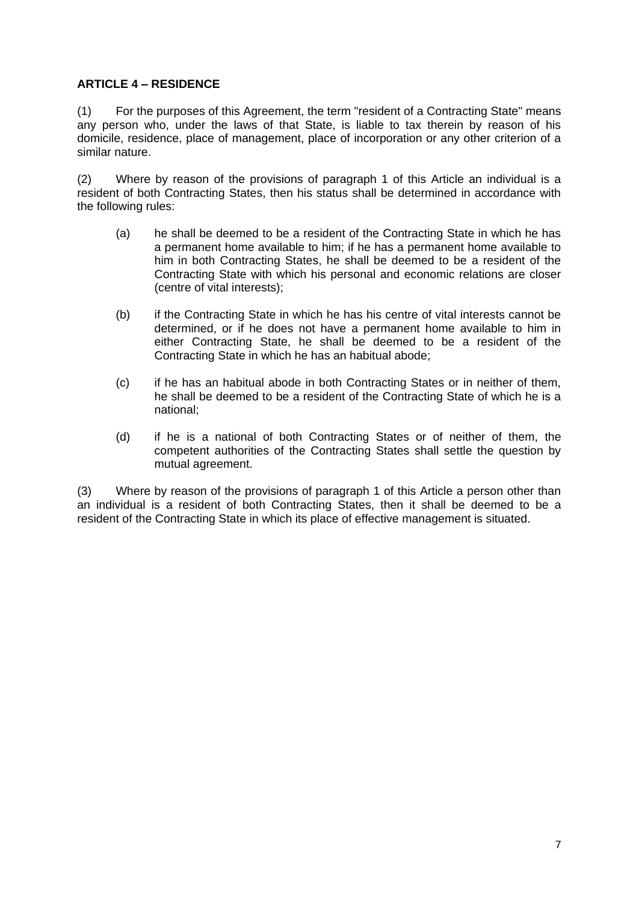**ARTICLE 4 – RESIDENCE**

(1) For the purposes of this Agreement, the term "resident of a Contracting State" means any person who, under the laws of that State, is liable to tax therein by reason of his domicile, residence, place of management, place of incorporation or any other criterion of a similar nature.

(2) Where by reason of the provisions of paragraph 1 of this Article an individual is a resident of both Contracting States, then his status shall be determined in accordance with the following rules:

- (a) he shall be deemed to be a resident of the Contracting State in which he has a permanent home available to him; if he has a permanent home available to him in both Contracting States, he shall be deemed to be a resident of the Contracting State with which his personal and economic relations are closer (centre of vital interests);
- (b) if the Contracting State in which he has his centre of vital interests cannot be determined, or if he does not have a permanent home available to him in either Contracting State, he shall be deemed to be a resident of the Contracting State in which he has an habitual abode;
- (c) if he has an habitual abode in both Contracting States or in neither of them, he shall be deemed to be a resident of the Contracting State of which he is a national;
- (d) if he is a national of both Contracting States or of neither of them, the competent authorities of the Contracting States shall settle the question by mutual agreement.

(3) Where by reason of the provisions of paragraph 1 of this Article a person other than an individual is a resident of both Contracting States, then it shall be deemed to be a resident of the Contracting State in which its place of effective management is situated.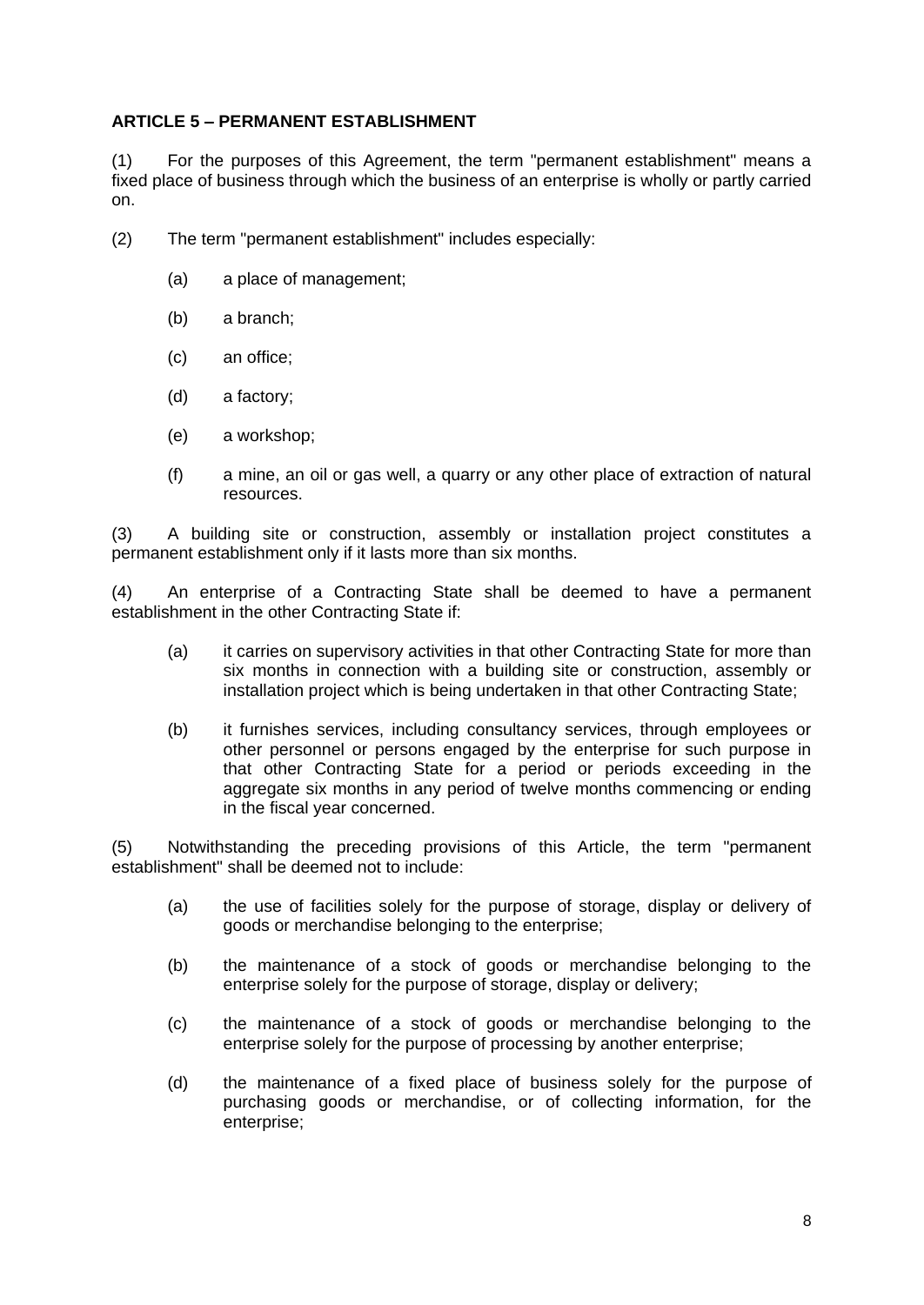**ARTICLE 5 – PERMANENT ESTABLISHMENT**

(1) For the purposes of this Agreement, the term "permanent establishment" means a fixed place of business through which the business of an enterprise is wholly or partly carried on.

(2) The term "permanent establishment" includes especially:

- (a) a place of management;
- (b) a branch;
- (c) an office;
- (d) a factory;
- (e) a workshop;
- (f) a mine, an oil or gas well, a quarry or any other place of extraction of natural resources.

(3) A building site or construction, assembly or installation project constitutes a permanent establishment only if it lasts more than six months.

(4) An enterprise of a Contracting State shall be deemed to have a permanent establishment in the other Contracting State if:

- (a) it carries on supervisory activities in that other Contracting State for more than six months in connection with a building site or construction, assembly or installation project which is being undertaken in that other Contracting State;
- (b) it furnishes services, including consultancy services, through employees or other personnel or persons engaged by the enterprise for such purpose in that other Contracting State for a period or periods exceeding in the aggregate six months in any period of twelve months commencing or ending in the fiscal year concerned.

(5) Notwithstanding the preceding provisions of this Article, the term "permanent establishment" shall be deemed not to include:

- (a) the use of facilities solely for the purpose of storage, display or delivery of goods or merchandise belonging to the enterprise;
- (b) the maintenance of a stock of goods or merchandise belonging to the enterprise solely for the purpose of storage, display or delivery;
- (c) the maintenance of a stock of goods or merchandise belonging to the enterprise solely for the purpose of processing by another enterprise;
- (d) the maintenance of a fixed place of business solely for the purpose of purchasing goods or merchandise, or of collecting information, for the enterprise;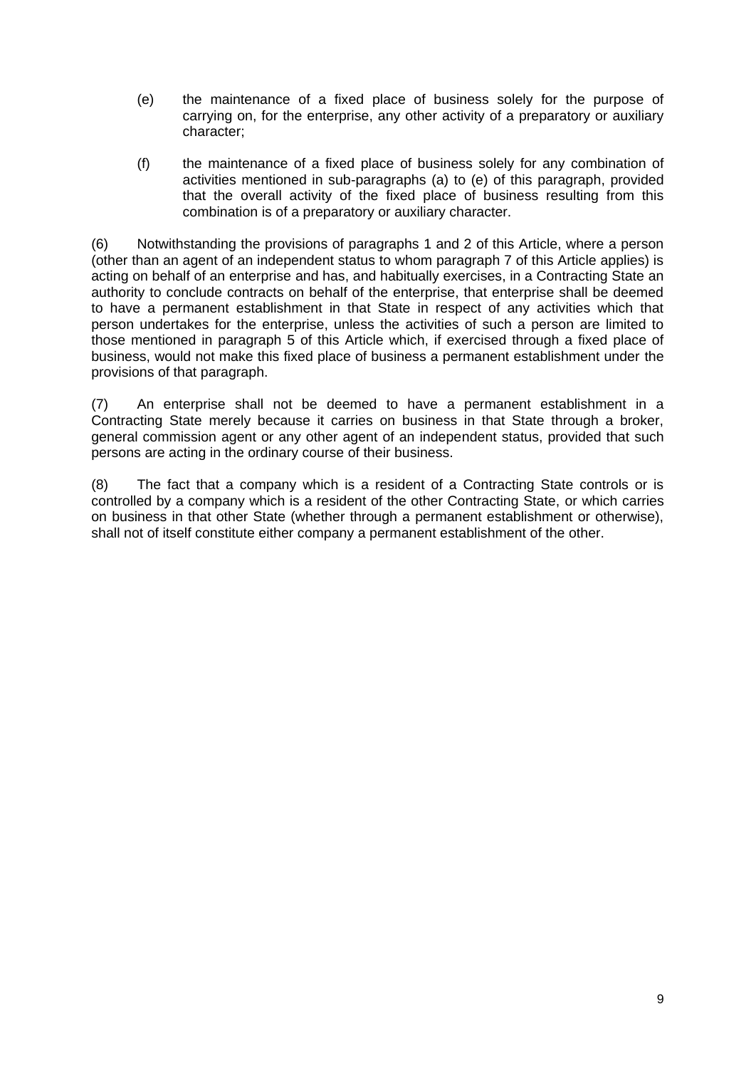(e) the maintenance of a fixed place of business solely for the purpose of carrying on, for the enterprise, any other activity of a preparatory or auxiliary character;

(f) the maintenance of a fixed place of business solely for any combination of activities mentioned in sub-paragraphs (a) to (e) of this paragraph, provided that the overall activity of the fixed place of business resulting from this combination is of a preparatory or auxiliary character.

(6) Notwithstanding the provisions of paragraphs 1 and 2 of this Article, where a person (other than an agent of an independent status to whom paragraph 7 of this Article applies) is acting on behalf of an enterprise and has, and habitually exercises, in a Contracting State an authority to conclude contracts on behalf of the enterprise, that enterprise shall be deemed to have a permanent establishment in that State in respect of any activities which that person undertakes for the enterprise, unless the activities of such a person are limited to those mentioned in paragraph 5 of this Article which, if exercised through a fixed place of business, would not make this fixed place of business a permanent establishment under the provisions of that paragraph.

(7) An enterprise shall not be deemed to have a permanent establishment in a Contracting State merely because it carries on business in that State through a broker, general commission agent or any other agent of an independent status, provided that such persons are acting in the ordinary course of their business.

(8) The fact that a company which is a resident of a Contracting State controls or is controlled by a company which is a resident of the other Contracting State, or which carries on business in that other State (whether through a permanent establishment or otherwise), shall not of itself constitute either company a permanent establishment of the other.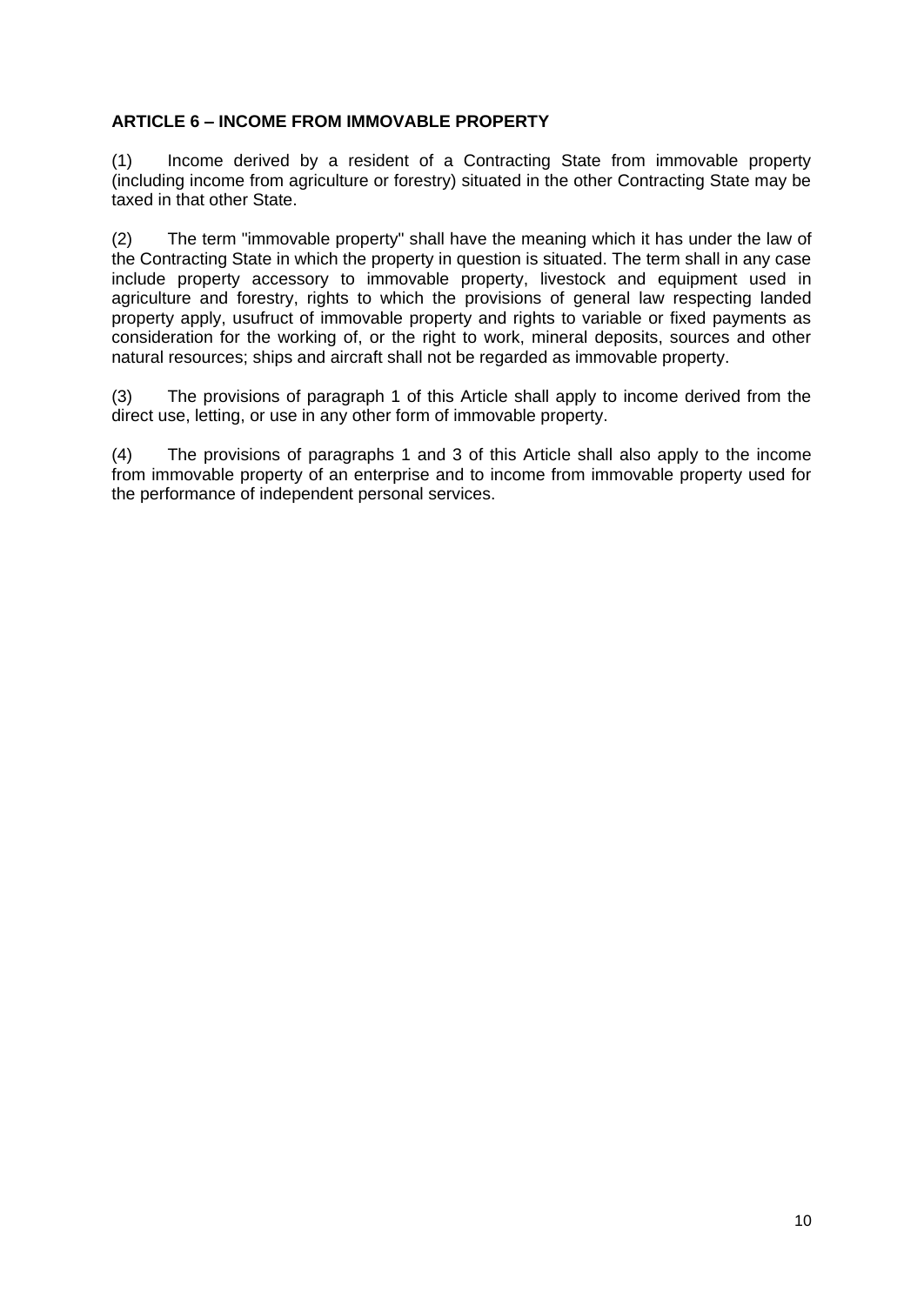**ARTICLE 6 – INCOME FROM IMMOVABLE PROPERTY**

(1) Income derived by a resident of a Contracting State from immovable property (including income from agriculture or forestry) situated in the other Contracting State may be taxed in that other State.

(2) The term "immovable property" shall have the meaning which it has under the law of the Contracting State in which the property in question is situated. The term shall in any case include property accessory to immovable property, livestock and equipment used in agriculture and forestry, rights to which the provisions of general law respecting landed property apply, usufruct of immovable property and rights to variable or fixed payments as consideration for the working of, or the right to work, mineral deposits, sources and other natural resources; ships and aircraft shall not be regarded as immovable property.

(3) The provisions of paragraph 1 of this Article shall apply to income derived from the direct use, letting, or use in any other form of immovable property.

(4) The provisions of paragraphs 1 and 3 of this Article shall also apply to the income from immovable property of an enterprise and to income from immovable property used for the performance of independent personal services.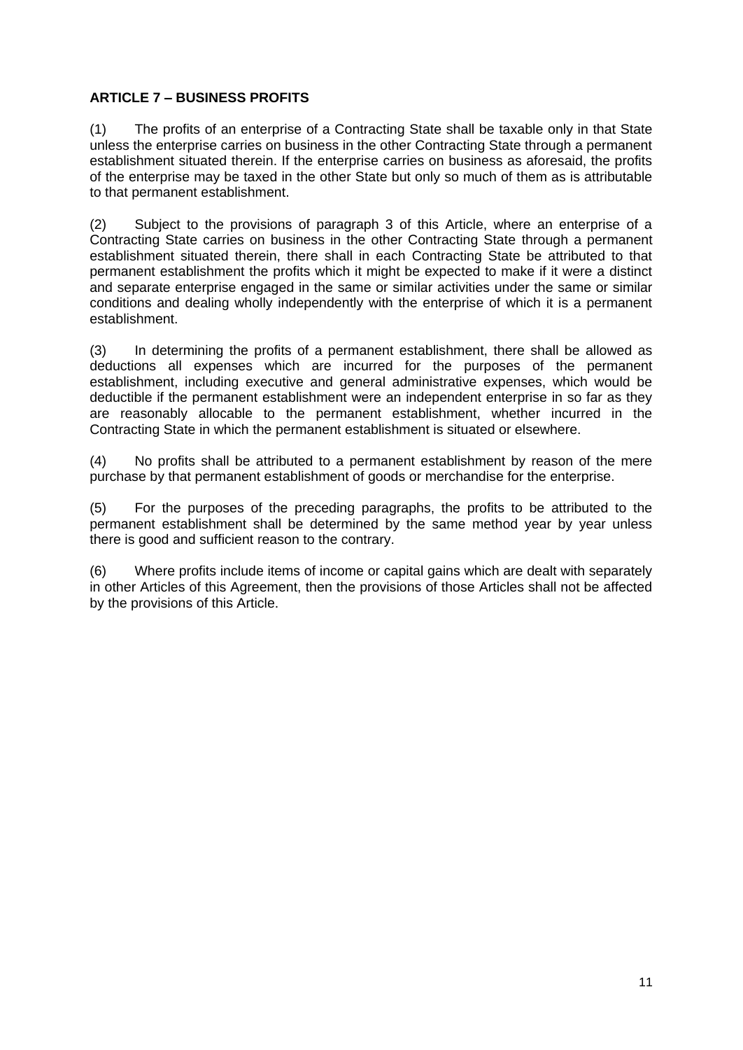**ARTICLE 7 – BUSINESS PROFITS**

(1) The profits of an enterprise of a Contracting State shall be taxable only in that State unless the enterprise carries on business in the other Contracting State through a permanent establishment situated therein. If the enterprise carries on business as aforesaid, the profits of the enterprise may be taxed in the other State but only so much of them as is attributable to that permanent establishment.

(2) Subject to the provisions of paragraph 3 of this Article, where an enterprise of a Contracting State carries on business in the other Contracting State through a permanent establishment situated therein, there shall in each Contracting State be attributed to that permanent establishment the profits which it might be expected to make if it were a distinct and separate enterprise engaged in the same or similar activities under the same or similar conditions and dealing wholly independently with the enterprise of which it is a permanent establishment.

(3) In determining the profits of a permanent establishment, there shall be allowed as deductions all expenses which are incurred for the purposes of the permanent establishment, including executive and general administrative expenses, which would be deductible if the permanent establishment were an independent enterprise in so far as they are reasonably allocable to the permanent establishment, whether incurred in the Contracting State in which the permanent establishment is situated or elsewhere.

(4) No profits shall be attributed to a permanent establishment by reason of the mere purchase by that permanent establishment of goods or merchandise for the enterprise.

(5) For the purposes of the preceding paragraphs, the profits to be attributed to the permanent establishment shall be determined by the same method year by year unless there is good and sufficient reason to the contrary.

(6) Where profits include items of income or capital gains which are dealt with separately in other Articles of this Agreement, then the provisions of those Articles shall not be affected by the provisions of this Article.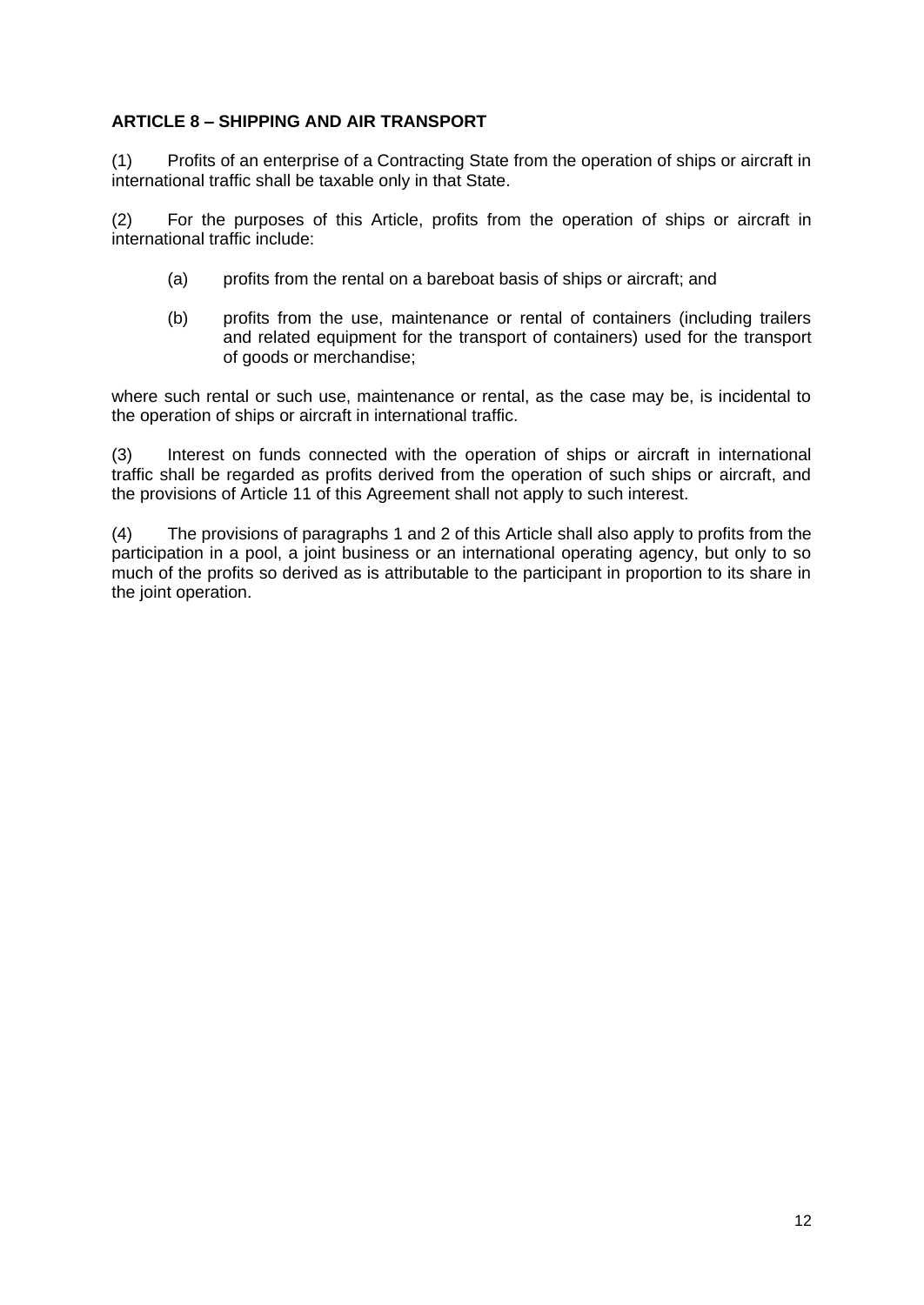**ARTICLE 8 – SHIPPING AND AIR TRANSPORT**

(1) Profits of an enterprise of a Contracting State from the operation of ships or aircraft in international traffic shall be taxable only in that State.

(2) For the purposes of this Article, profits from the operation of ships or aircraft in international traffic include:

- (a) profits from the rental on a bareboat basis of ships or aircraft; and
- (b) profits from the use, maintenance or rental of containers (including trailers and related equipment for the transport of containers) used for the transport of goods or merchandise;

where such rental or such use, maintenance or rental, as the case may be, is incidental to the operation of ships or aircraft in international traffic.

(3) Interest on funds connected with the operation of ships or aircraft in international traffic shall be regarded as profits derived from the operation of such ships or aircraft, and the provisions of Article 11 of this Agreement shall not apply to such interest.

(4) The provisions of paragraphs 1 and 2 of this Article shall also apply to profits from the participation in a pool, a joint business or an international operating agency, but only to so much of the profits so derived as is attributable to the participant in proportion to its share in the joint operation.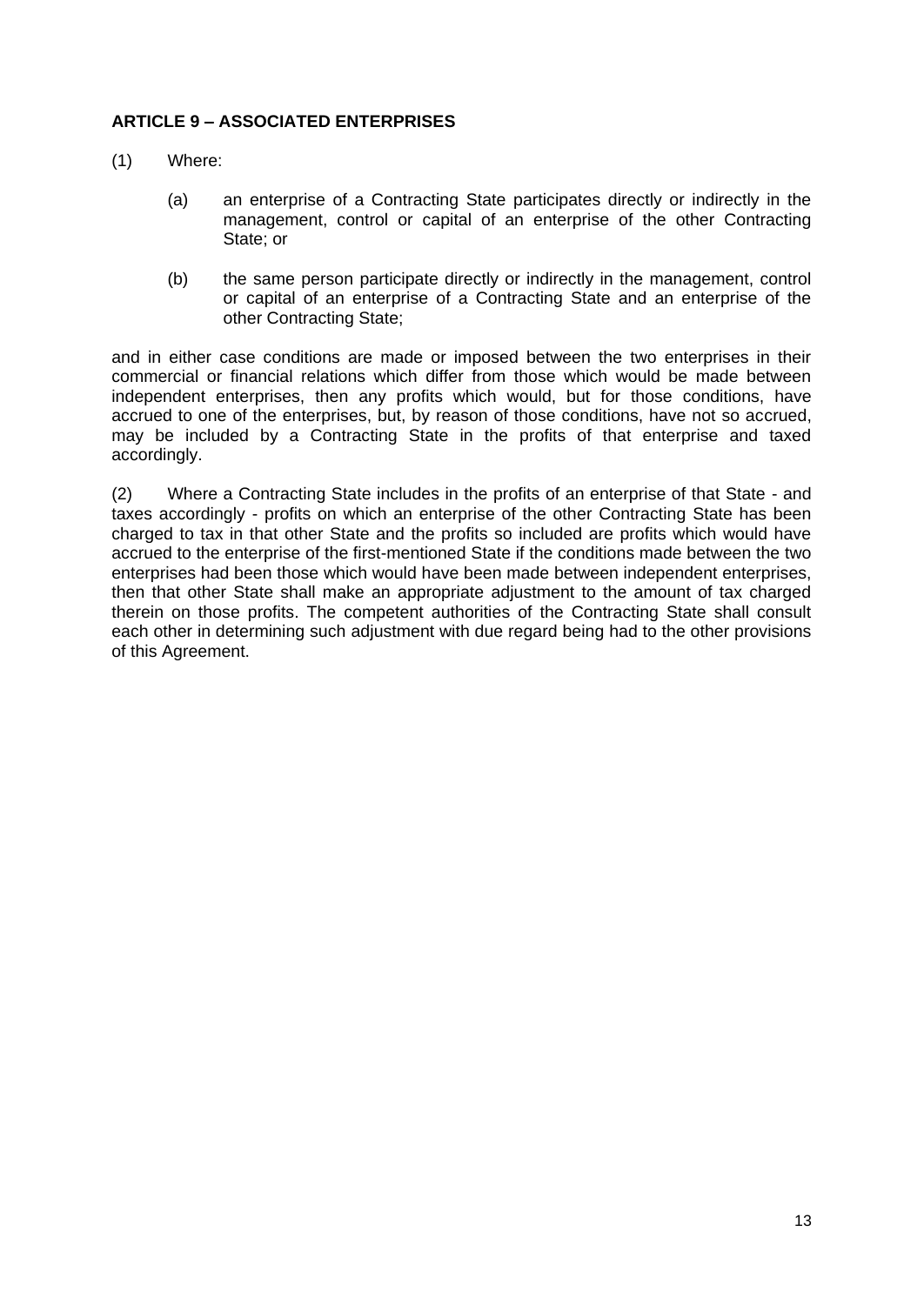**ARTICLE 9 – ASSOCIATED ENTERPRISES**

(1) Where:

(a) an enterprise of a Contracting State participates directly or indirectly in the management, control or capital of an enterprise of the other Contracting State; or

(b) the same person participate directly or indirectly in the management, control or capital of an enterprise of a Contracting State and an enterprise of the other Contracting State;

and in either case conditions are made or imposed between the two enterprises in their commercial or financial relations which differ from those which would be made between independent enterprises, then any profits which would, but for those conditions, have accrued to one of the enterprises, but, by reason of those conditions, have not so accrued, may be included by a Contracting State in the profits of that enterprise and taxed accordingly.

(2) Where a Contracting State includes in the profits of an enterprise of that State - and taxes accordingly - profits on which an enterprise of the other Contracting State has been charged to tax in that other State and the profits so included are profits which would have accrued to the enterprise of the first-mentioned State if the conditions made between the two enterprises had been those which would have been made between independent enterprises, then that other State shall make an appropriate adjustment to the amount of tax charged therein on those profits. The competent authorities of the Contracting State shall consult each other in determining such adjustment with due regard being had to the other provisions of this Agreement.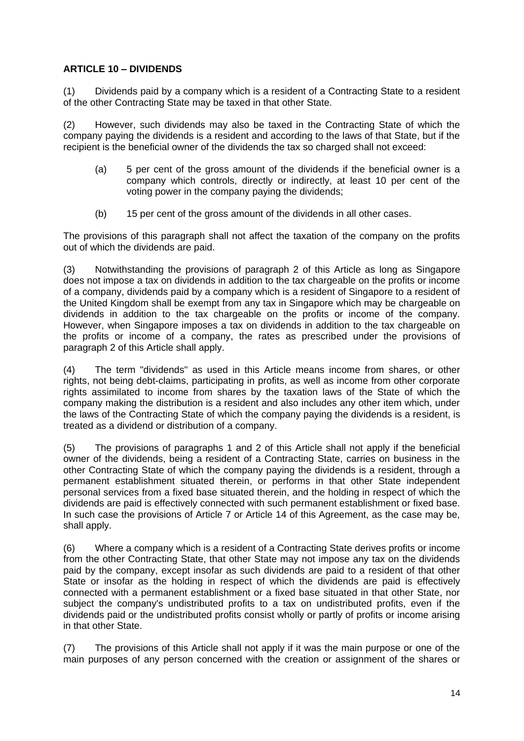**ARTICLE 10 – DIVIDENDS**

(1) Dividends paid by a company which is a resident of a Contracting State to a resident of the other Contracting State may be taxed in that other State.

(2) However, such dividends may also be taxed in the Contracting State of which the company paying the dividends is a resident and according to the laws of that State, but if the recipient is the beneficial owner of the dividends the tax so charged shall not exceed:

- (a) 5 per cent of the gross amount of the dividends if the beneficial owner is a company which controls, directly or indirectly, at least 10 per cent of the voting power in the company paying the dividends;

- (b) 15 per cent of the gross amount of the dividends in all other cases.

The provisions of this paragraph shall not affect the taxation of the company on the profits out of which the dividends are paid.

(3) Notwithstanding the provisions of paragraph 2 of this Article as long as Singapore does not impose a tax on dividends in addition to the tax chargeable on the profits or income of a company, dividends paid by a company which is a resident of Singapore to a resident of the United Kingdom shall be exempt from any tax in Singapore which may be chargeable on dividends in addition to the tax chargeable on the profits or income of the company. However, when Singapore imposes a tax on dividends in addition to the tax chargeable on the profits or income of a company, the rates as prescribed under the provisions of paragraph 2 of this Article shall apply.

(4) The term "dividends" as used in this Article means income from shares, or other rights, not being debt-claims, participating in profits, as well as income from other corporate rights assimilated to income from shares by the taxation laws of the State of which the company making the distribution is a resident and also includes any other item which, under the laws of the Contracting State of which the company paying the dividends is a resident, is treated as a dividend or distribution of a company.

(5) The provisions of paragraphs 1 and 2 of this Article shall not apply if the beneficial owner of the dividends, being a resident of a Contracting State, carries on business in the other Contracting State of which the company paying the dividends is a resident, through a permanent establishment situated therein, or performs in that other State independent personal services from a fixed base situated therein, and the holding in respect of which the dividends are paid is effectively connected with such permanent establishment or fixed base. In such case the provisions of Article 7 or Article 14 of this Agreement, as the case may be, shall apply.

(6) Where a company which is a resident of a Contracting State derives profits or income from the other Contracting State, that other State may not impose any tax on the dividends paid by the company, except insofar as such dividends are paid to a resident of that other State or insofar as the holding in respect of which the dividends are paid is effectively connected with a permanent establishment or a fixed base situated in that other State, nor subject the company's undistributed profits to a tax on undistributed profits, even if the dividends paid or the undistributed profits consist wholly or partly of profits or income arising in that other State.

(7) The provisions of this Article shall not apply if it was the main purpose or one of the main purposes of any person concerned with the creation or assignment of the shares or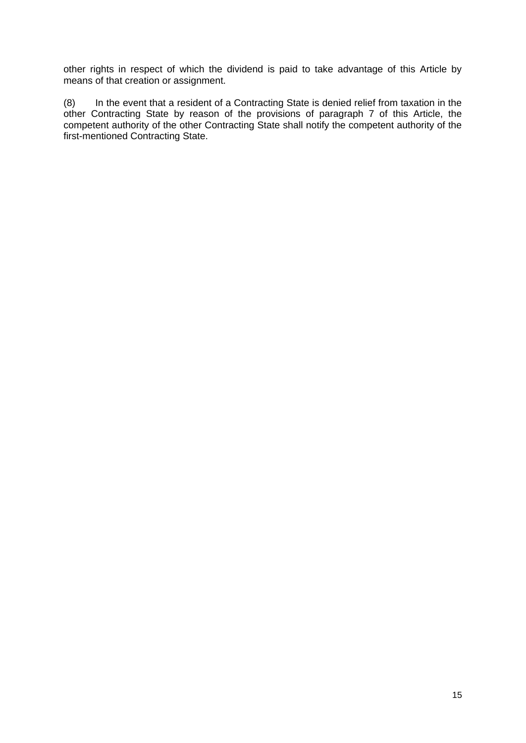other rights in respect of which the dividend is paid to take advantage of this Article by means of that creation or assignment.

(8) In the event that a resident of a Contracting State is denied relief from taxation in the other Contracting State by reason of the provisions of paragraph 7 of this Article, the competent authority of the other Contracting State shall notify the competent authority of the first-mentioned Contracting State.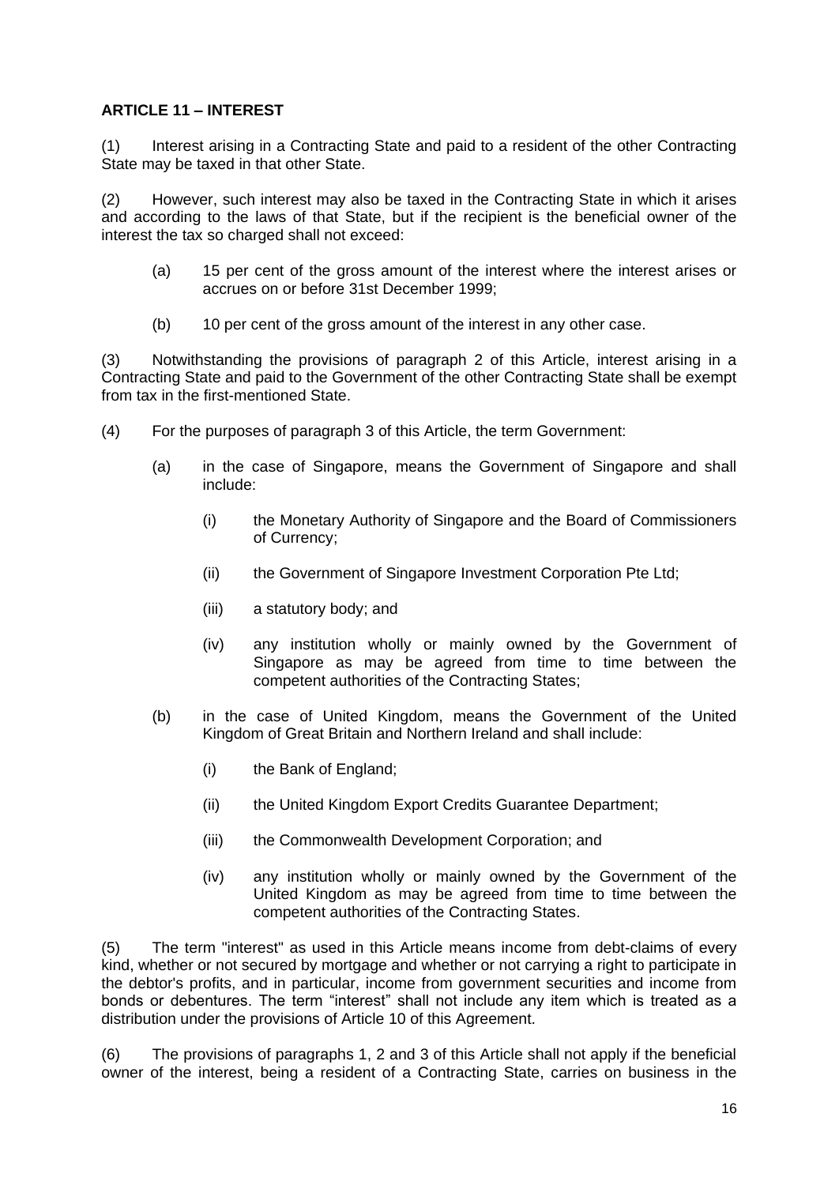**ARTICLE 11 – INTEREST**

(1) Interest arising in a Contracting State and paid to a resident of the other Contracting State may be taxed in that other State.

(2) However, such interest may also be taxed in the Contracting State in which it arises and according to the laws of that State, but if the recipient is the beneficial owner of the interest the tax so charged shall not exceed:

- (a) 15 per cent of the gross amount of the interest where the interest arises or accrues on or before 31st December 1999;
- (b) 10 per cent of the gross amount of the interest in any other case.

(3) Notwithstanding the provisions of paragraph 2 of this Article, interest arising in a Contracting State and paid to the Government of the other Contracting State shall be exempt from tax in the first-mentioned State.

(4) For the purposes of paragraph 3 of this Article, the term Government:

- (a) in the case of Singapore, means the Government of Singapore and shall include:
  - (i) the Monetary Authority of Singapore and the Board of Commissioners of Currency;
  - (ii) the Government of Singapore Investment Corporation Pte Ltd;
  - (iii) a statutory body; and
  - (iv) any institution wholly or mainly owned by the Government of Singapore as may be agreed from time to time between the competent authorities of the Contracting States;
- (b) in the case of United Kingdom, means the Government of the United Kingdom of Great Britain and Northern Ireland and shall include:
  - (i) the Bank of England;
  - (ii) the United Kingdom Export Credits Guarantee Department;
  - (iii) the Commonwealth Development Corporation; and
  - (iv) any institution wholly or mainly owned by the Government of the United Kingdom as may be agreed from time to time between the competent authorities of the Contracting States.

(5) The term "interest" as used in this Article means income from debt-claims of every kind, whether or not secured by mortgage and whether or not carrying a right to participate in the debtor's profits, and in particular, income from government securities and income from bonds or debentures. The term "interest" shall not include any item which is treated as a distribution under the provisions of Article 10 of this Agreement.

(6) The provisions of paragraphs 1, 2 and 3 of this Article shall not apply if the beneficial owner of the interest, being a resident of a Contracting State, carries on business in the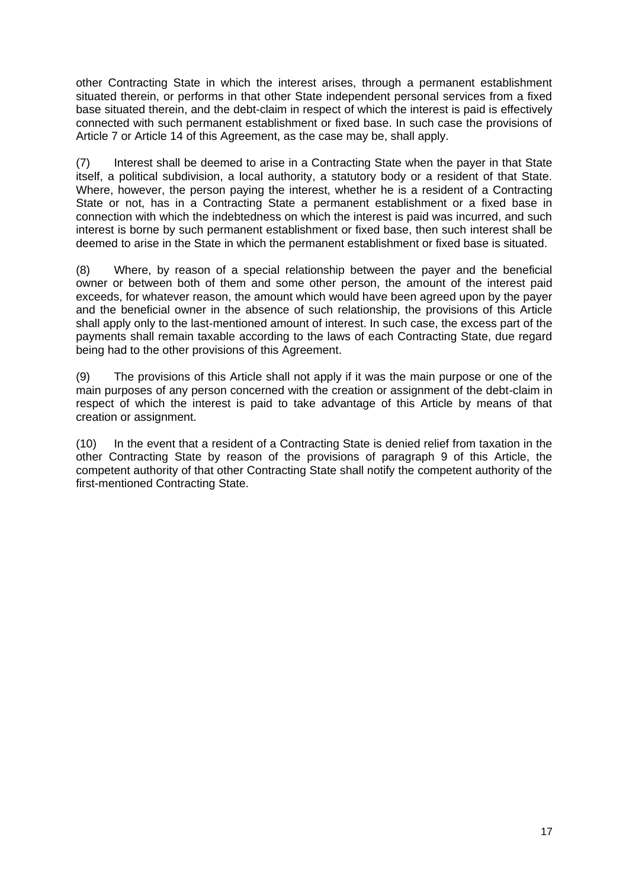other Contracting State in which the interest arises, through a permanent establishment situated therein, or performs in that other State independent personal services from a fixed base situated therein, and the debt-claim in respect of which the interest is paid is effectively connected with such permanent establishment or fixed base. In such case the provisions of Article 7 or Article 14 of this Agreement, as the case may be, shall apply.

(7) Interest shall be deemed to arise in a Contracting State when the payer in that State itself, a political subdivision, a local authority, a statutory body or a resident of that State. Where, however, the person paying the interest, whether he is a resident of a Contracting State or not, has in a Contracting State a permanent establishment or a fixed base in connection with which the indebtedness on which the interest is paid was incurred, and such interest is borne by such permanent establishment or fixed base, then such interest shall be deemed to arise in the State in which the permanent establishment or fixed base is situated.

(8) Where, by reason of a special relationship between the payer and the beneficial owner or between both of them and some other person, the amount of the interest paid exceeds, for whatever reason, the amount which would have been agreed upon by the payer and the beneficial owner in the absence of such relationship, the provisions of this Article shall apply only to the last-mentioned amount of interest. In such case, the excess part of the payments shall remain taxable according to the laws of each Contracting State, due regard being had to the other provisions of this Agreement.

(9) The provisions of this Article shall not apply if it was the main purpose or one of the main purposes of any person concerned with the creation or assignment of the debt-claim in respect of which the interest is paid to take advantage of this Article by means of that creation or assignment.

(10) In the event that a resident of a Contracting State is denied relief from taxation in the other Contracting State by reason of the provisions of paragraph 9 of this Article, the competent authority of that other Contracting State shall notify the competent authority of the first-mentioned Contracting State.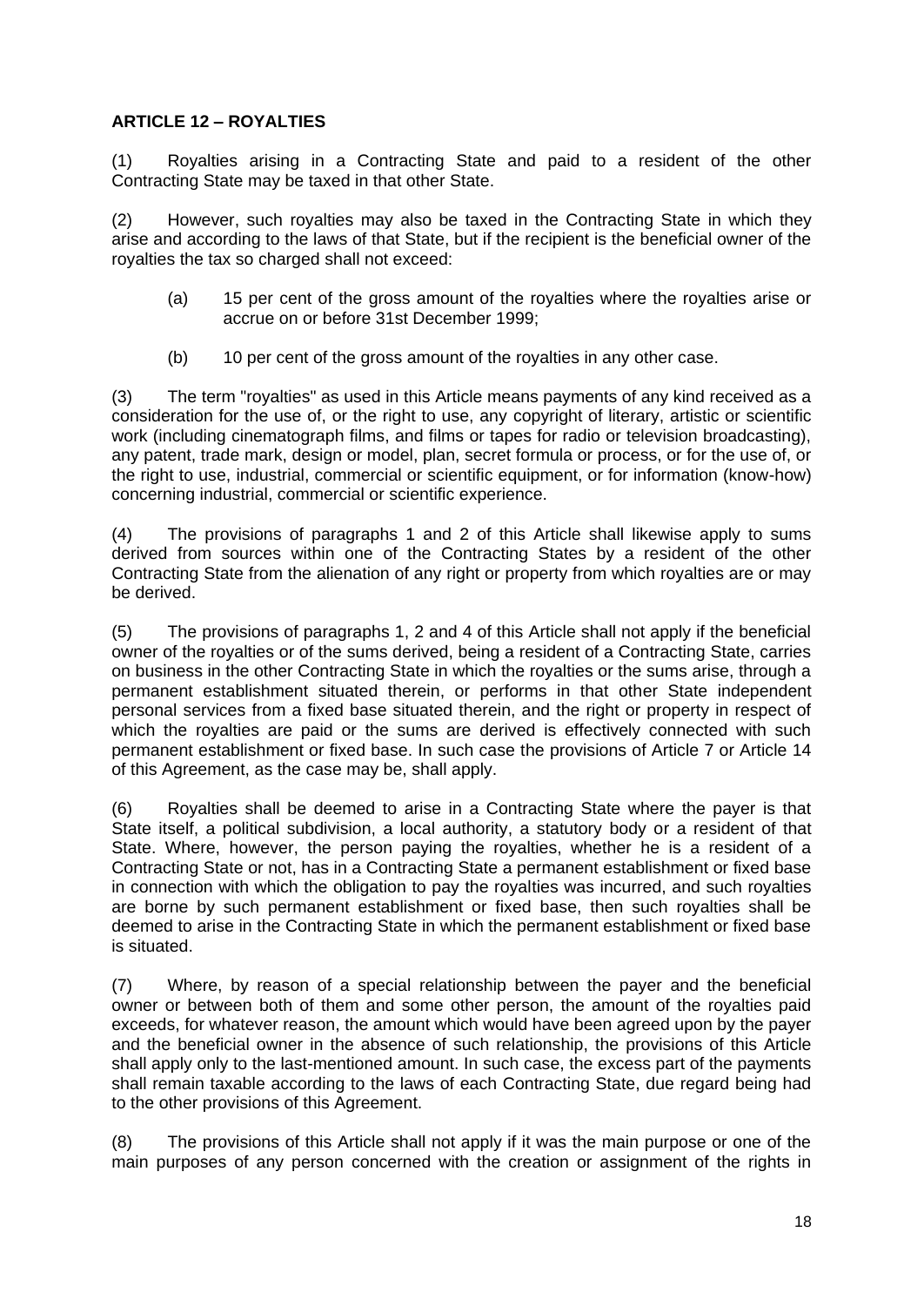**ARTICLE 12 – ROYALTIES**

(1) Royalties arising in a Contracting State and paid to a resident of the other Contracting State may be taxed in that other State.

(2) However, such royalties may also be taxed in the Contracting State in which they arise and according to the laws of that State, but if the recipient is the beneficial owner of the royalties the tax so charged shall not exceed:

(a) 15 per cent of the gross amount of the royalties where the royalties arise or accrue on or before 31st December 1999;

(b) 10 per cent of the gross amount of the royalties in any other case.

(3) The term "royalties" as used in this Article means payments of any kind received as a consideration for the use of, or the right to use, any copyright of literary, artistic or scientific work (including cinematograph films, and films or tapes for radio or television broadcasting), any patent, trade mark, design or model, plan, secret formula or process, or for the use of, or the right to use, industrial, commercial or scientific equipment, or for information (know-how) concerning industrial, commercial or scientific experience.

(4) The provisions of paragraphs 1 and 2 of this Article shall likewise apply to sums derived from sources within one of the Contracting States by a resident of the other Contracting State from the alienation of any right or property from which royalties are or may be derived.

(5) The provisions of paragraphs 1, 2 and 4 of this Article shall not apply if the beneficial owner of the royalties or of the sums derived, being a resident of a Contracting State, carries on business in the other Contracting State in which the royalties or the sums arise, through a permanent establishment situated therein, or performs in that other State independent personal services from a fixed base situated therein, and the right or property in respect of which the royalties are paid or the sums are derived is effectively connected with such permanent establishment or fixed base. In such case the provisions of Article 7 or Article 14 of this Agreement, as the case may be, shall apply.

(6) Royalties shall be deemed to arise in a Contracting State where the payer is that State itself, a political subdivision, a local authority, a statutory body or a resident of that State. Where, however, the person paying the royalties, whether he is a resident of a Contracting State or not, has in a Contracting State a permanent establishment or fixed base in connection with which the obligation to pay the royalties was incurred, and such royalties are borne by such permanent establishment or fixed base, then such royalties shall be deemed to arise in the Contracting State in which the permanent establishment or fixed base is situated.

(7) Where, by reason of a special relationship between the payer and the beneficial owner or between both of them and some other person, the amount of the royalties paid exceeds, for whatever reason, the amount which would have been agreed upon by the payer and the beneficial owner in the absence of such relationship, the provisions of this Article shall apply only to the last-mentioned amount. In such case, the excess part of the payments shall remain taxable according to the laws of each Contracting State, due regard being had to the other provisions of this Agreement.

(8) The provisions of this Article shall not apply if it was the main purpose or one of the main purposes of any person concerned with the creation or assignment of the rights in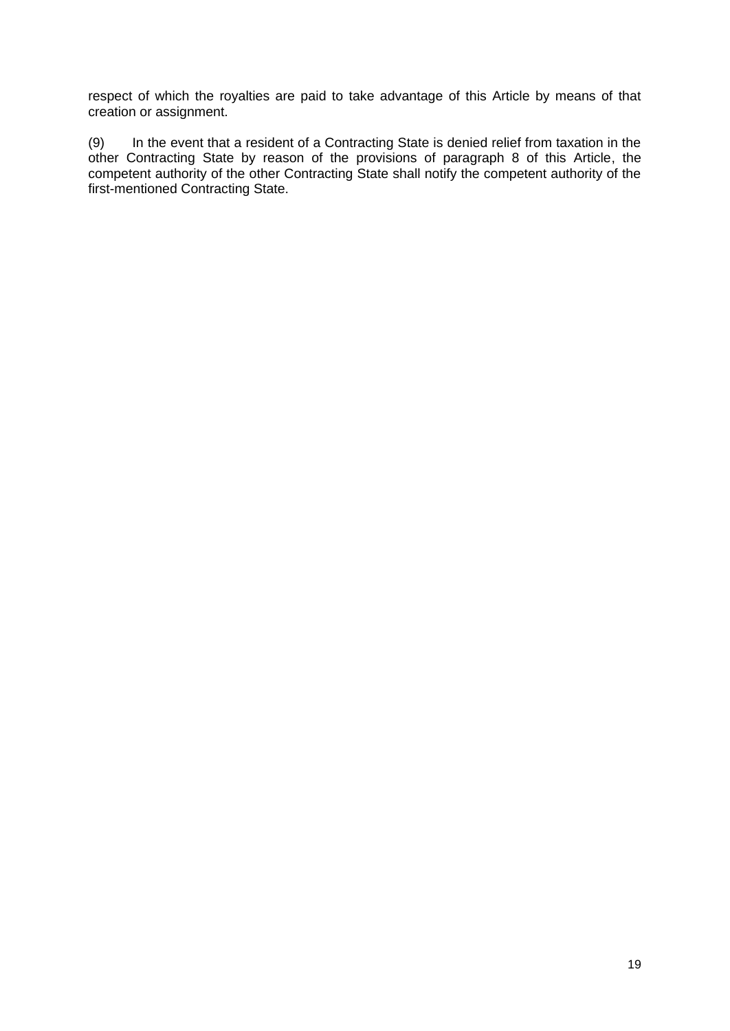respect of which the royalties are paid to take advantage of this Article by means of that creation or assignment.

(9) In the event that a resident of a Contracting State is denied relief from taxation in the other Contracting State by reason of the provisions of paragraph 8 of this Article, the competent authority of the other Contracting State shall notify the competent authority of the first-mentioned Contracting State.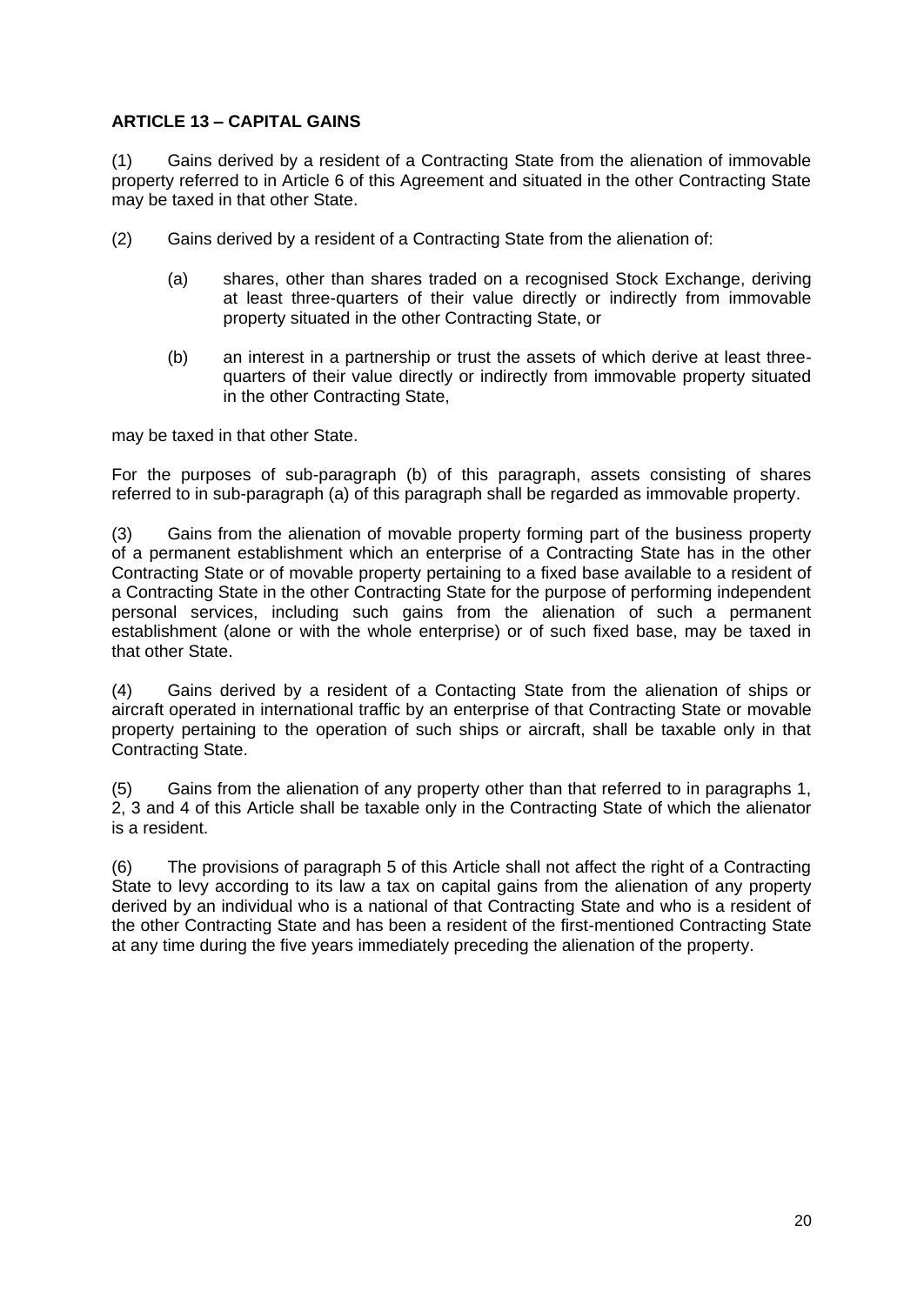**ARTICLE 13 – CAPITAL GAINS**

(1) Gains derived by a resident of a Contracting State from the alienation of immovable property referred to in Article 6 of this Agreement and situated in the other Contracting State may be taxed in that other State.

(2) Gains derived by a resident of a Contracting State from the alienation of:

(a) shares, other than shares traded on a recognised Stock Exchange, deriving at least three-quarters of their value directly or indirectly from immovable property situated in the other Contracting State, or

(b) an interest in a partnership or trust the assets of which derive at least three-quarters of their value directly or indirectly from immovable property situated in the other Contracting State,

may be taxed in that other State.

For the purposes of sub-paragraph (b) of this paragraph, assets consisting of shares referred to in sub-paragraph (a) of this paragraph shall be regarded as immovable property.

(3) Gains from the alienation of movable property forming part of the business property of a permanent establishment which an enterprise of a Contracting State has in the other Contracting State or of movable property pertaining to a fixed base available to a resident of a Contracting State in the other Contracting State for the purpose of performing independent personal services, including such gains from the alienation of such a permanent establishment (alone or with the whole enterprise) or of such fixed base, may be taxed in that other State.

(4) Gains derived by a resident of a Contacting State from the alienation of ships or aircraft operated in international traffic by an enterprise of that Contracting State or movable property pertaining to the operation of such ships or aircraft, shall be taxable only in that Contracting State.

(5) Gains from the alienation of any property other than that referred to in paragraphs 1, 2, 3 and 4 of this Article shall be taxable only in the Contracting State of which the alienator is a resident.

(6) The provisions of paragraph 5 of this Article shall not affect the right of a Contracting State to levy according to its law a tax on capital gains from the alienation of any property derived by an individual who is a national of that Contracting State and who is a resident of the other Contracting State and has been a resident of the first-mentioned Contracting State at any time during the five years immediately preceding the alienation of the property.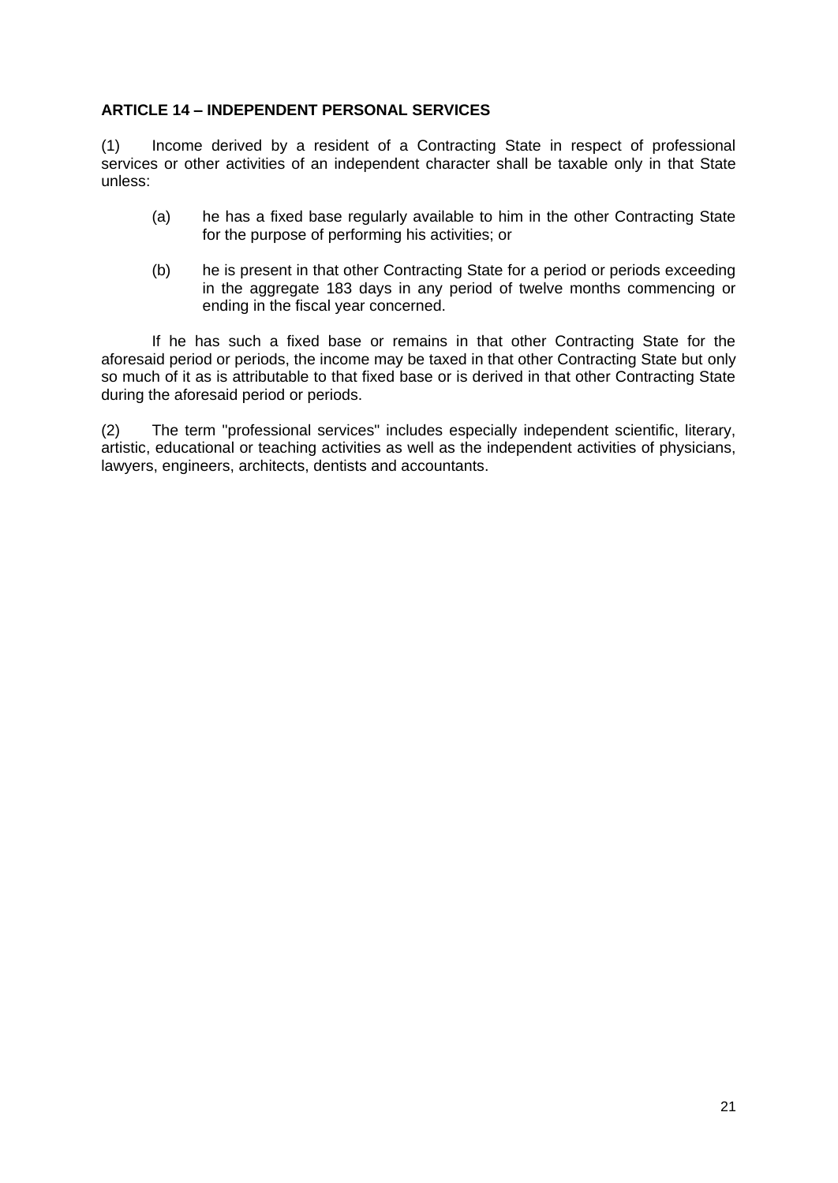**ARTICLE 14 – INDEPENDENT PERSONAL SERVICES**

(1) Income derived by a resident of a Contracting State in respect of professional services or other activities of an independent character shall be taxable only in that State unless:

(a) he has a fixed base regularly available to him in the other Contracting State for the purpose of performing his activities; or

(b) he is present in that other Contracting State for a period or periods exceeding in the aggregate 183 days in any period of twelve months commencing or ending in the fiscal year concerned.

If he has such a fixed base or remains in that other Contracting State for the aforesaid period or periods, the income may be taxed in that other Contracting State but only so much of it as is attributable to that fixed base or is derived in that other Contracting State during the aforesaid period or periods.

(2) The term "professional services" includes especially independent scientific, literary, artistic, educational or teaching activities as well as the independent activities of physicians, lawyers, engineers, architects, dentists and accountants.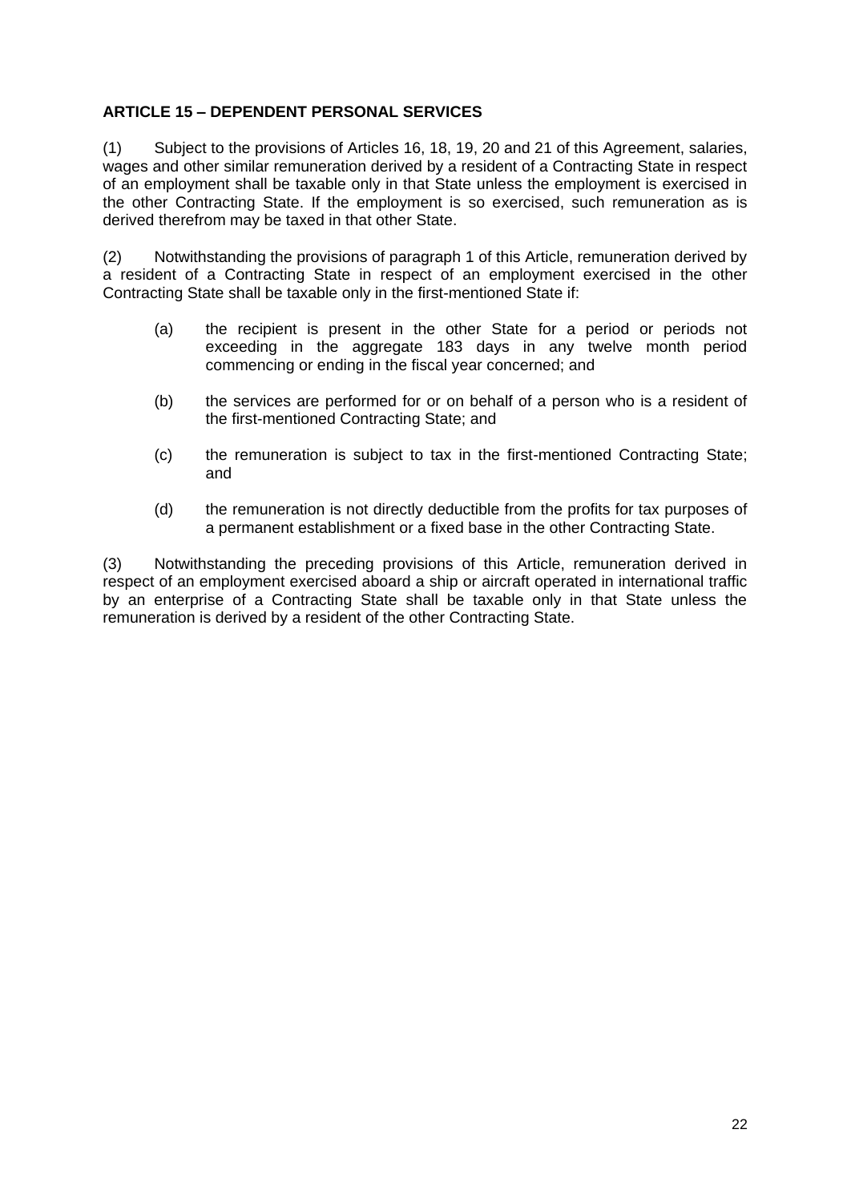**ARTICLE 15 – DEPENDENT PERSONAL SERVICES**

(1) Subject to the provisions of Articles 16, 18, 19, 20 and 21 of this Agreement, salaries, wages and other similar remuneration derived by a resident of a Contracting State in respect of an employment shall be taxable only in that State unless the employment is exercised in the other Contracting State. If the employment is so exercised, such remuneration as is derived therefrom may be taxed in that other State.

(2) Notwithstanding the provisions of paragraph 1 of this Article, remuneration derived by a resident of a Contracting State in respect of an employment exercised in the other Contracting State shall be taxable only in the first-mentioned State if:

(a) the recipient is present in the other State for a period or periods not exceeding in the aggregate 183 days in any twelve month period commencing or ending in the fiscal year concerned; and

(b) the services are performed for or on behalf of a person who is a resident of the first-mentioned Contracting State; and

(c) the remuneration is subject to tax in the first-mentioned Contracting State; and

(d) the remuneration is not directly deductible from the profits for tax purposes of a permanent establishment or a fixed base in the other Contracting State.

(3) Notwithstanding the preceding provisions of this Article, remuneration derived in respect of an employment exercised aboard a ship or aircraft operated in international traffic by an enterprise of a Contracting State shall be taxable only in that State unless the remuneration is derived by a resident of the other Contracting State.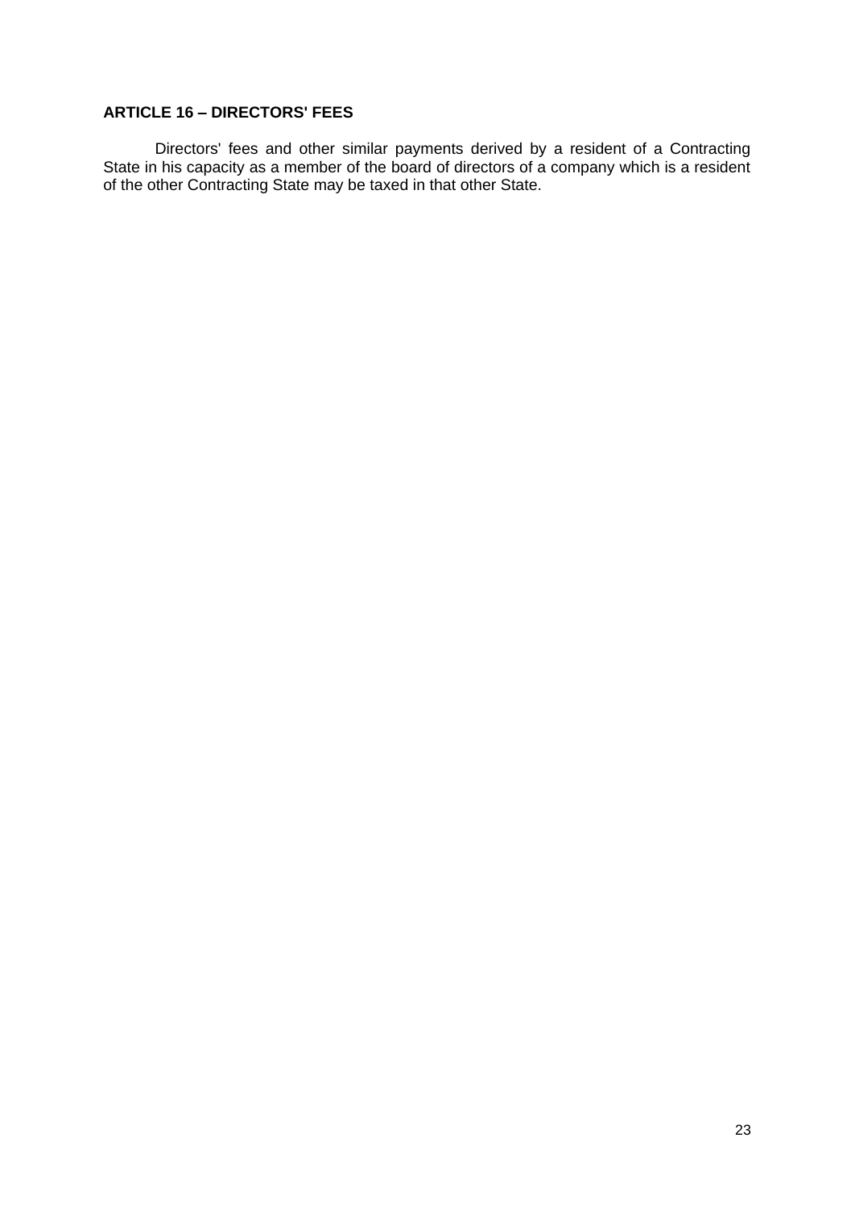**ARTICLE 16 – DIRECTORS' FEES**

Directors' fees and other similar payments derived by a resident of a Contracting State in his capacity as a member of the board of directors of a company which is a resident of the other Contracting State may be taxed in that other State.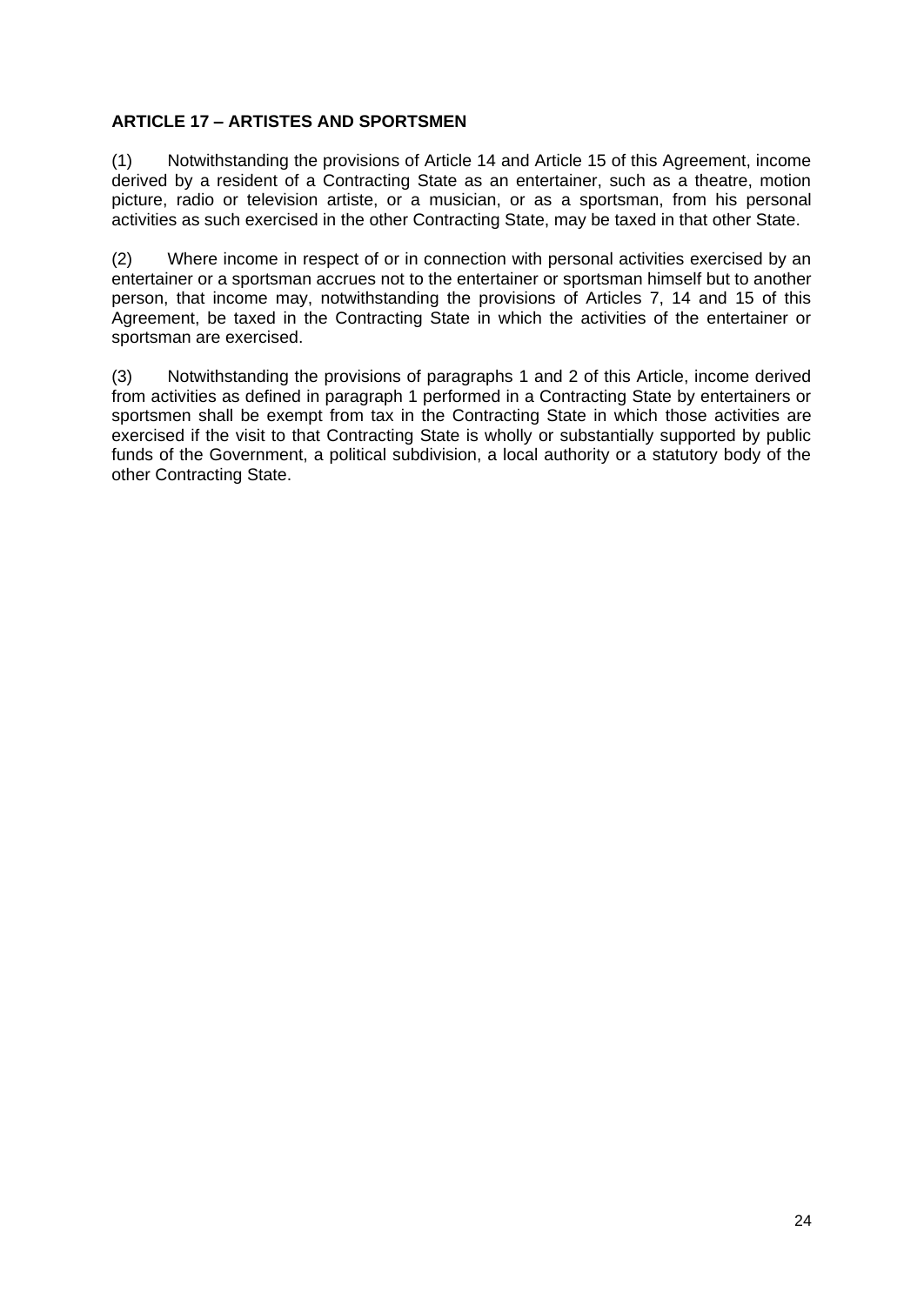**ARTICLE 17 – ARTISTES AND SPORTSMEN**

(1) Notwithstanding the provisions of Article 14 and Article 15 of this Agreement, income derived by a resident of a Contracting State as an entertainer, such as a theatre, motion picture, radio or television artiste, or a musician, or as a sportsman, from his personal activities as such exercised in the other Contracting State, may be taxed in that other State.

(2) Where income in respect of or in connection with personal activities exercised by an entertainer or a sportsman accrues not to the entertainer or sportsman himself but to another person, that income may, notwithstanding the provisions of Articles 7, 14 and 15 of this Agreement, be taxed in the Contracting State in which the activities of the entertainer or sportsman are exercised.

(3) Notwithstanding the provisions of paragraphs 1 and 2 of this Article, income derived from activities as defined in paragraph 1 performed in a Contracting State by entertainers or sportsmen shall be exempt from tax in the Contracting State in which those activities are exercised if the visit to that Contracting State is wholly or substantially supported by public funds of the Government, a political subdivision, a local authority or a statutory body of the other Contracting State.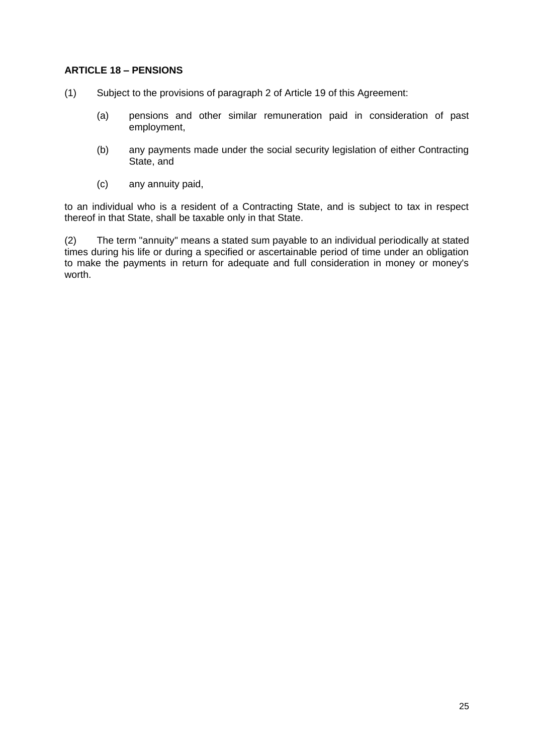**ARTICLE 18 – PENSIONS**

(1) Subject to the provisions of paragraph 2 of Article 19 of this Agreement:

- (a) pensions and other similar remuneration paid in consideration of past employment,
- (b) any payments made under the social security legislation of either Contracting State, and
- (c) any annuity paid,

to an individual who is a resident of a Contracting State, and is subject to tax in respect thereof in that State, shall be taxable only in that State.

(2) The term "annuity" means a stated sum payable to an individual periodically at stated times during his life or during a specified or ascertainable period of time under an obligation to make the payments in return for adequate and full consideration in money or money's worth.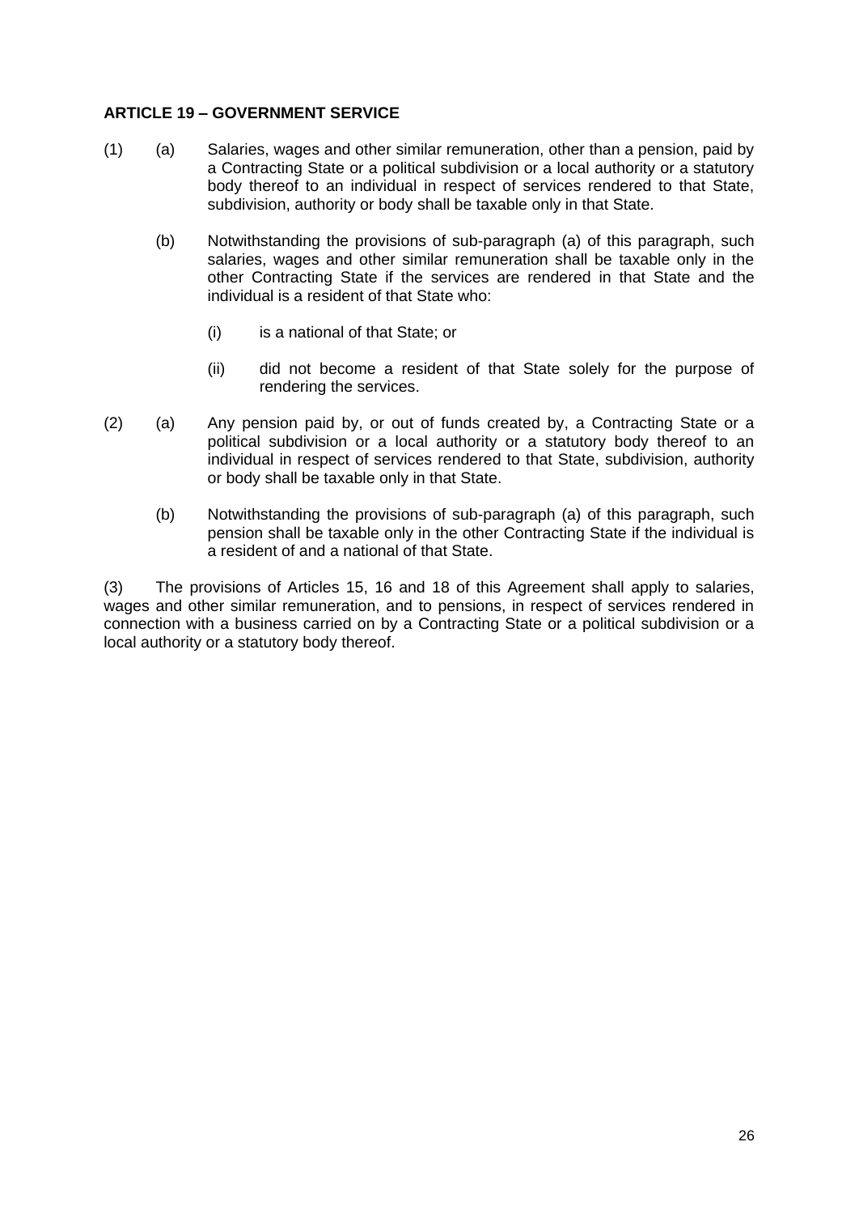**ARTICLE 19 – GOVERNMENT SERVICE**

(1) (a) Salaries, wages and other similar remuneration, other than a pension, paid by a Contracting State or a political subdivision or a local authority or a statutory body thereof to an individual in respect of services rendered to that State, subdivision, authority or body shall be taxable only in that State.

(b) Notwithstanding the provisions of sub-paragraph (a) of this paragraph, such salaries, wages and other similar remuneration shall be taxable only in the other Contracting State if the services are rendered in that State and the individual is a resident of that State who:

(i) is a national of that State; or

(ii) did not become a resident of that State solely for the purpose of rendering the services.

(2) (a) Any pension paid by, or out of funds created by, a Contracting State or a political subdivision or a local authority or a statutory body thereof to an individual in respect of services rendered to that State, subdivision, authority or body shall be taxable only in that State.

(b) Notwithstanding the provisions of sub-paragraph (a) of this paragraph, such pension shall be taxable only in the other Contracting State if the individual is a resident of and a national of that State.

(3) The provisions of Articles 15, 16 and 18 of this Agreement shall apply to salaries, wages and other similar remuneration, and to pensions, in respect of services rendered in connection with a business carried on by a Contracting State or a political subdivision or a local authority or a statutory body thereof.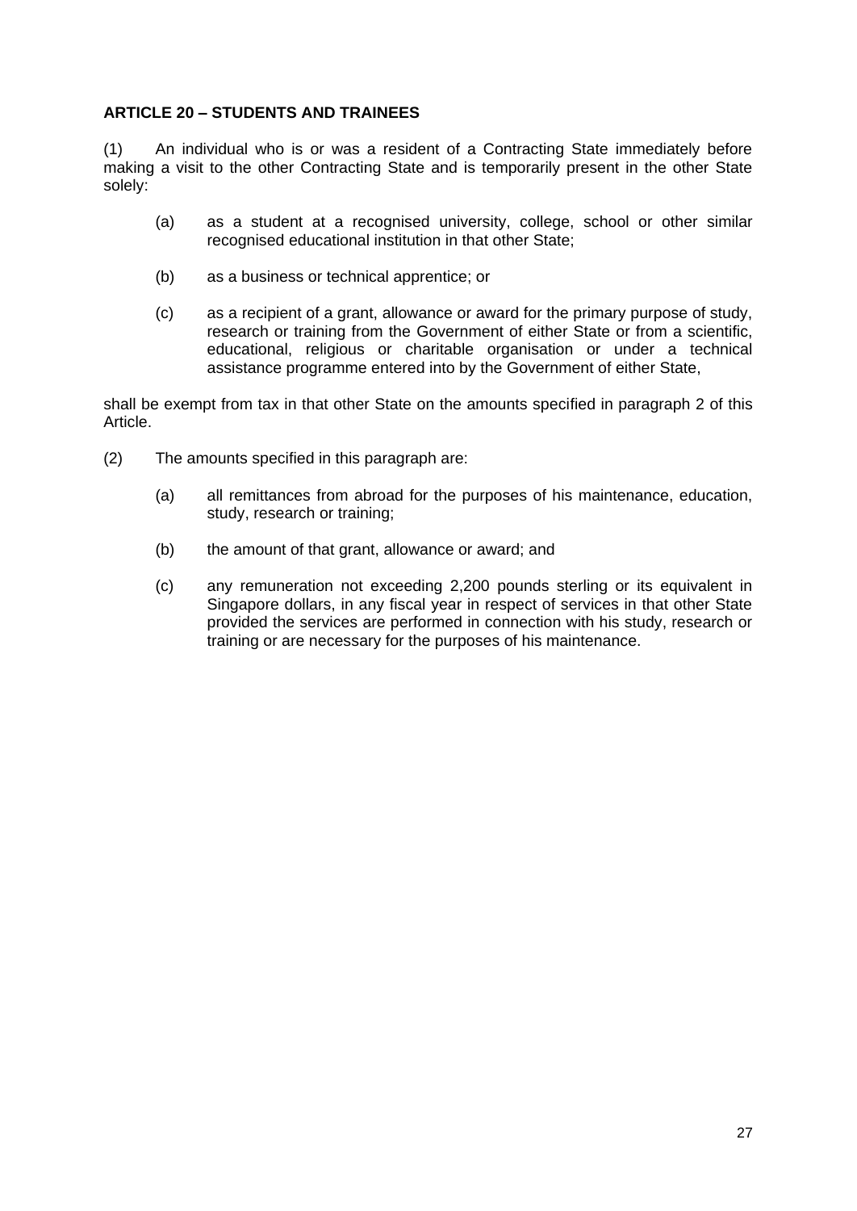**ARTICLE 20 – STUDENTS AND TRAINEES**

(1) An individual who is or was a resident of a Contracting State immediately before making a visit to the other Contracting State and is temporarily present in the other State solely:

(a) as a student at a recognised university, college, school or other similar recognised educational institution in that other State;

(b) as a business or technical apprentice; or

(c) as a recipient of a grant, allowance or award for the primary purpose of study, research or training from the Government of either State or from a scientific, educational, religious or charitable organisation or under a technical assistance programme entered into by the Government of either State,

shall be exempt from tax in that other State on the amounts specified in paragraph 2 of this Article.

(2) The amounts specified in this paragraph are:

(a) all remittances from abroad for the purposes of his maintenance, education, study, research or training;

(b) the amount of that grant, allowance or award; and

(c) any remuneration not exceeding 2,200 pounds sterling or its equivalent in Singapore dollars, in any fiscal year in respect of services in that other State provided the services are performed in connection with his study, research or training or are necessary for the purposes of his maintenance.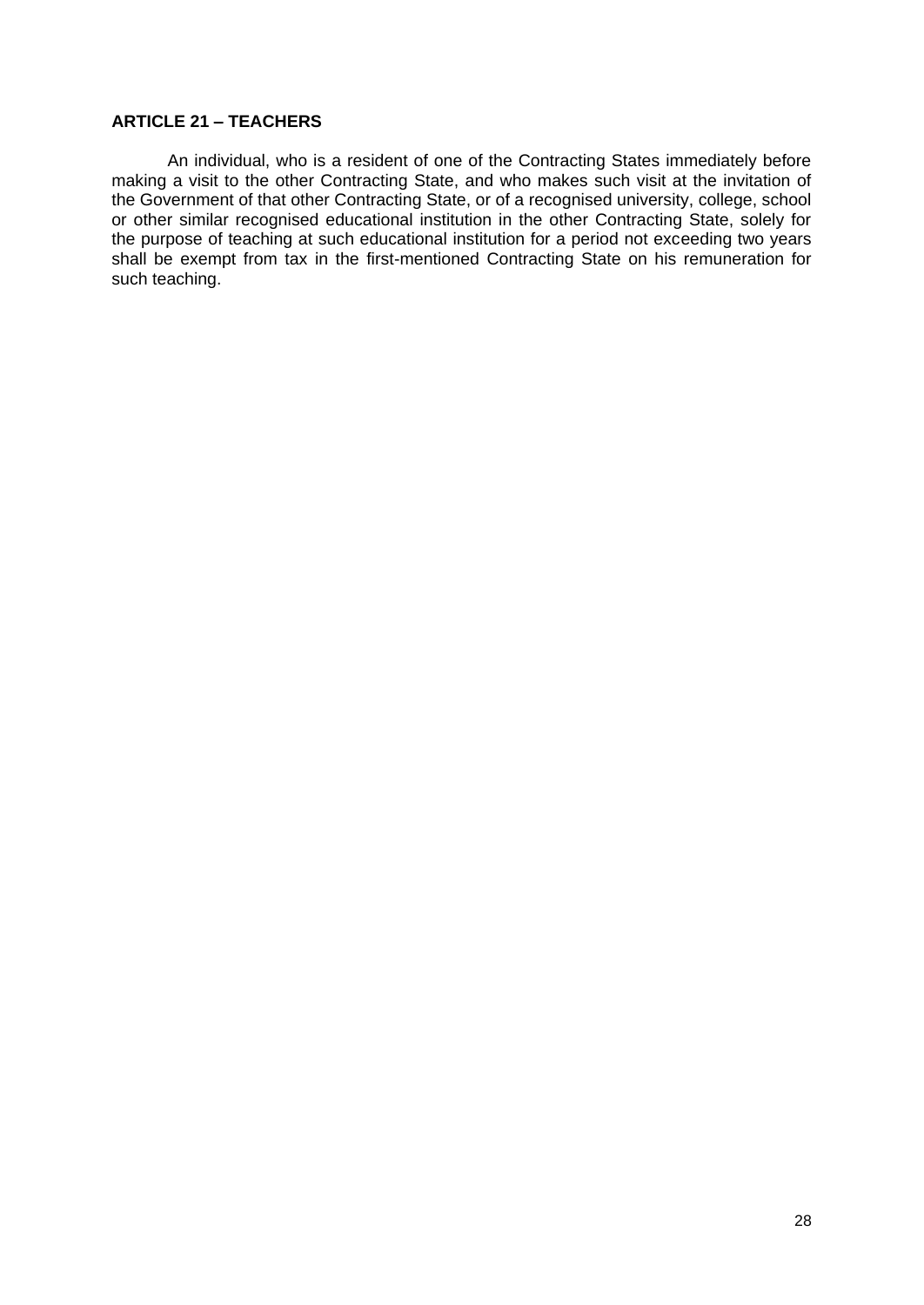**ARTICLE 21 – TEACHERS**

An individual, who is a resident of one of the Contracting States immediately before making a visit to the other Contracting State, and who makes such visit at the invitation of the Government of that other Contracting State, or of a recognised university, college, school or other similar recognised educational institution in the other Contracting State, solely for the purpose of teaching at such educational institution for a period not exceeding two years shall be exempt from tax in the first-mentioned Contracting State on his remuneration for such teaching.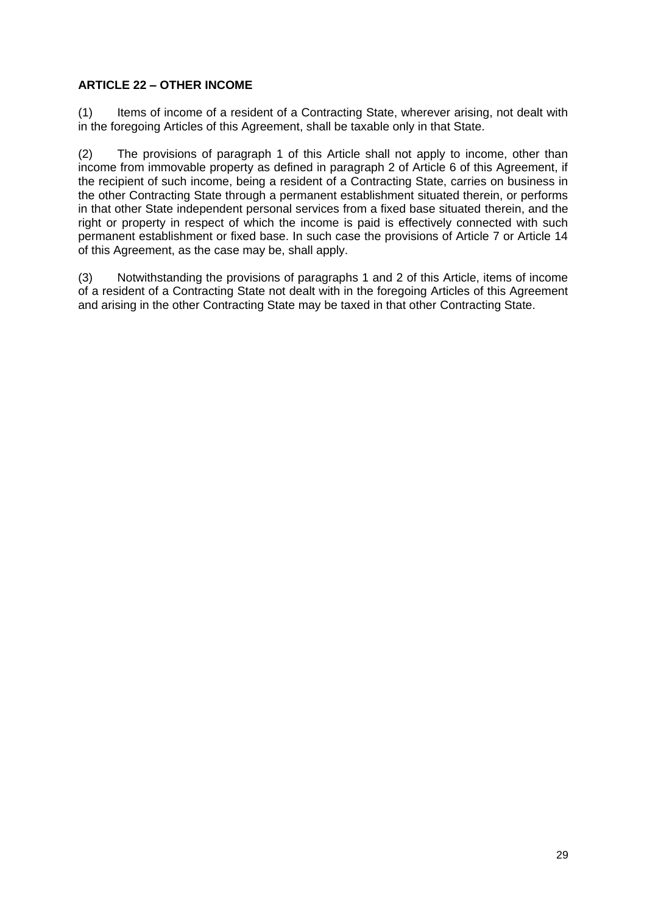**ARTICLE 22 – OTHER INCOME**

(1) Items of income of a resident of a Contracting State, wherever arising, not dealt with in the foregoing Articles of this Agreement, shall be taxable only in that State.

(2) The provisions of paragraph 1 of this Article shall not apply to income, other than income from immovable property as defined in paragraph 2 of Article 6 of this Agreement, if the recipient of such income, being a resident of a Contracting State, carries on business in the other Contracting State through a permanent establishment situated therein, or performs in that other State independent personal services from a fixed base situated therein, and the right or property in respect of which the income is paid is effectively connected with such permanent establishment or fixed base. In such case the provisions of Article 7 or Article 14 of this Agreement, as the case may be, shall apply.

(3) Notwithstanding the provisions of paragraphs 1 and 2 of this Article, items of income of a resident of a Contracting State not dealt with in the foregoing Articles of this Agreement and arising in the other Contracting State may be taxed in that other Contracting State.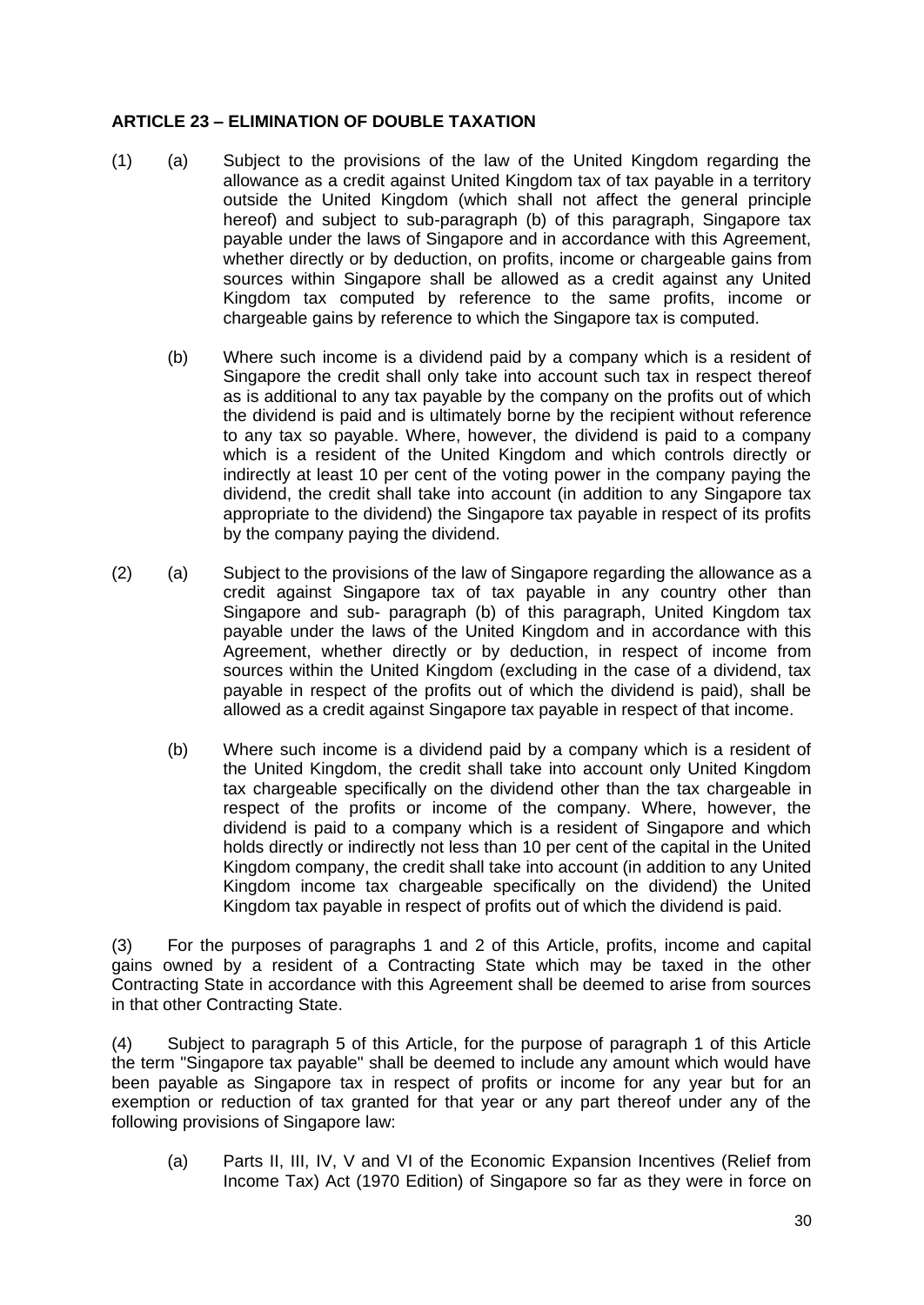**ARTICLE 23 – ELIMINATION OF DOUBLE TAXATION**

(1) (a) Subject to the provisions of the law of the United Kingdom regarding the allowance as a credit against United Kingdom tax of tax payable in a territory outside the United Kingdom (which shall not affect the general principle hereof) and subject to sub-paragraph (b) of this paragraph, Singapore tax payable under the laws of Singapore and in accordance with this Agreement, whether directly or by deduction, on profits, income or chargeable gains from sources within Singapore shall be allowed as a credit against any United Kingdom tax computed by reference to the same profits, income or chargeable gains by reference to which the Singapore tax is computed.

(b) Where such income is a dividend paid by a company which is a resident of Singapore the credit shall only take into account such tax in respect thereof as is additional to any tax payable by the company on the profits out of which the dividend is paid and is ultimately borne by the recipient without reference to any tax so payable. Where, however, the dividend is paid to a company which is a resident of the United Kingdom and which controls directly or indirectly at least 10 per cent of the voting power in the company paying the dividend, the credit shall take into account (in addition to any Singapore tax appropriate to the dividend) the Singapore tax payable in respect of its profits by the company paying the dividend.

(2) (a) Subject to the provisions of the law of Singapore regarding the allowance as a credit against Singapore tax of tax payable in any country other than Singapore and sub- paragraph (b) of this paragraph, United Kingdom tax payable under the laws of the United Kingdom and in accordance with this Agreement, whether directly or by deduction, in respect of income from sources within the United Kingdom (excluding in the case of a dividend, tax payable in respect of the profits out of which the dividend is paid), shall be allowed as a credit against Singapore tax payable in respect of that income.

(b) Where such income is a dividend paid by a company which is a resident of the United Kingdom, the credit shall take into account only United Kingdom tax chargeable specifically on the dividend other than the tax chargeable in respect of the profits or income of the company. Where, however, the dividend is paid to a company which is a resident of Singapore and which holds directly or indirectly not less than 10 per cent of the capital in the United Kingdom company, the credit shall take into account (in addition to any United Kingdom income tax chargeable specifically on the dividend) the United Kingdom tax payable in respect of profits out of which the dividend is paid.

(3) For the purposes of paragraphs 1 and 2 of this Article, profits, income and capital gains owned by a resident of a Contracting State which may be taxed in the other Contracting State in accordance with this Agreement shall be deemed to arise from sources in that other Contracting State.

(4) Subject to paragraph 5 of this Article, for the purpose of paragraph 1 of this Article the term "Singapore tax payable" shall be deemed to include any amount which would have been payable as Singapore tax in respect of profits or income for any year but for an exemption or reduction of tax granted for that year or any part thereof under any of the following provisions of Singapore law:

(a) Parts II, III, IV, V and VI of the Economic Expansion Incentives (Relief from Income Tax) Act (1970 Edition) of Singapore so far as they were in force on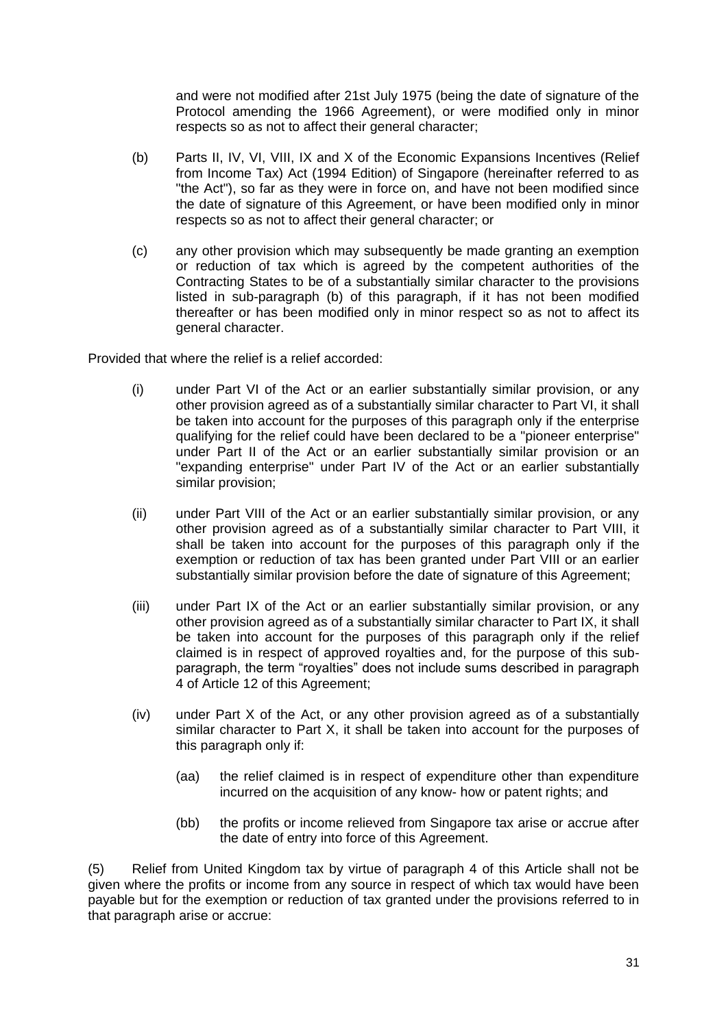and were not modified after 21st July 1975 (being the date of signature of the Protocol amending the 1966 Agreement), or were modified only in minor respects so as not to affect their general character;

(b) Parts II, IV, VI, VIII, IX and X of the Economic Expansions Incentives (Relief from Income Tax) Act (1994 Edition) of Singapore (hereinafter referred to as "the Act"), so far as they were in force on, and have not been modified since the date of signature of this Agreement, or have been modified only in minor respects so as not to affect their general character; or

(c) any other provision which may subsequently be made granting an exemption or reduction of tax which is agreed by the competent authorities of the Contracting States to be of a substantially similar character to the provisions listed in sub-paragraph (b) of this paragraph, if it has not been modified thereafter or has been modified only in minor respect so as not to affect its general character.

Provided that where the relief is a relief accorded:

(i) under Part VI of the Act or an earlier substantially similar provision, or any other provision agreed as of a substantially similar character to Part VI, it shall be taken into account for the purposes of this paragraph only if the enterprise qualifying for the relief could have been declared to be a "pioneer enterprise" under Part II of the Act or an earlier substantially similar provision or an "expanding enterprise" under Part IV of the Act or an earlier substantially similar provision;

(ii) under Part VIII of the Act or an earlier substantially similar provision, or any other provision agreed as of a substantially similar character to Part VIII, it shall be taken into account for the purposes of this paragraph only if the exemption or reduction of tax has been granted under Part VIII or an earlier substantially similar provision before the date of signature of this Agreement;

(iii) under Part IX of the Act or an earlier substantially similar provision, or any other provision agreed as of a substantially similar character to Part IX, it shall be taken into account for the purposes of this paragraph only if the relief claimed is in respect of approved royalties and, for the purpose of this sub-paragraph, the term "royalties" does not include sums described in paragraph 4 of Article 12 of this Agreement;

(iv) under Part X of the Act, or any other provision agreed as of a substantially similar character to Part X, it shall be taken into account for the purposes of this paragraph only if:

  (aa) the relief claimed is in respect of expenditure other than expenditure incurred on the acquisition of any know- how or patent rights; and

  (bb) the profits or income relieved from Singapore tax arise or accrue after the date of entry into force of this Agreement.

(5) Relief from United Kingdom tax by virtue of paragraph 4 of this Article shall not be given where the profits or income from any source in respect of which tax would have been payable but for the exemption or reduction of tax granted under the provisions referred to in that paragraph arise or accrue: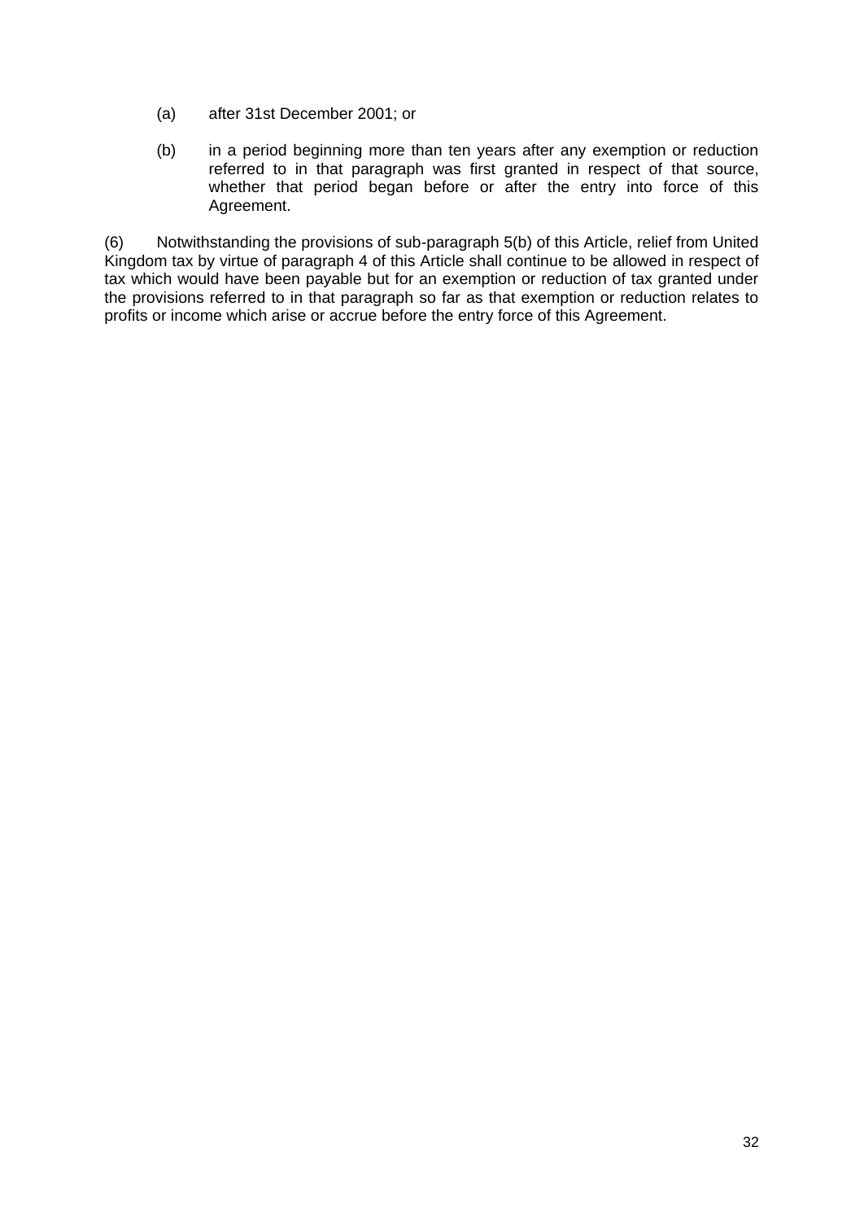(a) after 31st December 2001; or

(b) in a period beginning more than ten years after any exemption or reduction referred to in that paragraph was first granted in respect of that source, whether that period began before or after the entry into force of this Agreement.

(6) Notwithstanding the provisions of sub-paragraph 5(b) of this Article, relief from United Kingdom tax by virtue of paragraph 4 of this Article shall continue to be allowed in respect of tax which would have been payable but for an exemption or reduction of tax granted under the provisions referred to in that paragraph so far as that exemption or reduction relates to profits or income which arise or accrue before the entry force of this Agreement.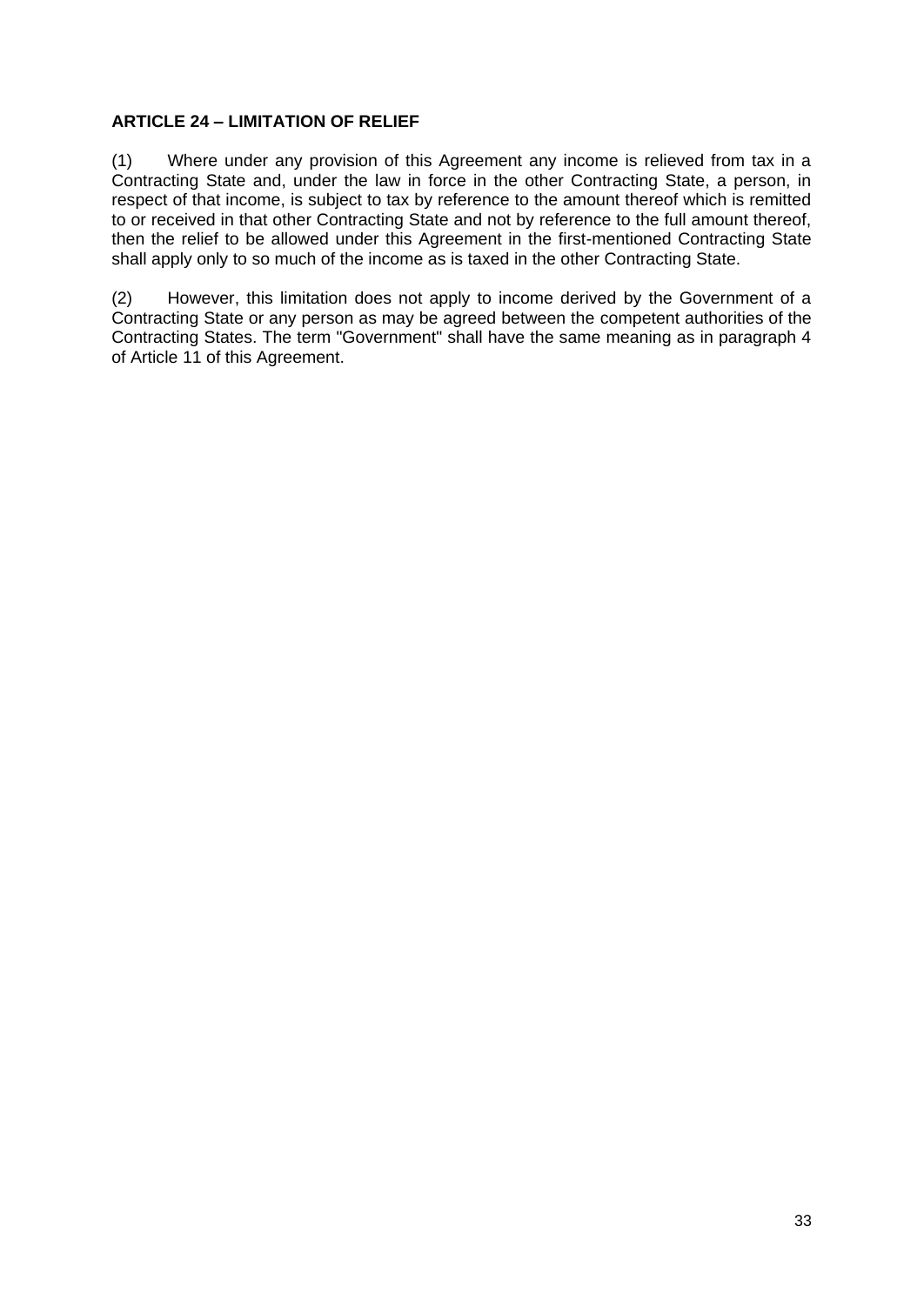**ARTICLE 24 – LIMITATION OF RELIEF**

(1) Where under any provision of this Agreement any income is relieved from tax in a Contracting State and, under the law in force in the other Contracting State, a person, in respect of that income, is subject to tax by reference to the amount thereof which is remitted to or received in that other Contracting State and not by reference to the full amount thereof, then the relief to be allowed under this Agreement in the first-mentioned Contracting State shall apply only to so much of the income as is taxed in the other Contracting State.

(2) However, this limitation does not apply to income derived by the Government of a Contracting State or any person as may be agreed between the competent authorities of the Contracting States. The term "Government" shall have the same meaning as in paragraph 4 of Article 11 of this Agreement.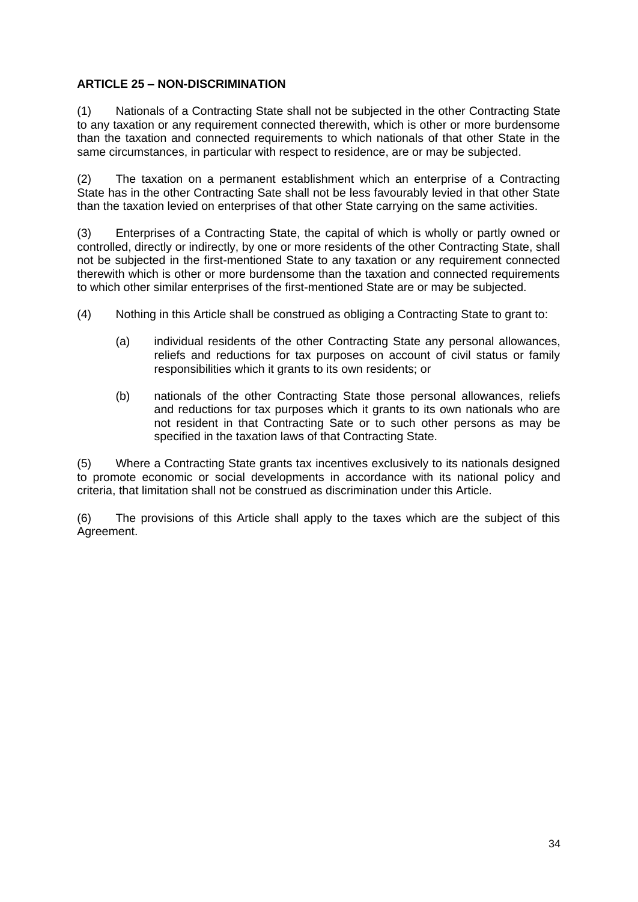**ARTICLE 25 – NON-DISCRIMINATION**

(1) Nationals of a Contracting State shall not be subjected in the other Contracting State to any taxation or any requirement connected therewith, which is other or more burdensome than the taxation and connected requirements to which nationals of that other State in the same circumstances, in particular with respect to residence, are or may be subjected.

(2) The taxation on a permanent establishment which an enterprise of a Contracting State has in the other Contracting Sate shall not be less favourably levied in that other State than the taxation levied on enterprises of that other State carrying on the same activities.

(3) Enterprises of a Contracting State, the capital of which is wholly or partly owned or controlled, directly or indirectly, by one or more residents of the other Contracting State, shall not be subjected in the first-mentioned State to any taxation or any requirement connected therewith which is other or more burdensome than the taxation and connected requirements to which other similar enterprises of the first-mentioned State are or may be subjected.

(4) Nothing in this Article shall be construed as obliging a Contracting State to grant to:

(a) individual residents of the other Contracting State any personal allowances, reliefs and reductions for tax purposes on account of civil status or family responsibilities which it grants to its own residents; or

(b) nationals of the other Contracting State those personal allowances, reliefs and reductions for tax purposes which it grants to its own nationals who are not resident in that Contracting Sate or to such other persons as may be specified in the taxation laws of that Contracting State.

(5) Where a Contracting State grants tax incentives exclusively to its nationals designed to promote economic or social developments in accordance with its national policy and criteria, that limitation shall not be construed as discrimination under this Article.

(6) The provisions of this Article shall apply to the taxes which are the subject of this Agreement.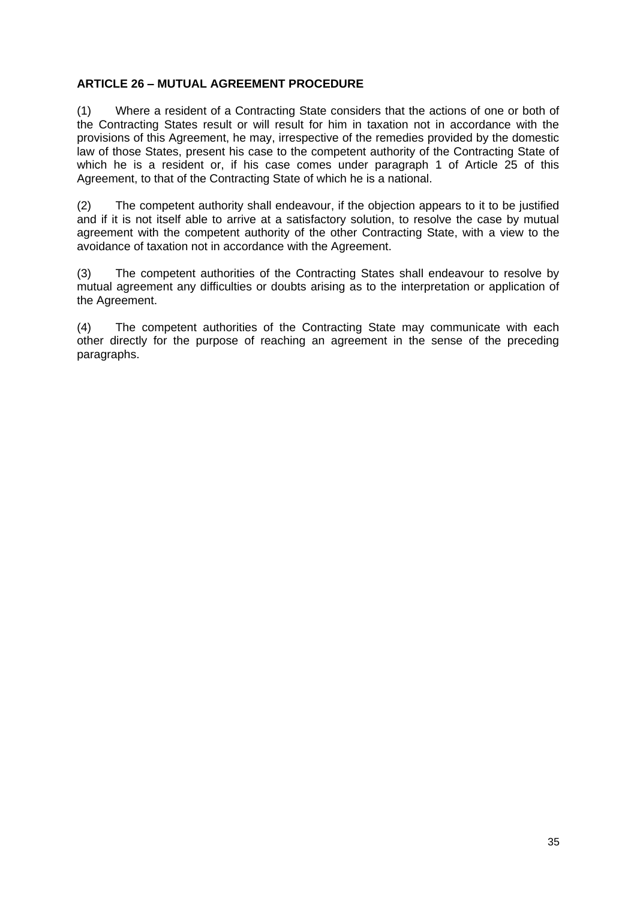## ARTICLE 26 – MUTUAL AGREEMENT PROCEDURE

(1) Where a resident of a Contracting State considers that the actions of one or both of the Contracting States result or will result for him in taxation not in accordance with the provisions of this Agreement, he may, irrespective of the remedies provided by the domestic law of those States, present his case to the competent authority of the Contracting State of which he is a resident or, if his case comes under paragraph 1 of Article 25 of this Agreement, to that of the Contracting State of which he is a national.

(2) The competent authority shall endeavour, if the objection appears to it to be justified and if it is not itself able to arrive at a satisfactory solution, to resolve the case by mutual agreement with the competent authority of the other Contracting State, with a view to the avoidance of taxation not in accordance with the Agreement.

(3) The competent authorities of the Contracting States shall endeavour to resolve by mutual agreement any difficulties or doubts arising as to the interpretation or application of the Agreement.

(4) The competent authorities of the Contracting State may communicate with each other directly for the purpose of reaching an agreement in the sense of the preceding paragraphs.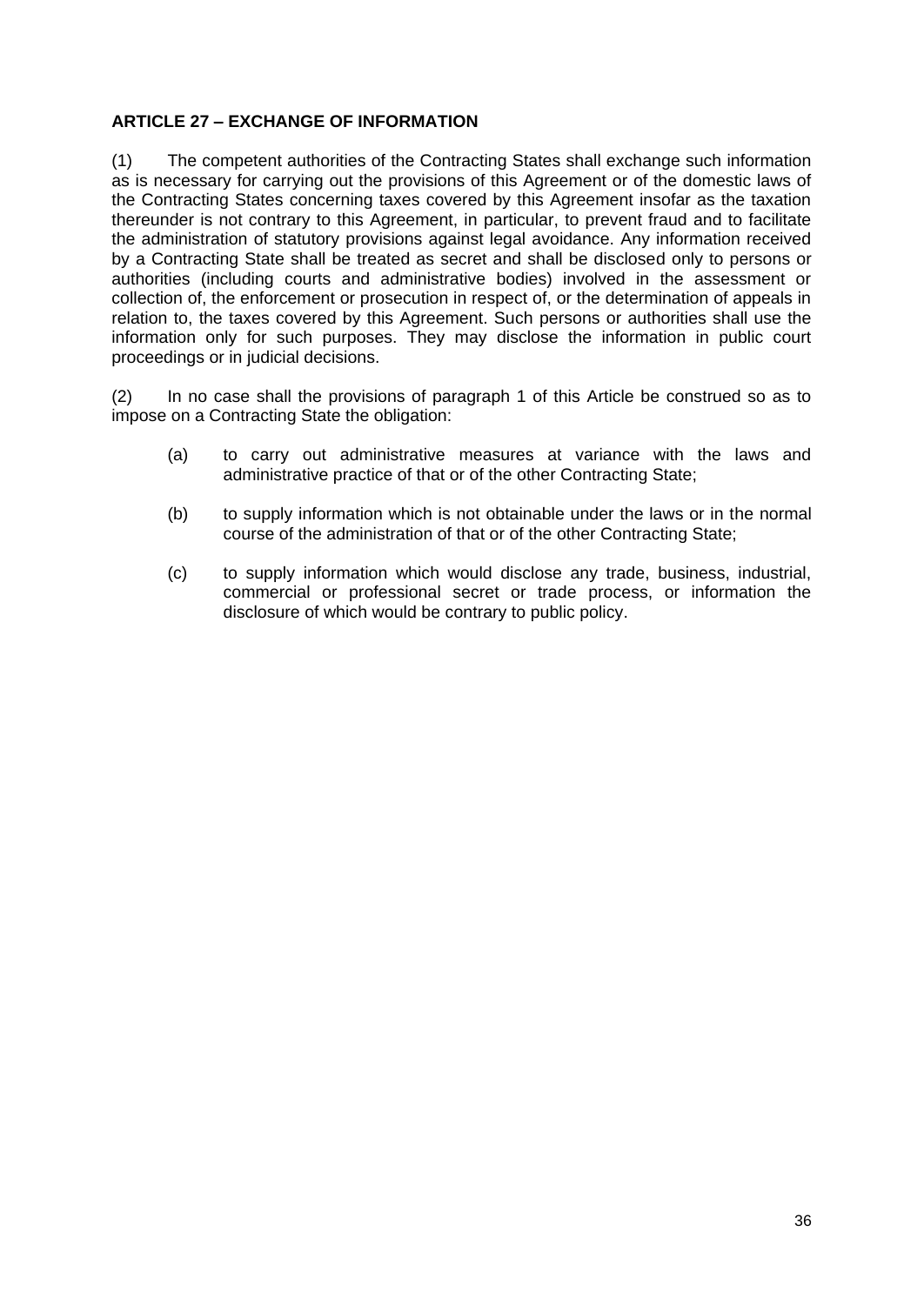**ARTICLE 27 – EXCHANGE OF INFORMATION**

(1) The competent authorities of the Contracting States shall exchange such information as is necessary for carrying out the provisions of this Agreement or of the domestic laws of the Contracting States concerning taxes covered by this Agreement insofar as the taxation thereunder is not contrary to this Agreement, in particular, to prevent fraud and to facilitate the administration of statutory provisions against legal avoidance. Any information received by a Contracting State shall be treated as secret and shall be disclosed only to persons or authorities (including courts and administrative bodies) involved in the assessment or collection of, the enforcement or prosecution in respect of, or the determination of appeals in relation to, the taxes covered by this Agreement. Such persons or authorities shall use the information only for such purposes. They may disclose the information in public court proceedings or in judicial decisions.

(2) In no case shall the provisions of paragraph 1 of this Article be construed so as to impose on a Contracting State the obligation:

(a) to carry out administrative measures at variance with the laws and administrative practice of that or of the other Contracting State;

(b) to supply information which is not obtainable under the laws or in the normal course of the administration of that or of the other Contracting State;

(c) to supply information which would disclose any trade, business, industrial, commercial or professional secret or trade process, or information the disclosure of which would be contrary to public policy.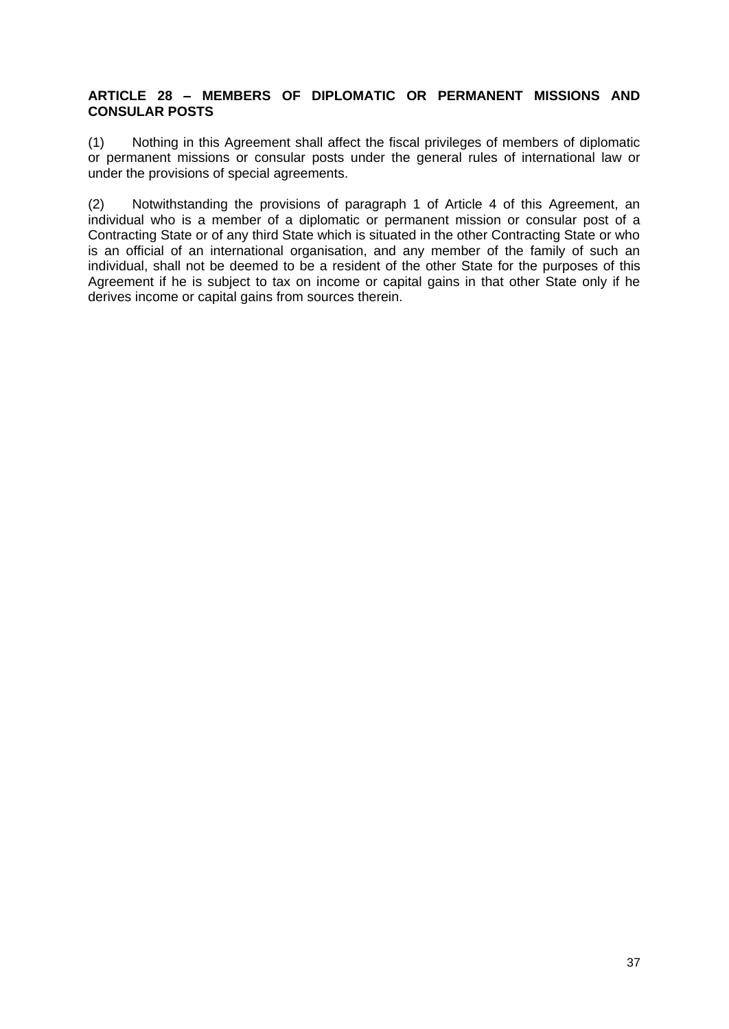**ARTICLE 28 – MEMBERS OF DIPLOMATIC OR PERMANENT MISSIONS AND CONSULAR POSTS**

(1) Nothing in this Agreement shall affect the fiscal privileges of members of diplomatic or permanent missions or consular posts under the general rules of international law or under the provisions of special agreements.

(2) Notwithstanding the provisions of paragraph 1 of Article 4 of this Agreement, an individual who is a member of a diplomatic or permanent mission or consular post of a Contracting State or of any third State which is situated in the other Contracting State or who is an official of an international organisation, and any member of the family of such an individual, shall not be deemed to be a resident of the other State for the purposes of this Agreement if he is subject to tax on income or capital gains in that other State only if he derives income or capital gains from sources therein.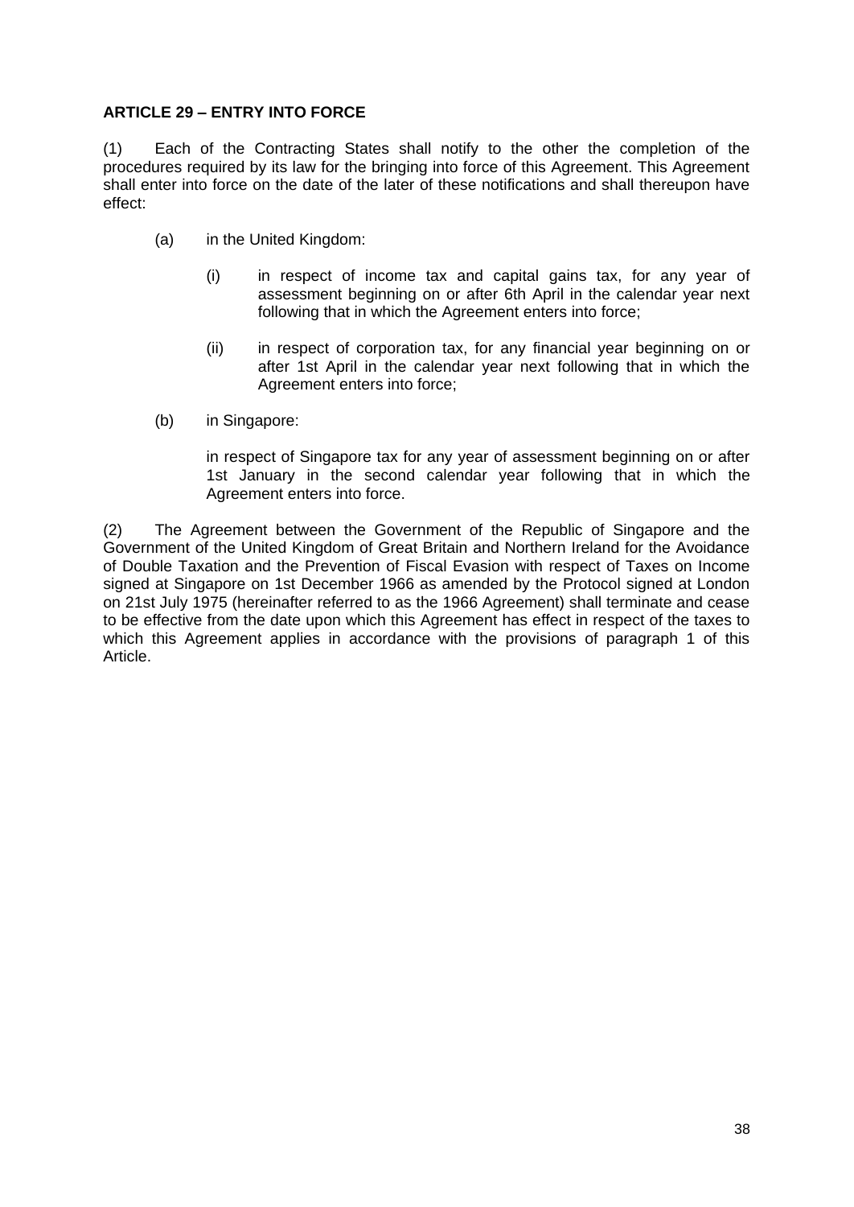**ARTICLE 29 – ENTRY INTO FORCE**

(1) Each of the Contracting States shall notify to the other the completion of the procedures required by its law for the bringing into force of this Agreement. This Agreement shall enter into force on the date of the later of these notifications and shall thereupon have effect:

(a) in the United Kingdom:

(i) in respect of income tax and capital gains tax, for any year of assessment beginning on or after 6th April in the calendar year next following that in which the Agreement enters into force;

(ii) in respect of corporation tax, for any financial year beginning on or after 1st April in the calendar year next following that in which the Agreement enters into force;

(b) in Singapore:

in respect of Singapore tax for any year of assessment beginning on or after 1st January in the second calendar year following that in which the Agreement enters into force.

(2) The Agreement between the Government of the Republic of Singapore and the Government of the United Kingdom of Great Britain and Northern Ireland for the Avoidance of Double Taxation and the Prevention of Fiscal Evasion with respect of Taxes on Income signed at Singapore on 1st December 1966 as amended by the Protocol signed at London on 21st July 1975 (hereinafter referred to as the 1966 Agreement) shall terminate and cease to be effective from the date upon which this Agreement has effect in respect of the taxes to which this Agreement applies in accordance with the provisions of paragraph 1 of this Article.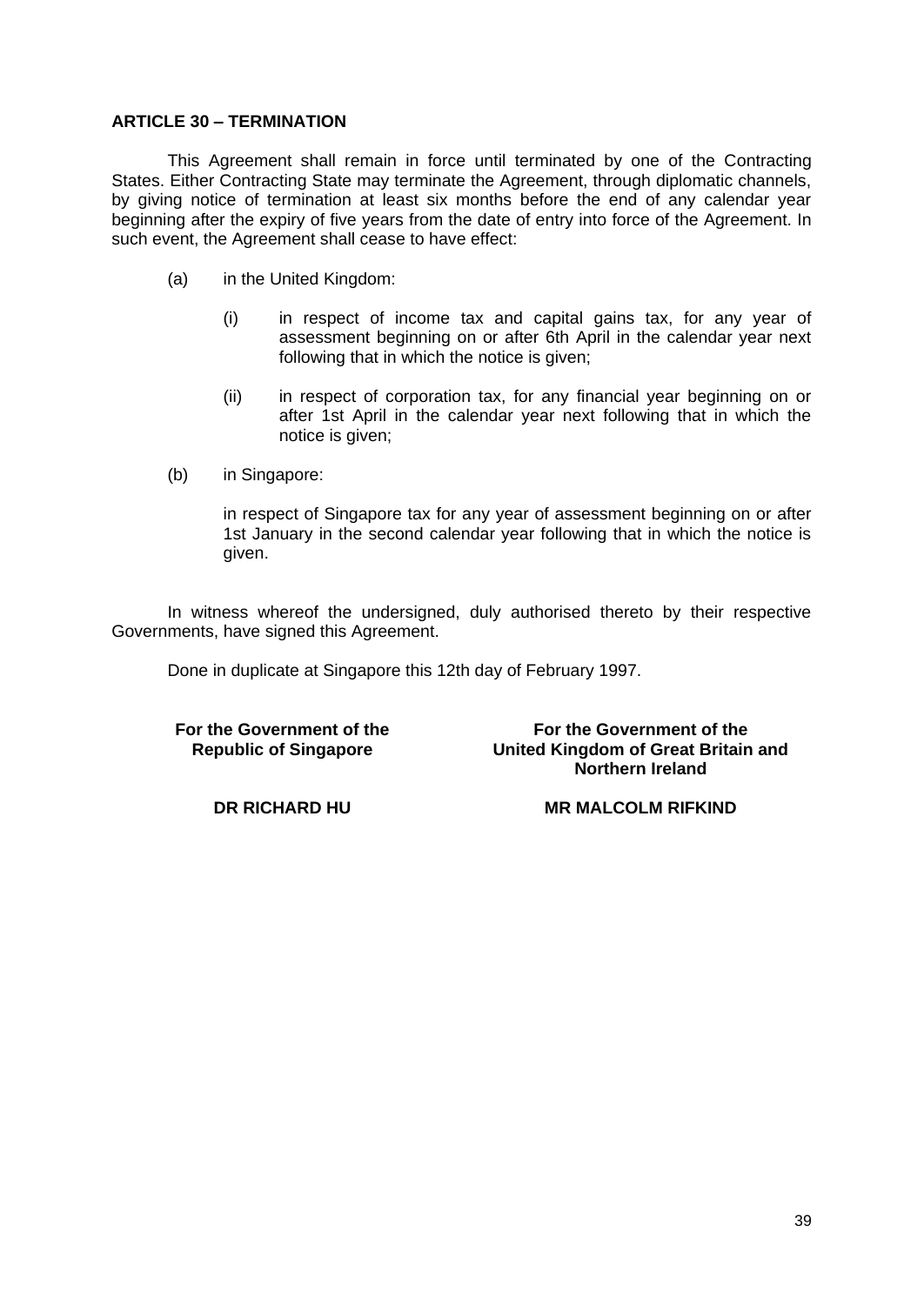**ARTICLE 30 – TERMINATION**

This Agreement shall remain in force until terminated by one of the Contracting States. Either Contracting State may terminate the Agreement, through diplomatic channels, by giving notice of termination at least six months before the end of any calendar year beginning after the expiry of five years from the date of entry into force of the Agreement. In such event, the Agreement shall cease to have effect:

(a) in the United Kingdom:

   (i) in respect of income tax and capital gains tax, for any year of assessment beginning on or after 6th April in the calendar year next following that in which the notice is given;

   (ii) in respect of corporation tax, for any financial year beginning on or after 1st April in the calendar year next following that in which the notice is given;

(b) in Singapore:

   in respect of Singapore tax for any year of assessment beginning on or after 1st January in the second calendar year following that in which the notice is given.

In witness whereof the undersigned, duly authorised thereto by their respective Governments, have signed this Agreement.

Done in duplicate at Singapore this 12th day of February 1997.

| **For the Government of the Republic of Singapore** | **For the Government of the United Kingdom of Great Britain and Northern Ireland** |
|---|---|
| **DR RICHARD HU** | **MR MALCOLM RIFKIND** |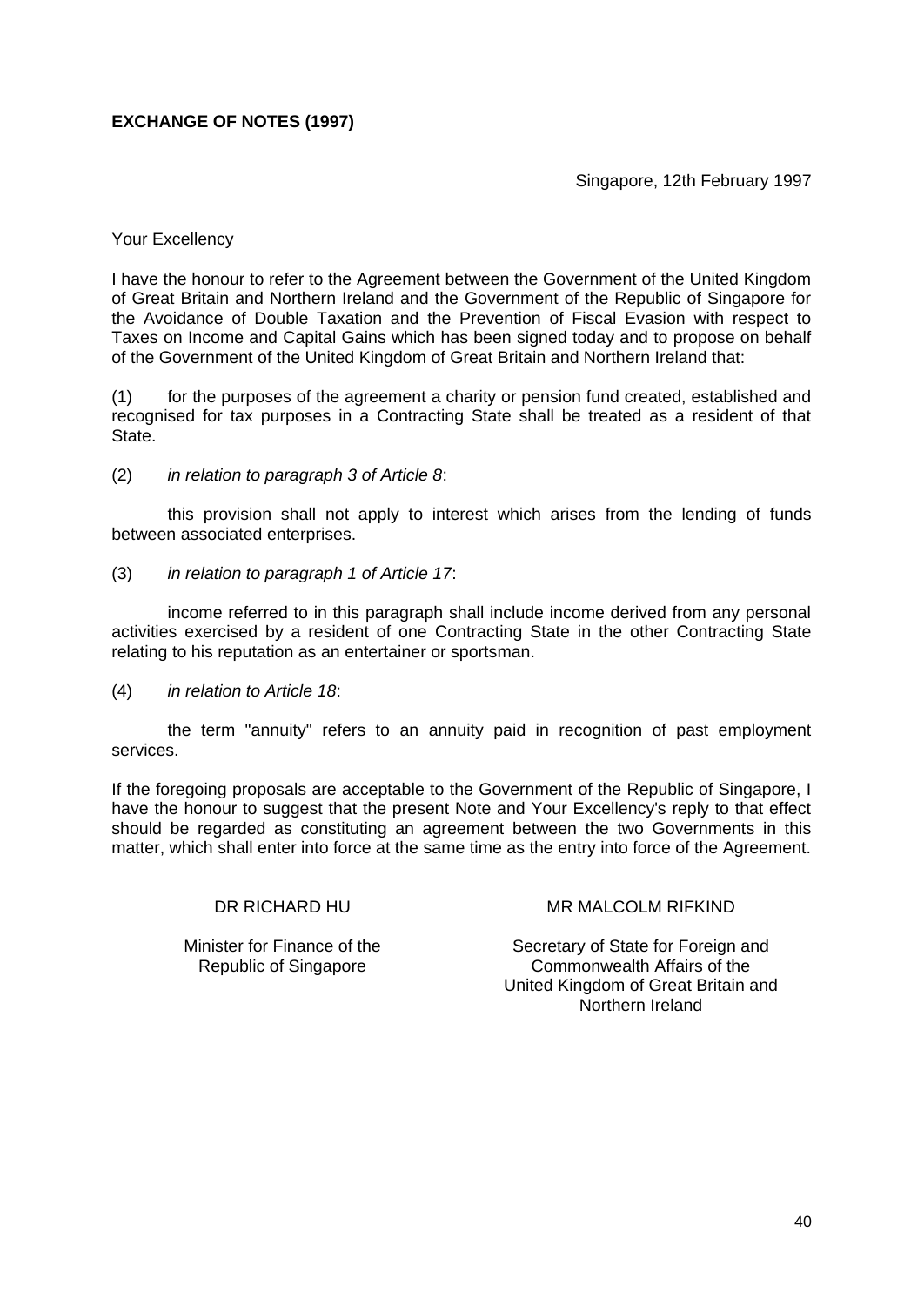**EXCHANGE OF NOTES (1997)**

Singapore, 12th February 1997

Your Excellency

I have the honour to refer to the Agreement between the Government of the United Kingdom of Great Britain and Northern Ireland and the Government of the Republic of Singapore for the Avoidance of Double Taxation and the Prevention of Fiscal Evasion with respect to Taxes on Income and Capital Gains which has been signed today and to propose on behalf of the Government of the United Kingdom of Great Britain and Northern Ireland that:

(1) for the purposes of the agreement a charity or pension fund created, established and recognised for tax purposes in a Contracting State shall be treated as a resident of that State.

(2) *in relation to paragraph 3 of Article 8*:

this provision shall not apply to interest which arises from the lending of funds between associated enterprises.

(3) *in relation to paragraph 1 of Article 17*:

income referred to in this paragraph shall include income derived from any personal activities exercised by a resident of one Contracting State in the other Contracting State relating to his reputation as an entertainer or sportsman.

(4) *in relation to Article 18*:

the term "annuity" refers to an annuity paid in recognition of past employment services.

If the foregoing proposals are acceptable to the Government of the Republic of Singapore, I have the honour to suggest that the present Note and Your Excellency's reply to that effect should be regarded as constituting an agreement between the two Governments in this matter, which shall enter into force at the same time as the entry into force of the Agreement.

DR RICHARD HU

Minister for Finance of the Republic of Singapore

MR MALCOLM RIFKIND

Secretary of State for Foreign and Commonwealth Affairs of the United Kingdom of Great Britain and Northern Ireland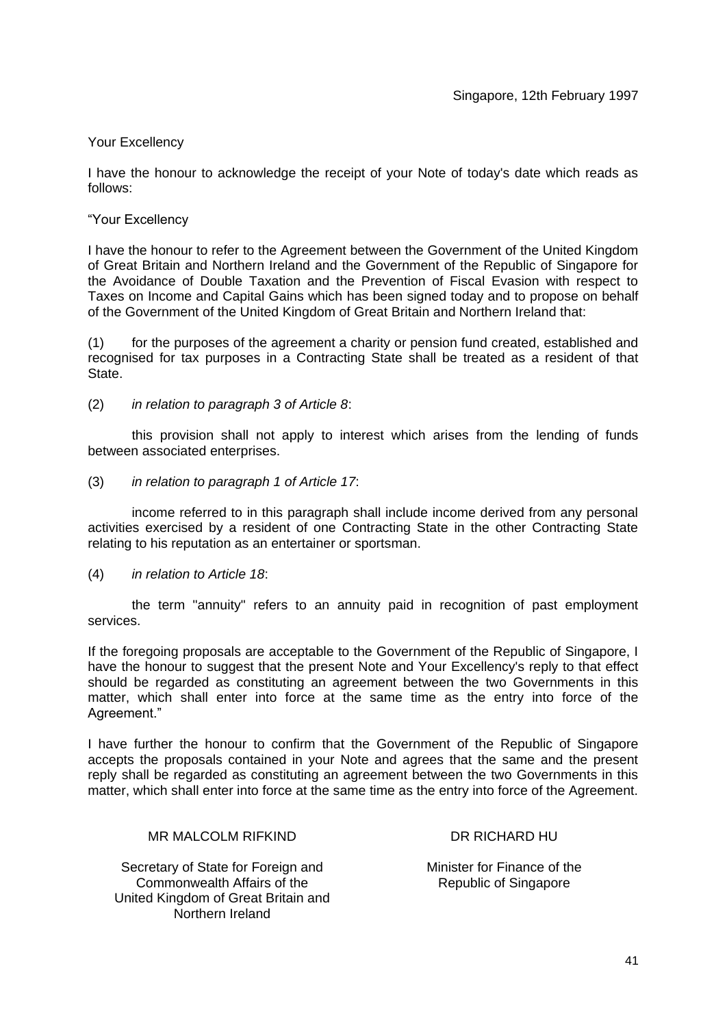Singapore, 12th February 1997

Your Excellency

I have the honour to acknowledge the receipt of your Note of today's date which reads as follows:

"Your Excellency

I have the honour to refer to the Agreement between the Government of the United Kingdom of Great Britain and Northern Ireland and the Government of the Republic of Singapore for the Avoidance of Double Taxation and the Prevention of Fiscal Evasion with respect to Taxes on Income and Capital Gains which has been signed today and to propose on behalf of the Government of the United Kingdom of Great Britain and Northern Ireland that:

(1) for the purposes of the agreement a charity or pension fund created, established and recognised for tax purposes in a Contracting State shall be treated as a resident of that State.

(2) *in relation to paragraph 3 of Article 8*:

this provision shall not apply to interest which arises from the lending of funds between associated enterprises.

(3) *in relation to paragraph 1 of Article 17*:

income referred to in this paragraph shall include income derived from any personal activities exercised by a resident of one Contracting State in the other Contracting State relating to his reputation as an entertainer or sportsman.

(4) *in relation to Article 18*:

the term "annuity" refers to an annuity paid in recognition of past employment services.

If the foregoing proposals are acceptable to the Government of the Republic of Singapore, I have the honour to suggest that the present Note and Your Excellency's reply to that effect should be regarded as constituting an agreement between the two Governments in this matter, which shall enter into force at the same time as the entry into force of the Agreement."

I have further the honour to confirm that the Government of the Republic of Singapore accepts the proposals contained in your Note and agrees that the same and the present reply shall be regarded as constituting an agreement between the two Governments in this matter, which shall enter into force at the same time as the entry into force of the Agreement.

MR MALCOLM RIFKIND

Secretary of State for Foreign and Commonwealth Affairs of the United Kingdom of Great Britain and Northern Ireland

DR RICHARD HU

Minister for Finance of the Republic of Singapore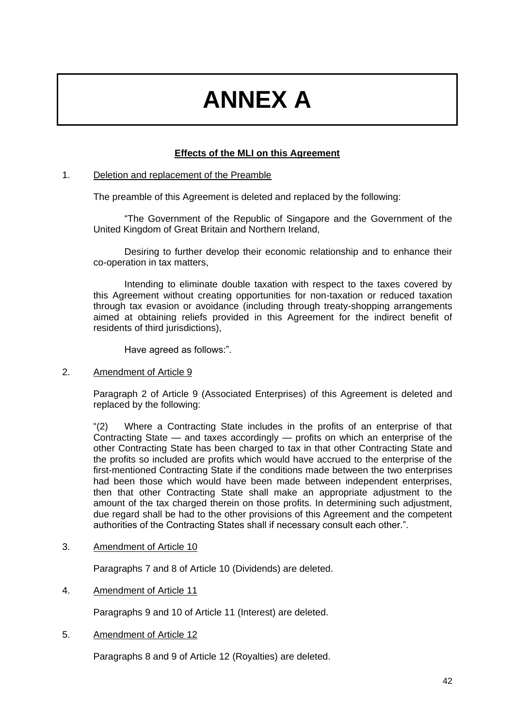# ANNEX A

**Effects of the MLI on this Agreement**

1. Deletion and replacement of the Preamble

The preamble of this Agreement is deleted and replaced by the following:

"The Government of the Republic of Singapore and the Government of the United Kingdom of Great Britain and Northern Ireland,

Desiring to further develop their economic relationship and to enhance their co-operation in tax matters,

Intending to eliminate double taxation with respect to the taxes covered by this Agreement without creating opportunities for non-taxation or reduced taxation through tax evasion or avoidance (including through treaty-shopping arrangements aimed at obtaining reliefs provided in this Agreement for the indirect benefit of residents of third jurisdictions),

Have agreed as follows:".

2. Amendment of Article 9

Paragraph 2 of Article 9 (Associated Enterprises) of this Agreement is deleted and replaced by the following:

"(2) Where a Contracting State includes in the profits of an enterprise of that Contracting State — and taxes accordingly — profits on which an enterprise of the other Contracting State has been charged to tax in that other Contracting State and the profits so included are profits which would have accrued to the enterprise of the first-mentioned Contracting State if the conditions made between the two enterprises had been those which would have been made between independent enterprises, then that other Contracting State shall make an appropriate adjustment to the amount of the tax charged therein on those profits. In determining such adjustment, due regard shall be had to the other provisions of this Agreement and the competent authorities of the Contracting States shall if necessary consult each other.".

3. Amendment of Article 10

Paragraphs 7 and 8 of Article 10 (Dividends) are deleted.

4. Amendment of Article 11

Paragraphs 9 and 10 of Article 11 (Interest) are deleted.

5. Amendment of Article 12

Paragraphs 8 and 9 of Article 12 (Royalties) are deleted.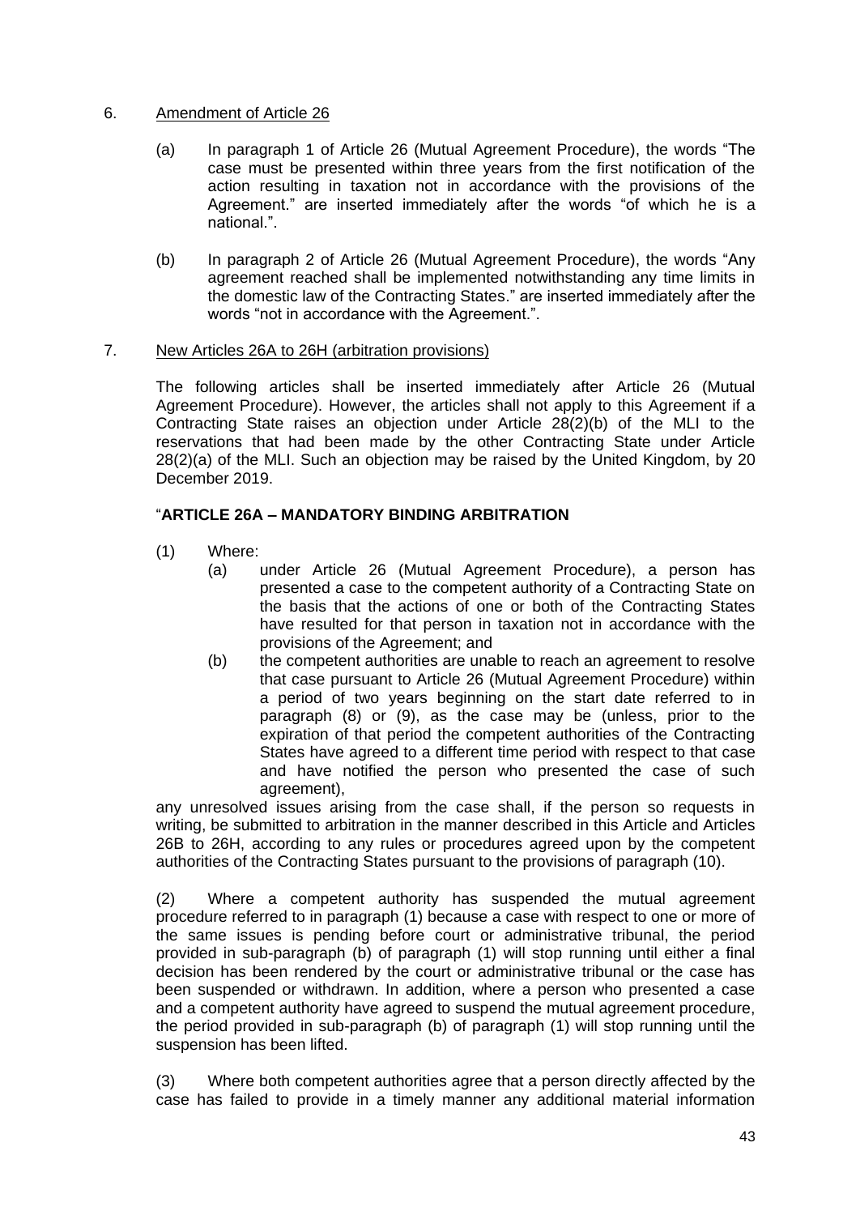6. Amendment of Article 26

   (a) In paragraph 1 of Article 26 (Mutual Agreement Procedure), the words "The case must be presented within three years from the first notification of the action resulting in taxation not in accordance with the provisions of the Agreement." are inserted immediately after the words "of which he is a national.".

   (b) In paragraph 2 of Article 26 (Mutual Agreement Procedure), the words "Any agreement reached shall be implemented notwithstanding any time limits in the domestic law of the Contracting States." are inserted immediately after the words "not in accordance with the Agreement.".

7. New Articles 26A to 26H (arbitration provisions)

   The following articles shall be inserted immediately after Article 26 (Mutual Agreement Procedure). However, the articles shall not apply to this Agreement if a Contracting State raises an objection under Article 28(2)(b) of the MLI to the reservations that had been made by the other Contracting State under Article 28(2)(a) of the MLI. Such an objection may be raised by the United Kingdom, by 20 December 2019.

   "**ARTICLE 26A – MANDATORY BINDING ARBITRATION**

   (1) Where:
      (a) under Article 26 (Mutual Agreement Procedure), a person has presented a case to the competent authority of a Contracting State on the basis that the actions of one or both of the Contracting States have resulted for that person in taxation not in accordance with the provisions of the Agreement; and
      (b) the competent authorities are unable to reach an agreement to resolve that case pursuant to Article 26 (Mutual Agreement Procedure) within a period of two years beginning on the start date referred to in paragraph (8) or (9), as the case may be (unless, prior to the expiration of that period the competent authorities of the Contracting States have agreed to a different time period with respect to that case and have notified the person who presented the case of such agreement),

   any unresolved issues arising from the case shall, if the person so requests in writing, be submitted to arbitration in the manner described in this Article and Articles 26B to 26H, according to any rules or procedures agreed upon by the competent authorities of the Contracting States pursuant to the provisions of paragraph (10).

   (2) Where a competent authority has suspended the mutual agreement procedure referred to in paragraph (1) because a case with respect to one or more of the same issues is pending before court or administrative tribunal, the period provided in sub-paragraph (b) of paragraph (1) will stop running until either a final decision has been rendered by the court or administrative tribunal or the case has been suspended or withdrawn. In addition, where a person who presented a case and a competent authority have agreed to suspend the mutual agreement procedure, the period provided in sub-paragraph (b) of paragraph (1) will stop running until the suspension has been lifted.

   (3) Where both competent authorities agree that a person directly affected by the case has failed to provide in a timely manner any additional material information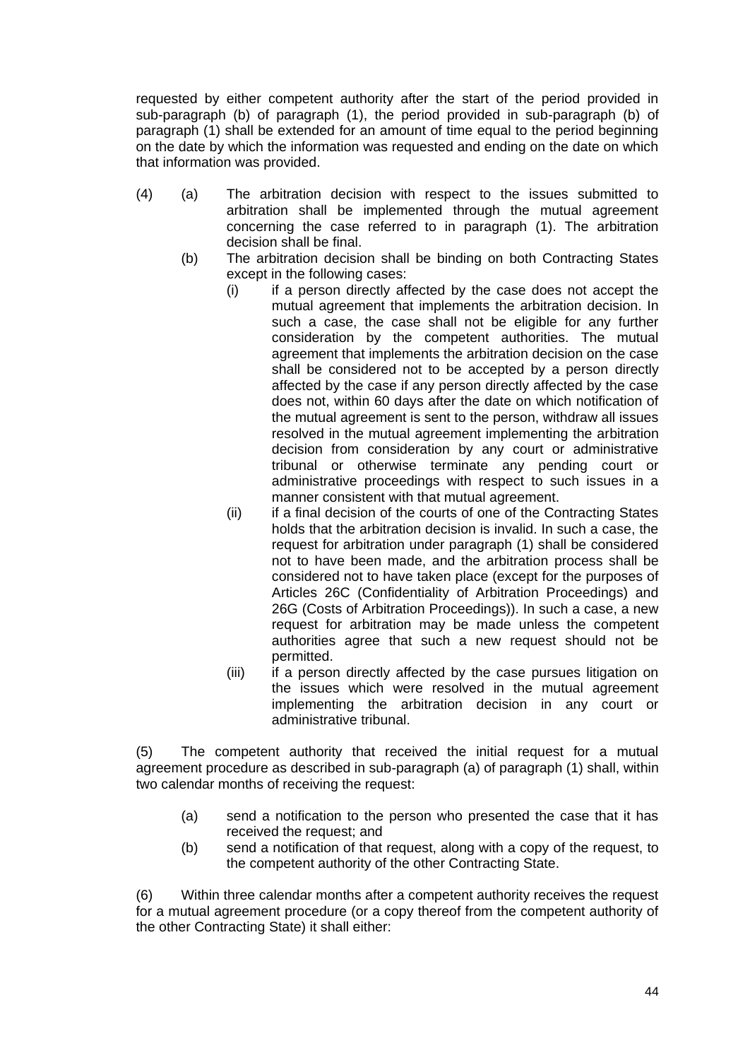requested by either competent authority after the start of the period provided in sub-paragraph (b) of paragraph (1), the period provided in sub-paragraph (b) of paragraph (1) shall be extended for an amount of time equal to the period beginning on the date by which the information was requested and ending on the date on which that information was provided.

(4) (a) The arbitration decision with respect to the issues submitted to arbitration shall be implemented through the mutual agreement concerning the case referred to in paragraph (1). The arbitration decision shall be final.

(b) The arbitration decision shall be binding on both Contracting States except in the following cases:

(i) if a person directly affected by the case does not accept the mutual agreement that implements the arbitration decision. In such a case, the case shall not be eligible for any further consideration by the competent authorities. The mutual agreement that implements the arbitration decision on the case shall be considered not to be accepted by a person directly affected by the case if any person directly affected by the case does not, within 60 days after the date on which notification of the mutual agreement is sent to the person, withdraw all issues resolved in the mutual agreement implementing the arbitration decision from consideration by any court or administrative tribunal or otherwise terminate any pending court or administrative proceedings with respect to such issues in a manner consistent with that mutual agreement.

(ii) if a final decision of the courts of one of the Contracting States holds that the arbitration decision is invalid. In such a case, the request for arbitration under paragraph (1) shall be considered not to have been made, and the arbitration process shall be considered not to have taken place (except for the purposes of Articles 26C (Confidentiality of Arbitration Proceedings) and 26G (Costs of Arbitration Proceedings)). In such a case, a new request for arbitration may be made unless the competent authorities agree that such a new request should not be permitted.

(iii) if a person directly affected by the case pursues litigation on the issues which were resolved in the mutual agreement implementing the arbitration decision in any court or administrative tribunal.

(5) The competent authority that received the initial request for a mutual agreement procedure as described in sub-paragraph (a) of paragraph (1) shall, within two calendar months of receiving the request:

(a) send a notification to the person who presented the case that it has received the request; and

(b) send a notification of that request, along with a copy of the request, to the competent authority of the other Contracting State.

(6) Within three calendar months after a competent authority receives the request for a mutual agreement procedure (or a copy thereof from the competent authority of the other Contracting State) it shall either: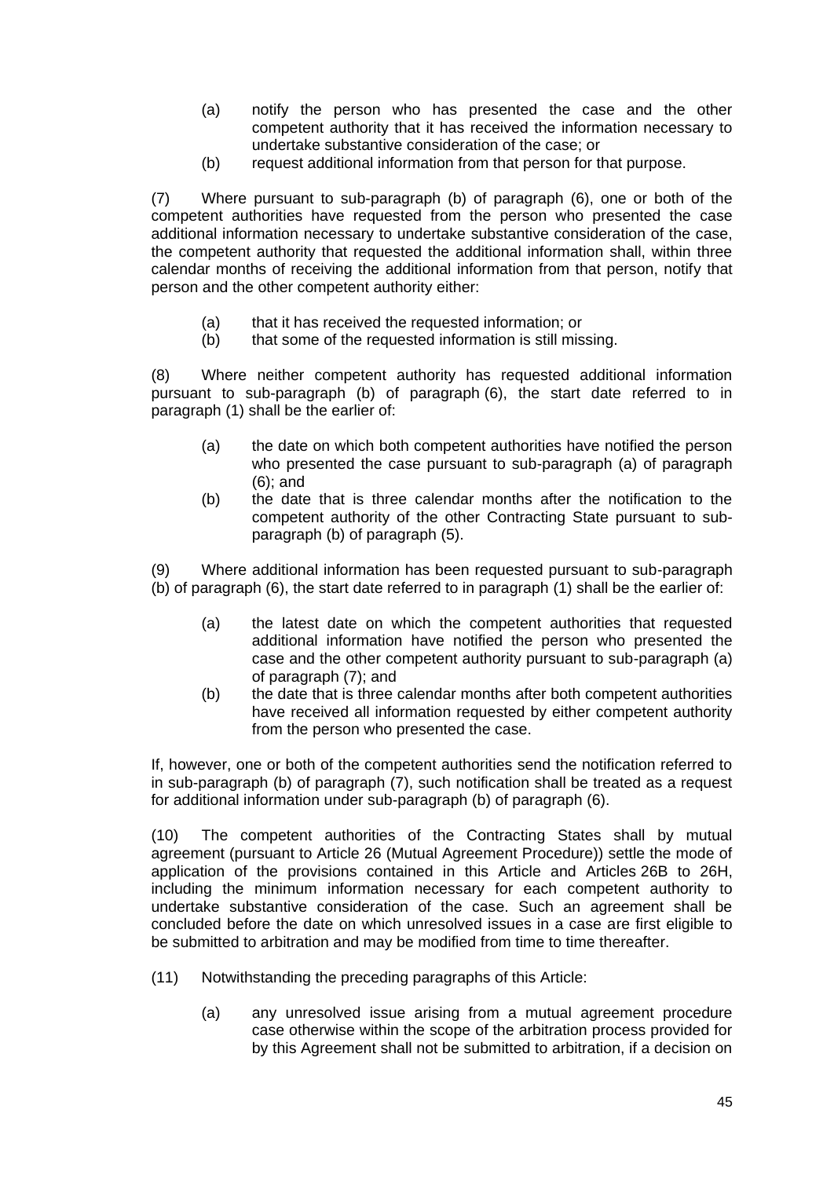(a) notify the person who has presented the case and the other competent authority that it has received the information necessary to undertake substantive consideration of the case; or

(b) request additional information from that person for that purpose.

(7) Where pursuant to sub-paragraph (b) of paragraph (6), one or both of the competent authorities have requested from the person who presented the case additional information necessary to undertake substantive consideration of the case, the competent authority that requested the additional information shall, within three calendar months of receiving the additional information from that person, notify that person and the other competent authority either:

(a) that it has received the requested information; or

(b) that some of the requested information is still missing.

(8) Where neither competent authority has requested additional information pursuant to sub-paragraph (b) of paragraph (6), the start date referred to in paragraph (1) shall be the earlier of:

(a) the date on which both competent authorities have notified the person who presented the case pursuant to sub-paragraph (a) of paragraph (6); and

(b) the date that is three calendar months after the notification to the competent authority of the other Contracting State pursuant to sub-paragraph (b) of paragraph (5).

(9) Where additional information has been requested pursuant to sub-paragraph (b) of paragraph (6), the start date referred to in paragraph (1) shall be the earlier of:

(a) the latest date on which the competent authorities that requested additional information have notified the person who presented the case and the other competent authority pursuant to sub-paragraph (a) of paragraph (7); and

(b) the date that is three calendar months after both competent authorities have received all information requested by either competent authority from the person who presented the case.

If, however, one or both of the competent authorities send the notification referred to in sub-paragraph (b) of paragraph (7), such notification shall be treated as a request for additional information under sub-paragraph (b) of paragraph (6).

(10) The competent authorities of the Contracting States shall by mutual agreement (pursuant to Article 26 (Mutual Agreement Procedure)) settle the mode of application of the provisions contained in this Article and Articles 26B to 26H, including the minimum information necessary for each competent authority to undertake substantive consideration of the case. Such an agreement shall be concluded before the date on which unresolved issues in a case are first eligible to be submitted to arbitration and may be modified from time to time thereafter.

(11) Notwithstanding the preceding paragraphs of this Article:

(a) any unresolved issue arising from a mutual agreement procedure case otherwise within the scope of the arbitration process provided for by this Agreement shall not be submitted to arbitration, if a decision on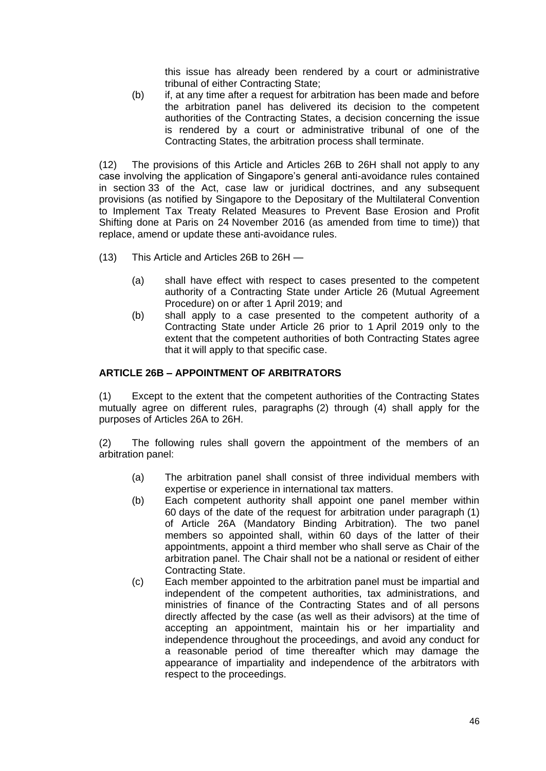this issue has already been rendered by a court or administrative tribunal of either Contracting State;

(b) if, at any time after a request for arbitration has been made and before the arbitration panel has delivered its decision to the competent authorities of the Contracting States, a decision concerning the issue is rendered by a court or administrative tribunal of one of the Contracting States, the arbitration process shall terminate.

(12) The provisions of this Article and Articles 26B to 26H shall not apply to any case involving the application of Singapore's general anti-avoidance rules contained in section 33 of the Act, case law or juridical doctrines, and any subsequent provisions (as notified by Singapore to the Depositary of the Multilateral Convention to Implement Tax Treaty Related Measures to Prevent Base Erosion and Profit Shifting done at Paris on 24 November 2016 (as amended from time to time)) that replace, amend or update these anti-avoidance rules.

(13) This Article and Articles 26B to 26H —

(a) shall have effect with respect to cases presented to the competent authority of a Contracting State under Article 26 (Mutual Agreement Procedure) on or after 1 April 2019; and

(b) shall apply to a case presented to the competent authority of a Contracting State under Article 26 prior to 1 April 2019 only to the extent that the competent authorities of both Contracting States agree that it will apply to that specific case.

**ARTICLE 26B – APPOINTMENT OF ARBITRATORS**

(1) Except to the extent that the competent authorities of the Contracting States mutually agree on different rules, paragraphs (2) through (4) shall apply for the purposes of Articles 26A to 26H.

(2) The following rules shall govern the appointment of the members of an arbitration panel:

(a) The arbitration panel shall consist of three individual members with expertise or experience in international tax matters.

(b) Each competent authority shall appoint one panel member within 60 days of the date of the request for arbitration under paragraph (1) of Article 26A (Mandatory Binding Arbitration). The two panel members so appointed shall, within 60 days of the latter of their appointments, appoint a third member who shall serve as Chair of the arbitration panel. The Chair shall not be a national or resident of either Contracting State.

(c) Each member appointed to the arbitration panel must be impartial and independent of the competent authorities, tax administrations, and ministries of finance of the Contracting States and of all persons directly affected by the case (as well as their advisors) at the time of accepting an appointment, maintain his or her impartiality and independence throughout the proceedings, and avoid any conduct for a reasonable period of time thereafter which may damage the appearance of impartiality and independence of the arbitrators with respect to the proceedings.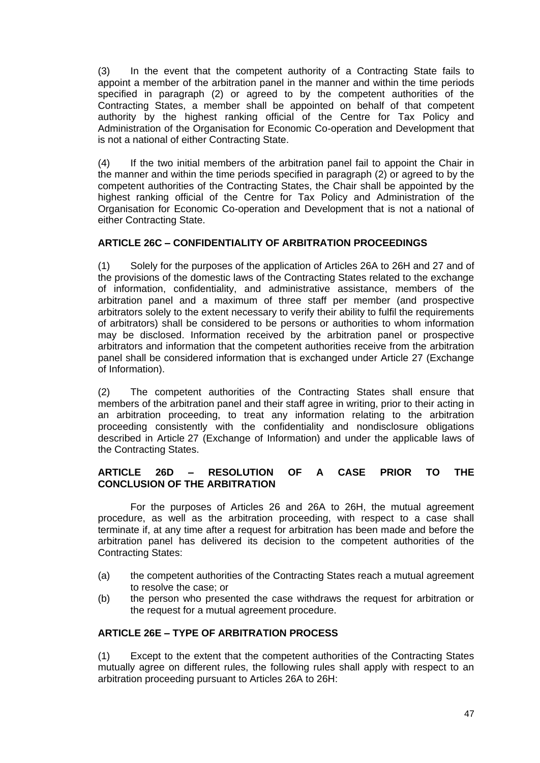(3) In the event that the competent authority of a Contracting State fails to appoint a member of the arbitration panel in the manner and within the time periods specified in paragraph (2) or agreed to by the competent authorities of the Contracting States, a member shall be appointed on behalf of that competent authority by the highest ranking official of the Centre for Tax Policy and Administration of the Organisation for Economic Co-operation and Development that is not a national of either Contracting State.

(4) If the two initial members of the arbitration panel fail to appoint the Chair in the manner and within the time periods specified in paragraph (2) or agreed to by the competent authorities of the Contracting States, the Chair shall be appointed by the highest ranking official of the Centre for Tax Policy and Administration of the Organisation for Economic Co-operation and Development that is not a national of either Contracting State.

### ARTICLE 26C – CONFIDENTIALITY OF ARBITRATION PROCEEDINGS

(1) Solely for the purposes of the application of Articles 26A to 26H and 27 and of the provisions of the domestic laws of the Contracting States related to the exchange of information, confidentiality, and administrative assistance, members of the arbitration panel and a maximum of three staff per member (and prospective arbitrators solely to the extent necessary to verify their ability to fulfil the requirements of arbitrators) shall be considered to be persons or authorities to whom information may be disclosed. Information received by the arbitration panel or prospective arbitrators and information that the competent authorities receive from the arbitration panel shall be considered information that is exchanged under Article 27 (Exchange of Information).

(2) The competent authorities of the Contracting States shall ensure that members of the arbitration panel and their staff agree in writing, prior to their acting in an arbitration proceeding, to treat any information relating to the arbitration proceeding consistently with the confidentiality and nondisclosure obligations described in Article 27 (Exchange of Information) and under the applicable laws of the Contracting States.

### ARTICLE 26D – RESOLUTION OF A CASE PRIOR TO THE CONCLUSION OF THE ARBITRATION

For the purposes of Articles 26 and 26A to 26H, the mutual agreement procedure, as well as the arbitration proceeding, with respect to a case shall terminate if, at any time after a request for arbitration has been made and before the arbitration panel has delivered its decision to the competent authorities of the Contracting States:

(a) the competent authorities of the Contracting States reach a mutual agreement to resolve the case; or
(b) the person who presented the case withdraws the request for arbitration or the request for a mutual agreement procedure.

### ARTICLE 26E – TYPE OF ARBITRATION PROCESS

(1) Except to the extent that the competent authorities of the Contracting States mutually agree on different rules, the following rules shall apply with respect to an arbitration proceeding pursuant to Articles 26A to 26H: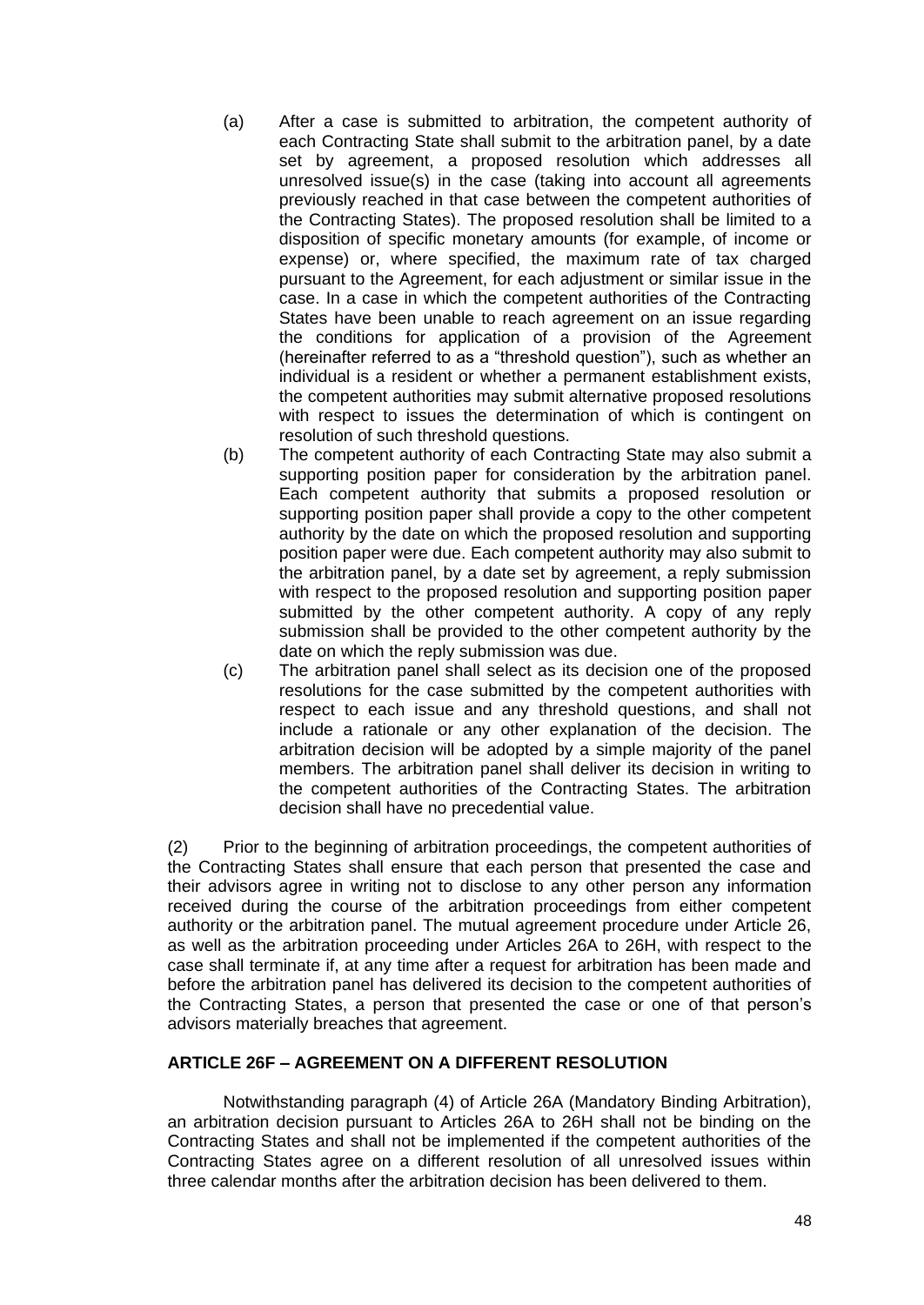(a) After a case is submitted to arbitration, the competent authority of each Contracting State shall submit to the arbitration panel, by a date set by agreement, a proposed resolution which addresses all unresolved issue(s) in the case (taking into account all agreements previously reached in that case between the competent authorities of the Contracting States). The proposed resolution shall be limited to a disposition of specific monetary amounts (for example, of income or expense) or, where specified, the maximum rate of tax charged pursuant to the Agreement, for each adjustment or similar issue in the case. In a case in which the competent authorities of the Contracting States have been unable to reach agreement on an issue regarding the conditions for application of a provision of the Agreement (hereinafter referred to as a "threshold question"), such as whether an individual is a resident or whether a permanent establishment exists, the competent authorities may submit alternative proposed resolutions with respect to issues the determination of which is contingent on resolution of such threshold questions.

(b) The competent authority of each Contracting State may also submit a supporting position paper for consideration by the arbitration panel. Each competent authority that submits a proposed resolution or supporting position paper shall provide a copy to the other competent authority by the date on which the proposed resolution and supporting position paper were due. Each competent authority may also submit to the arbitration panel, by a date set by agreement, a reply submission with respect to the proposed resolution and supporting position paper submitted by the other competent authority. A copy of any reply submission shall be provided to the other competent authority by the date on which the reply submission was due.

(c) The arbitration panel shall select as its decision one of the proposed resolutions for the case submitted by the competent authorities with respect to each issue and any threshold questions, and shall not include a rationale or any other explanation of the decision. The arbitration decision will be adopted by a simple majority of the panel members. The arbitration panel shall deliver its decision in writing to the competent authorities of the Contracting States. The arbitration decision shall have no precedential value.

(2) Prior to the beginning of arbitration proceedings, the competent authorities of the Contracting States shall ensure that each person that presented the case and their advisors agree in writing not to disclose to any other person any information received during the course of the arbitration proceedings from either competent authority or the arbitration panel. The mutual agreement procedure under Article 26, as well as the arbitration proceeding under Articles 26A to 26H, with respect to the case shall terminate if, at any time after a request for arbitration has been made and before the arbitration panel has delivered its decision to the competent authorities of the Contracting States, a person that presented the case or one of that person's advisors materially breaches that agreement.

### ARTICLE 26F – AGREEMENT ON A DIFFERENT RESOLUTION

Notwithstanding paragraph (4) of Article 26A (Mandatory Binding Arbitration), an arbitration decision pursuant to Articles 26A to 26H shall not be binding on the Contracting States and shall not be implemented if the competent authorities of the Contracting States agree on a different resolution of all unresolved issues within three calendar months after the arbitration decision has been delivered to them.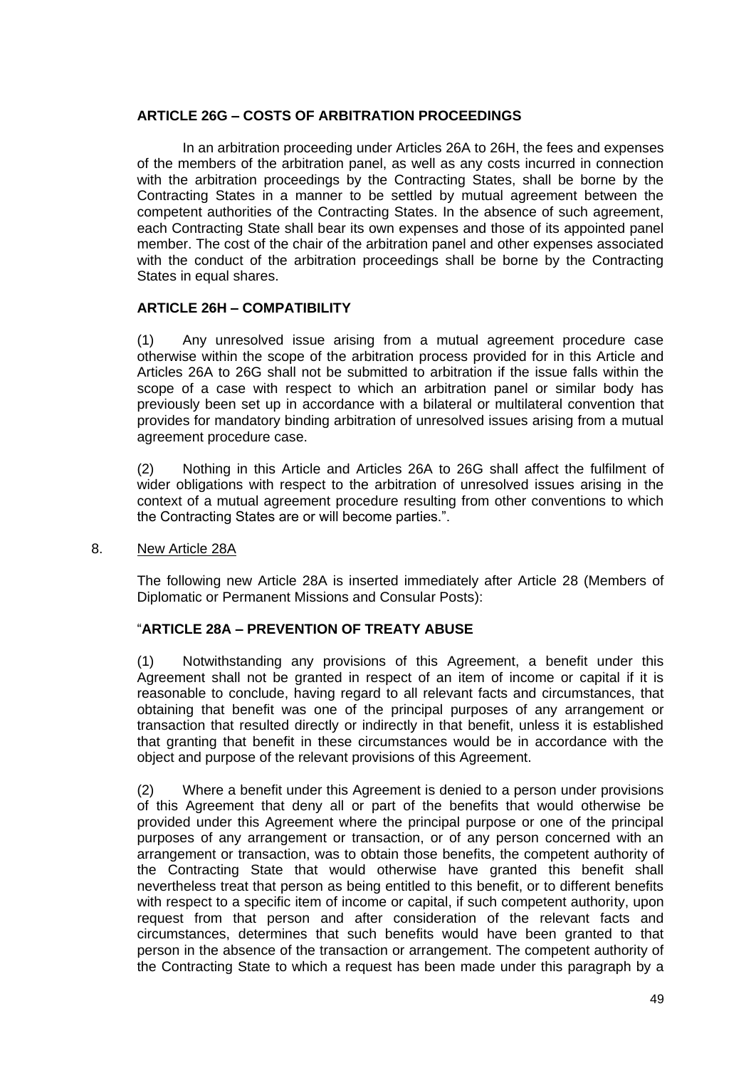### ARTICLE 26G – COSTS OF ARBITRATION PROCEEDINGS

In an arbitration proceeding under Articles 26A to 26H, the fees and expenses of the members of the arbitration panel, as well as any costs incurred in connection with the arbitration proceedings by the Contracting States, shall be borne by the Contracting States in a manner to be settled by mutual agreement between the competent authorities of the Contracting States. In the absence of such agreement, each Contracting State shall bear its own expenses and those of its appointed panel member. The cost of the chair of the arbitration panel and other expenses associated with the conduct of the arbitration proceedings shall be borne by the Contracting States in equal shares.

### ARTICLE 26H – COMPATIBILITY

(1) Any unresolved issue arising from a mutual agreement procedure case otherwise within the scope of the arbitration process provided for in this Article and Articles 26A to 26G shall not be submitted to arbitration if the issue falls within the scope of a case with respect to which an arbitration panel or similar body has previously been set up in accordance with a bilateral or multilateral convention that provides for mandatory binding arbitration of unresolved issues arising from a mutual agreement procedure case.

(2) Nothing in this Article and Articles 26A to 26G shall affect the fulfilment of wider obligations with respect to the arbitration of unresolved issues arising in the context of a mutual agreement procedure resulting from other conventions to which the Contracting States are or will become parties.".

8. New Article 28A

The following new Article 28A is inserted immediately after Article 28 (Members of Diplomatic or Permanent Missions and Consular Posts):

### "ARTICLE 28A – PREVENTION OF TREATY ABUSE

(1) Notwithstanding any provisions of this Agreement, a benefit under this Agreement shall not be granted in respect of an item of income or capital if it is reasonable to conclude, having regard to all relevant facts and circumstances, that obtaining that benefit was one of the principal purposes of any arrangement or transaction that resulted directly or indirectly in that benefit, unless it is established that granting that benefit in these circumstances would be in accordance with the object and purpose of the relevant provisions of this Agreement.

(2) Where a benefit under this Agreement is denied to a person under provisions of this Agreement that deny all or part of the benefits that would otherwise be provided under this Agreement where the principal purpose or one of the principal purposes of any arrangement or transaction, or of any person concerned with an arrangement or transaction, was to obtain those benefits, the competent authority of the Contracting State that would otherwise have granted this benefit shall nevertheless treat that person as being entitled to this benefit, or to different benefits with respect to a specific item of income or capital, if such competent authority, upon request from that person and after consideration of the relevant facts and circumstances, determines that such benefits would have been granted to that person in the absence of the transaction or arrangement. The competent authority of the Contracting State to which a request has been made under this paragraph by a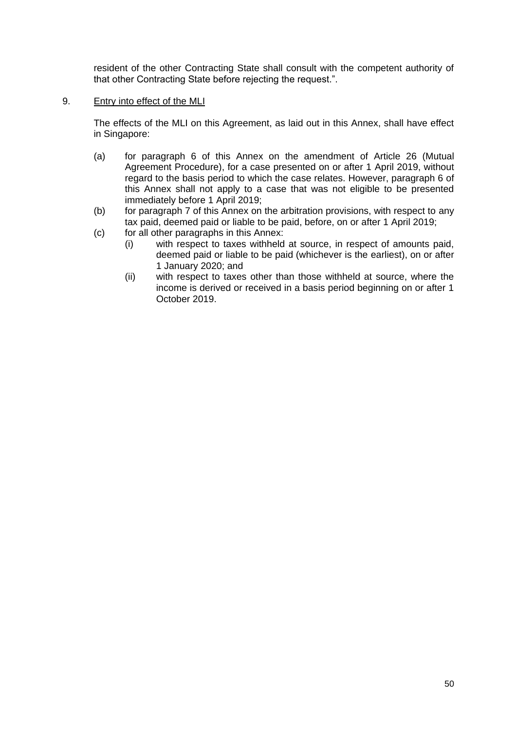resident of the other Contracting State shall consult with the competent authority of that other Contracting State before rejecting the request.".

9. Entry into effect of the MLI

The effects of the MLI on this Agreement, as laid out in this Annex, shall have effect in Singapore:

(a) for paragraph 6 of this Annex on the amendment of Article 26 (Mutual Agreement Procedure), for a case presented on or after 1 April 2019, without regard to the basis period to which the case relates. However, paragraph 6 of this Annex shall not apply to a case that was not eligible to be presented immediately before 1 April 2019;

(b) for paragraph 7 of this Annex on the arbitration provisions, with respect to any tax paid, deemed paid or liable to be paid, before, on or after 1 April 2019;

(c) for all other paragraphs in this Annex:

  (i) with respect to taxes withheld at source, in respect of amounts paid, deemed paid or liable to be paid (whichever is the earliest), on or after 1 January 2020; and

  (ii) with respect to taxes other than those withheld at source, where the income is derived or received in a basis period beginning on or after 1 October 2019.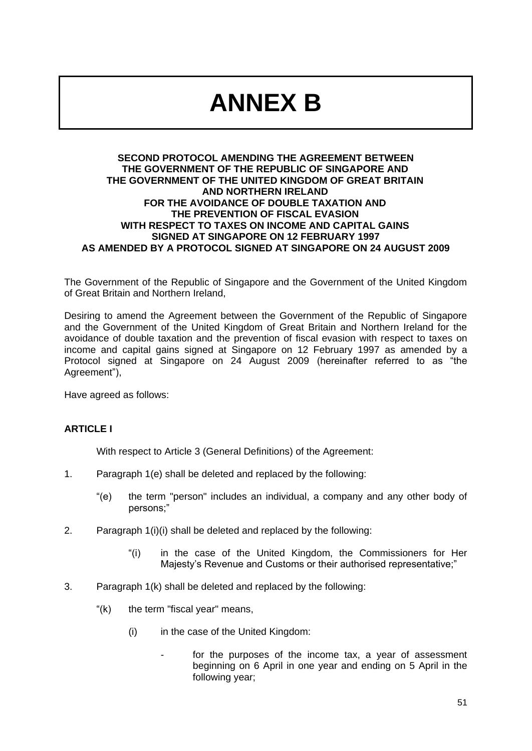# ANNEX B

**SECOND PROTOCOL AMENDING THE AGREEMENT BETWEEN THE GOVERNMENT OF THE REPUBLIC OF SINGAPORE AND THE GOVERNMENT OF THE UNITED KINGDOM OF GREAT BRITAIN AND NORTHERN IRELAND FOR THE AVOIDANCE OF DOUBLE TAXATION AND THE PREVENTION OF FISCAL EVASION WITH RESPECT TO TAXES ON INCOME AND CAPITAL GAINS SIGNED AT SINGAPORE ON 12 FEBRUARY 1997 AS AMENDED BY A PROTOCOL SIGNED AT SINGAPORE ON 24 AUGUST 2009**

The Government of the Republic of Singapore and the Government of the United Kingdom of Great Britain and Northern Ireland,

Desiring to amend the Agreement between the Government of the Republic of Singapore and the Government of the United Kingdom of Great Britain and Northern Ireland for the avoidance of double taxation and the prevention of fiscal evasion with respect to taxes on income and capital gains signed at Singapore on 12 February 1997 as amended by a Protocol signed at Singapore on 24 August 2009 (hereinafter referred to as "the Agreement"),

Have agreed as follows:

**ARTICLE I**

With respect to Article 3 (General Definitions) of the Agreement:

1. Paragraph 1(e) shall be deleted and replaced by the following:

   "(e) the term "person" includes an individual, a company and any other body of persons;"

2. Paragraph 1(i)(i) shall be deleted and replaced by the following:

   "(i) in the case of the United Kingdom, the Commissioners for Her Majesty's Revenue and Customs or their authorised representative;"

3. Paragraph 1(k) shall be deleted and replaced by the following:

   "(k) the term "fiscal year" means,

   (i) in the case of the United Kingdom:

   - for the purposes of the income tax, a year of assessment beginning on 6 April in one year and ending on 5 April in the following year;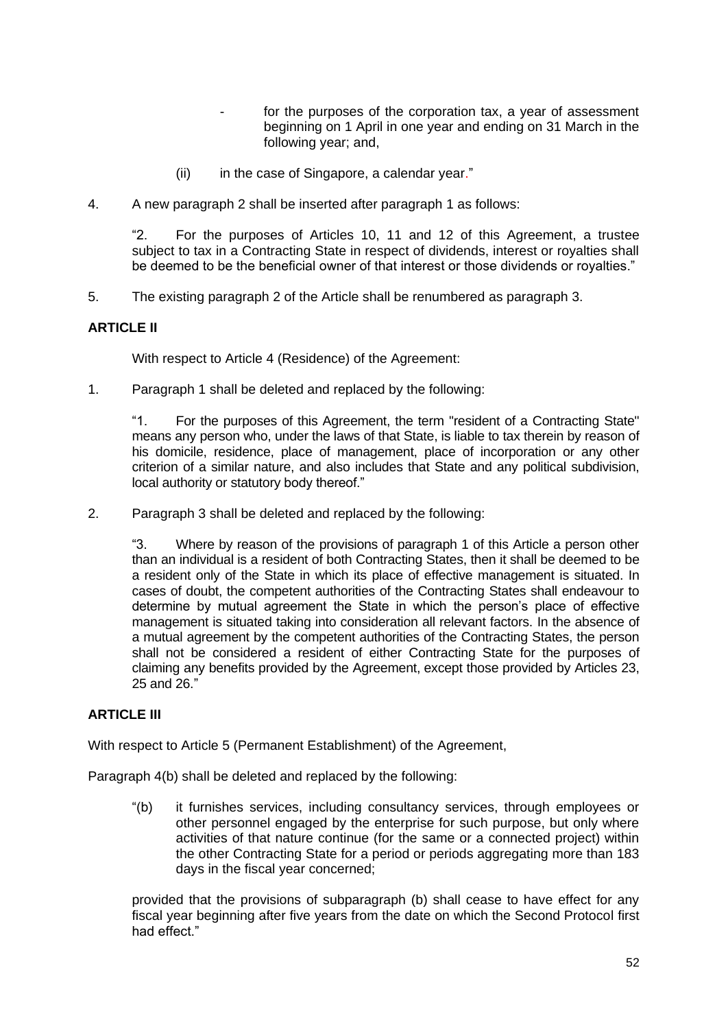- for the purposes of the corporation tax, a year of assessment beginning on 1 April in one year and ending on 31 March in the following year; and,

(ii) in the case of Singapore, a calendar year."

4. A new paragraph 2 shall be inserted after paragraph 1 as follows:

"2. For the purposes of Articles 10, 11 and 12 of this Agreement, a trustee subject to tax in a Contracting State in respect of dividends, interest or royalties shall be deemed to be the beneficial owner of that interest or those dividends or royalties."

5. The existing paragraph 2 of the Article shall be renumbered as paragraph 3.

**ARTICLE II**

With respect to Article 4 (Residence) of the Agreement:

1. Paragraph 1 shall be deleted and replaced by the following:

"1. For the purposes of this Agreement, the term "resident of a Contracting State" means any person who, under the laws of that State, is liable to tax therein by reason of his domicile, residence, place of management, place of incorporation or any other criterion of a similar nature, and also includes that State and any political subdivision, local authority or statutory body thereof."

2. Paragraph 3 shall be deleted and replaced by the following:

"3. Where by reason of the provisions of paragraph 1 of this Article a person other than an individual is a resident of both Contracting States, then it shall be deemed to be a resident only of the State in which its place of effective management is situated. In cases of doubt, the competent authorities of the Contracting States shall endeavour to determine by mutual agreement the State in which the person's place of effective management is situated taking into consideration all relevant factors. In the absence of a mutual agreement by the competent authorities of the Contracting States, the person shall not be considered a resident of either Contracting State for the purposes of claiming any benefits provided by the Agreement, except those provided by Articles 23, 25 and 26."

**ARTICLE III**

With respect to Article 5 (Permanent Establishment) of the Agreement,

Paragraph 4(b) shall be deleted and replaced by the following:

"(b) it furnishes services, including consultancy services, through employees or other personnel engaged by the enterprise for such purpose, but only where activities of that nature continue (for the same or a connected project) within the other Contracting State for a period or periods aggregating more than 183 days in the fiscal year concerned;

provided that the provisions of subparagraph (b) shall cease to have effect for any fiscal year beginning after five years from the date on which the Second Protocol first had effect."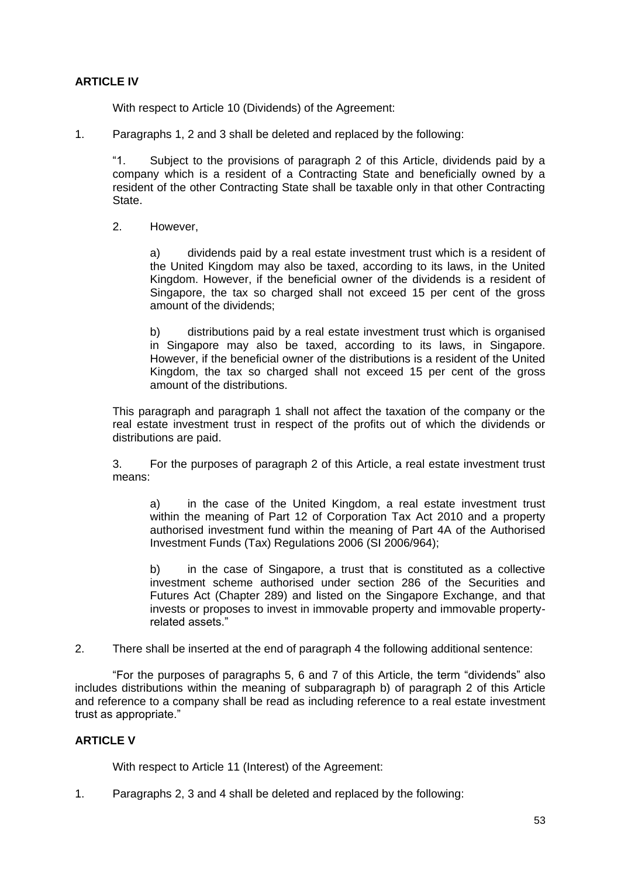**ARTICLE IV**

With respect to Article 10 (Dividends) of the Agreement:

1. Paragraphs 1, 2 and 3 shall be deleted and replaced by the following:

"1. Subject to the provisions of paragraph 2 of this Article, dividends paid by a company which is a resident of a Contracting State and beneficially owned by a resident of the other Contracting State shall be taxable only in that other Contracting State.

2. However,

a) dividends paid by a real estate investment trust which is a resident of the United Kingdom may also be taxed, according to its laws, in the United Kingdom. However, if the beneficial owner of the dividends is a resident of Singapore, the tax so charged shall not exceed 15 per cent of the gross amount of the dividends;

b) distributions paid by a real estate investment trust which is organised in Singapore may also be taxed, according to its laws, in Singapore. However, if the beneficial owner of the distributions is a resident of the United Kingdom, the tax so charged shall not exceed 15 per cent of the gross amount of the distributions.

This paragraph and paragraph 1 shall not affect the taxation of the company or the real estate investment trust in respect of the profits out of which the dividends or distributions are paid.

3. For the purposes of paragraph 2 of this Article, a real estate investment trust means:

a) in the case of the United Kingdom, a real estate investment trust within the meaning of Part 12 of Corporation Tax Act 2010 and a property authorised investment fund within the meaning of Part 4A of the Authorised Investment Funds (Tax) Regulations 2006 (SI 2006/964);

b) in the case of Singapore, a trust that is constituted as a collective investment scheme authorised under section 286 of the Securities and Futures Act (Chapter 289) and listed on the Singapore Exchange, and that invests or proposes to invest in immovable property and immovable property-related assets."

2. There shall be inserted at the end of paragraph 4 the following additional sentence:

"For the purposes of paragraphs 5, 6 and 7 of this Article, the term "dividends" also includes distributions within the meaning of subparagraph b) of paragraph 2 of this Article and reference to a company shall be read as including reference to a real estate investment trust as appropriate."

**ARTICLE V**

With respect to Article 11 (Interest) of the Agreement:

1. Paragraphs 2, 3 and 4 shall be deleted and replaced by the following: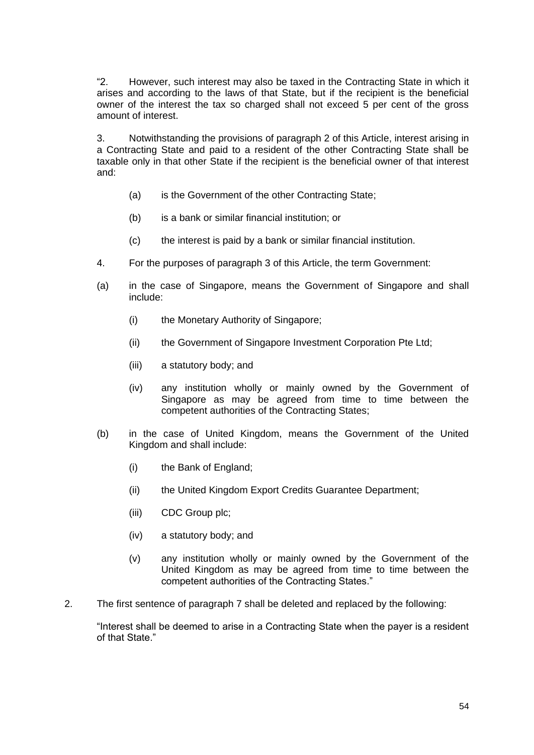"2. However, such interest may also be taxed in the Contracting State in which it arises and according to the laws of that State, but if the recipient is the beneficial owner of the interest the tax so charged shall not exceed 5 per cent of the gross amount of interest.

3. Notwithstanding the provisions of paragraph 2 of this Article, interest arising in a Contracting State and paid to a resident of the other Contracting State shall be taxable only in that other State if the recipient is the beneficial owner of that interest and:

- (a) is the Government of the other Contracting State;
- (b) is a bank or similar financial institution; or
- (c) the interest is paid by a bank or similar financial institution.

4. For the purposes of paragraph 3 of this Article, the term Government:

(a) in the case of Singapore, means the Government of Singapore and shall include:

- (i) the Monetary Authority of Singapore;
- (ii) the Government of Singapore Investment Corporation Pte Ltd;
- (iii) a statutory body; and
- (iv) any institution wholly or mainly owned by the Government of Singapore as may be agreed from time to time between the competent authorities of the Contracting States;

(b) in the case of United Kingdom, means the Government of the United Kingdom and shall include:

- (i) the Bank of England;
- (ii) the United Kingdom Export Credits Guarantee Department;
- (iii) CDC Group plc;
- (iv) a statutory body; and
- (v) any institution wholly or mainly owned by the Government of the United Kingdom as may be agreed from time to time between the competent authorities of the Contracting States."

2. The first sentence of paragraph 7 shall be deleted and replaced by the following:

"Interest shall be deemed to arise in a Contracting State when the payer is a resident of that State."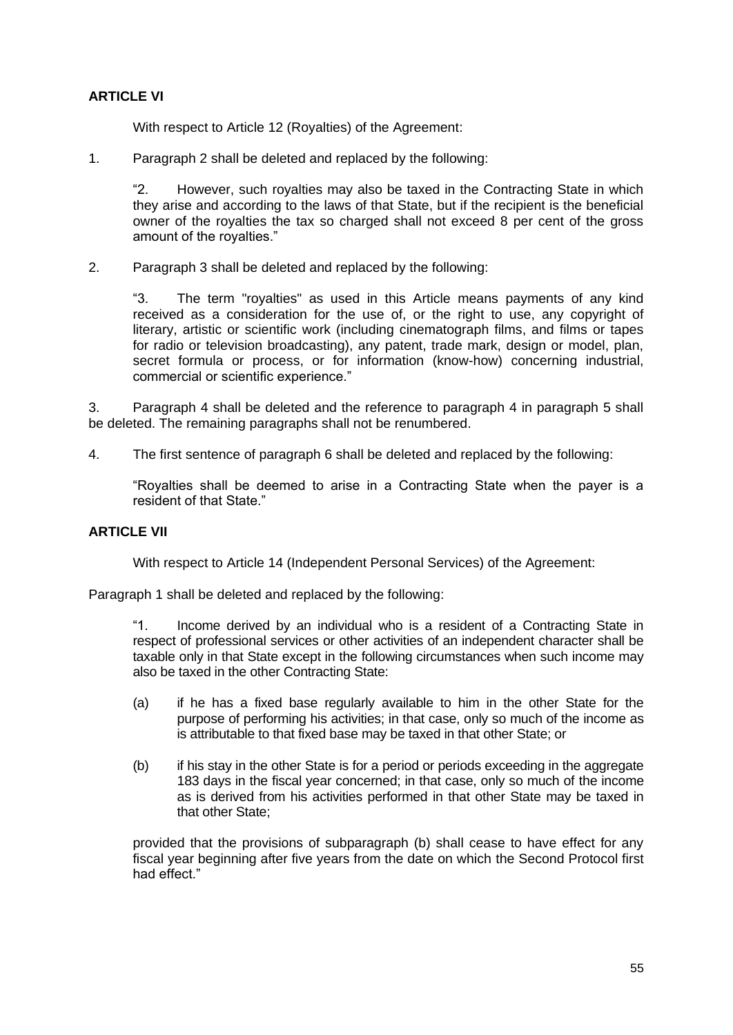**ARTICLE VI**

With respect to Article 12 (Royalties) of the Agreement:

1. Paragraph 2 shall be deleted and replaced by the following:

> "2. However, such royalties may also be taxed in the Contracting State in which they arise and according to the laws of that State, but if the recipient is the beneficial owner of the royalties the tax so charged shall not exceed 8 per cent of the gross amount of the royalties."

2. Paragraph 3 shall be deleted and replaced by the following:

> "3. The term "royalties" as used in this Article means payments of any kind received as a consideration for the use of, or the right to use, any copyright of literary, artistic or scientific work (including cinematograph films, and films or tapes for radio or television broadcasting), any patent, trade mark, design or model, plan, secret formula or process, or for information (know-how) concerning industrial, commercial or scientific experience."

3. Paragraph 4 shall be deleted and the reference to paragraph 4 in paragraph 5 shall be deleted. The remaining paragraphs shall not be renumbered.

4. The first sentence of paragraph 6 shall be deleted and replaced by the following:

> "Royalties shall be deemed to arise in a Contracting State when the payer is a resident of that State."

**ARTICLE VII**

With respect to Article 14 (Independent Personal Services) of the Agreement:

Paragraph 1 shall be deleted and replaced by the following:

> "1. Income derived by an individual who is a resident of a Contracting State in respect of professional services or other activities of an independent character shall be taxable only in that State except in the following circumstances when such income may also be taxed in the other Contracting State:
>
> (a) if he has a fixed base regularly available to him in the other State for the purpose of performing his activities; in that case, only so much of the income as is attributable to that fixed base may be taxed in that other State; or
>
> (b) if his stay in the other State is for a period or periods exceeding in the aggregate 183 days in the fiscal year concerned; in that case, only so much of the income as is derived from his activities performed in that other State may be taxed in that other State;
>
> provided that the provisions of subparagraph (b) shall cease to have effect for any fiscal year beginning after five years from the date on which the Second Protocol first had effect."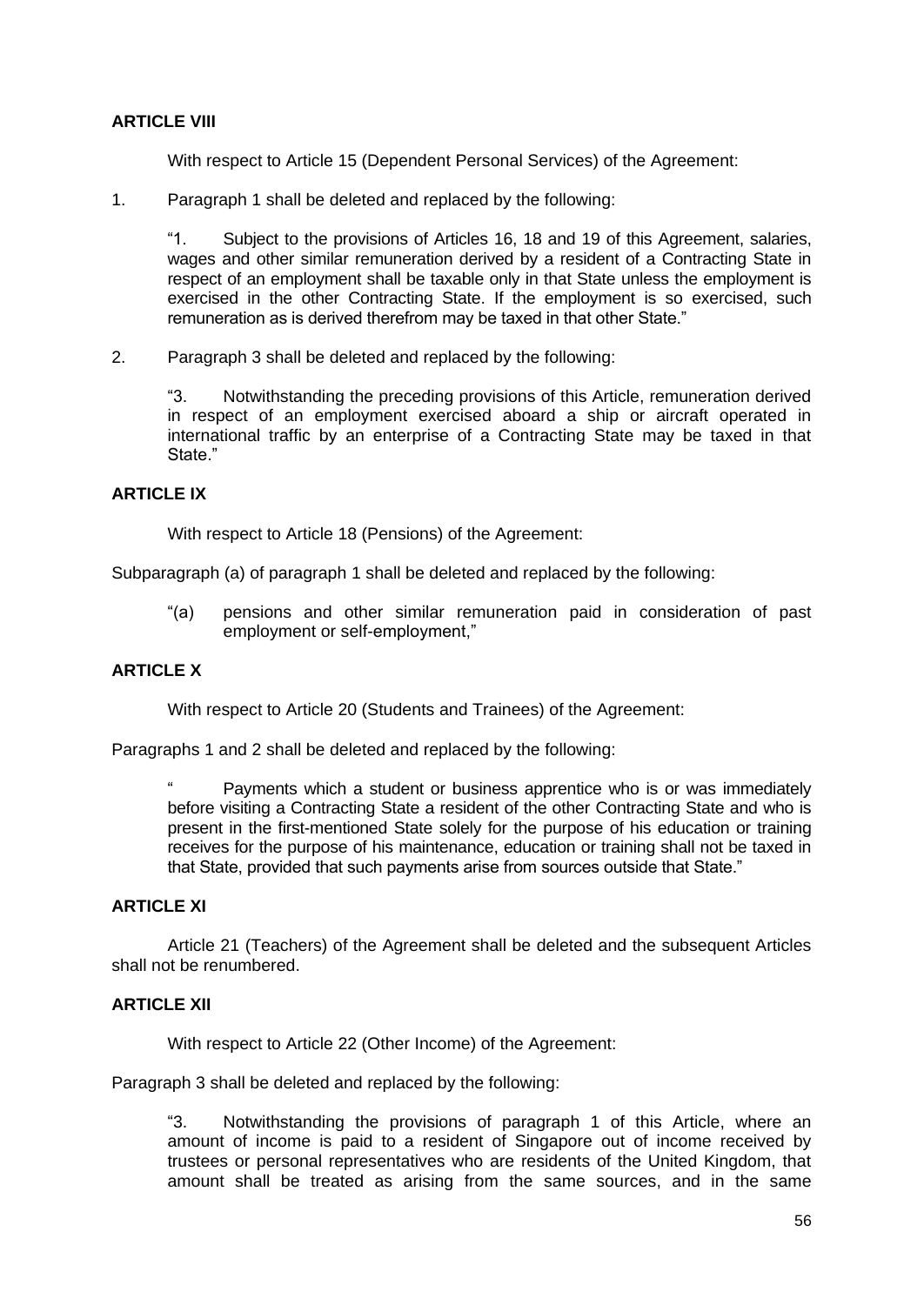**ARTICLE VIII**

With respect to Article 15 (Dependent Personal Services) of the Agreement:

1. Paragraph 1 shall be deleted and replaced by the following:

> "1. Subject to the provisions of Articles 16, 18 and 19 of this Agreement, salaries, wages and other similar remuneration derived by a resident of a Contracting State in respect of an employment shall be taxable only in that State unless the employment is exercised in the other Contracting State. If the employment is so exercised, such remuneration as is derived therefrom may be taxed in that other State."

2. Paragraph 3 shall be deleted and replaced by the following:

> "3. Notwithstanding the preceding provisions of this Article, remuneration derived in respect of an employment exercised aboard a ship or aircraft operated in international traffic by an enterprise of a Contracting State may be taxed in that State."

**ARTICLE IX**

With respect to Article 18 (Pensions) of the Agreement:

Subparagraph (a) of paragraph 1 shall be deleted and replaced by the following:

> "(a) pensions and other similar remuneration paid in consideration of past employment or self-employment,"

**ARTICLE X**

With respect to Article 20 (Students and Trainees) of the Agreement:

Paragraphs 1 and 2 shall be deleted and replaced by the following:

> " Payments which a student or business apprentice who is or was immediately before visiting a Contracting State a resident of the other Contracting State and who is present in the first-mentioned State solely for the purpose of his education or training receives for the purpose of his maintenance, education or training shall not be taxed in that State, provided that such payments arise from sources outside that State."

**ARTICLE XI**

Article 21 (Teachers) of the Agreement shall be deleted and the subsequent Articles shall not be renumbered.

**ARTICLE XII**

With respect to Article 22 (Other Income) of the Agreement:

Paragraph 3 shall be deleted and replaced by the following:

> "3. Notwithstanding the provisions of paragraph 1 of this Article, where an amount of income is paid to a resident of Singapore out of income received by trustees or personal representatives who are residents of the United Kingdom, that amount shall be treated as arising from the same sources, and in the same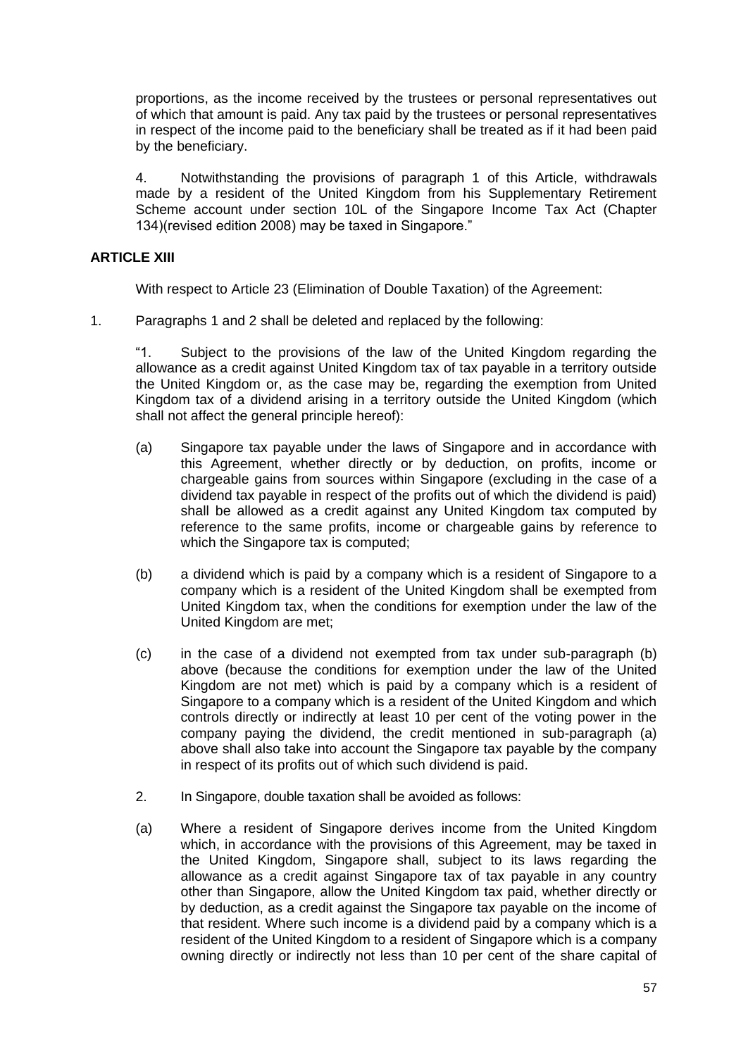proportions, as the income received by the trustees or personal representatives out of which that amount is paid. Any tax paid by the trustees or personal representatives in respect of the income paid to the beneficiary shall be treated as if it had been paid by the beneficiary.

4. Notwithstanding the provisions of paragraph 1 of this Article, withdrawals made by a resident of the United Kingdom from his Supplementary Retirement Scheme account under section 10L of the Singapore Income Tax Act (Chapter 134)(revised edition 2008) may be taxed in Singapore."

**ARTICLE XIII**

With respect to Article 23 (Elimination of Double Taxation) of the Agreement:

1. Paragraphs 1 and 2 shall be deleted and replaced by the following:

"1. Subject to the provisions of the law of the United Kingdom regarding the allowance as a credit against United Kingdom tax of tax payable in a territory outside the United Kingdom or, as the case may be, regarding the exemption from United Kingdom tax of a dividend arising in a territory outside the United Kingdom (which shall not affect the general principle hereof):

(a) Singapore tax payable under the laws of Singapore and in accordance with this Agreement, whether directly or by deduction, on profits, income or chargeable gains from sources within Singapore (excluding in the case of a dividend tax payable in respect of the profits out of which the dividend is paid) shall be allowed as a credit against any United Kingdom tax computed by reference to the same profits, income or chargeable gains by reference to which the Singapore tax is computed;

(b) a dividend which is paid by a company which is a resident of Singapore to a company which is a resident of the United Kingdom shall be exempted from United Kingdom tax, when the conditions for exemption under the law of the United Kingdom are met;

(c) in the case of a dividend not exempted from tax under sub-paragraph (b) above (because the conditions for exemption under the law of the United Kingdom are not met) which is paid by a company which is a resident of Singapore to a company which is a resident of the United Kingdom and which controls directly or indirectly at least 10 per cent of the voting power in the company paying the dividend, the credit mentioned in sub-paragraph (a) above shall also take into account the Singapore tax payable by the company in respect of its profits out of which such dividend is paid.

2. In Singapore, double taxation shall be avoided as follows:

(a) Where a resident of Singapore derives income from the United Kingdom which, in accordance with the provisions of this Agreement, may be taxed in the United Kingdom, Singapore shall, subject to its laws regarding the allowance as a credit against Singapore tax of tax payable in any country other than Singapore, allow the United Kingdom tax paid, whether directly or by deduction, as a credit against the Singapore tax payable on the income of that resident. Where such income is a dividend paid by a company which is a resident of the United Kingdom to a resident of Singapore which is a company owning directly or indirectly not less than 10 per cent of the share capital of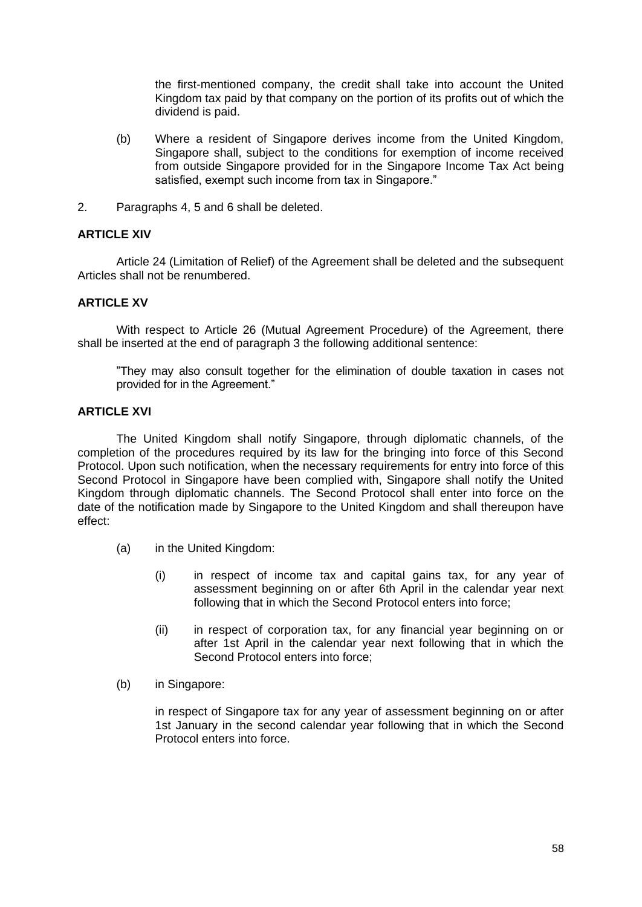the first-mentioned company, the credit shall take into account the United Kingdom tax paid by that company on the portion of its profits out of which the dividend is paid.

(b) Where a resident of Singapore derives income from the United Kingdom, Singapore shall, subject to the conditions for exemption of income received from outside Singapore provided for in the Singapore Income Tax Act being satisfied, exempt such income from tax in Singapore."

2. Paragraphs 4, 5 and 6 shall be deleted.

**ARTICLE XIV**

Article 24 (Limitation of Relief) of the Agreement shall be deleted and the subsequent Articles shall not be renumbered.

**ARTICLE XV**

With respect to Article 26 (Mutual Agreement Procedure) of the Agreement, there shall be inserted at the end of paragraph 3 the following additional sentence:

"They may also consult together for the elimination of double taxation in cases not provided for in the Agreement."

**ARTICLE XVI**

The United Kingdom shall notify Singapore, through diplomatic channels, of the completion of the procedures required by its law for the bringing into force of this Second Protocol. Upon such notification, when the necessary requirements for entry into force of this Second Protocol in Singapore have been complied with, Singapore shall notify the United Kingdom through diplomatic channels. The Second Protocol shall enter into force on the date of the notification made by Singapore to the United Kingdom and shall thereupon have effect:

(a) in the United Kingdom:

(i) in respect of income tax and capital gains tax, for any year of assessment beginning on or after 6th April in the calendar year next following that in which the Second Protocol enters into force;

(ii) in respect of corporation tax, for any financial year beginning on or after 1st April in the calendar year next following that in which the Second Protocol enters into force;

(b) in Singapore:

in respect of Singapore tax for any year of assessment beginning on or after 1st January in the second calendar year following that in which the Second Protocol enters into force.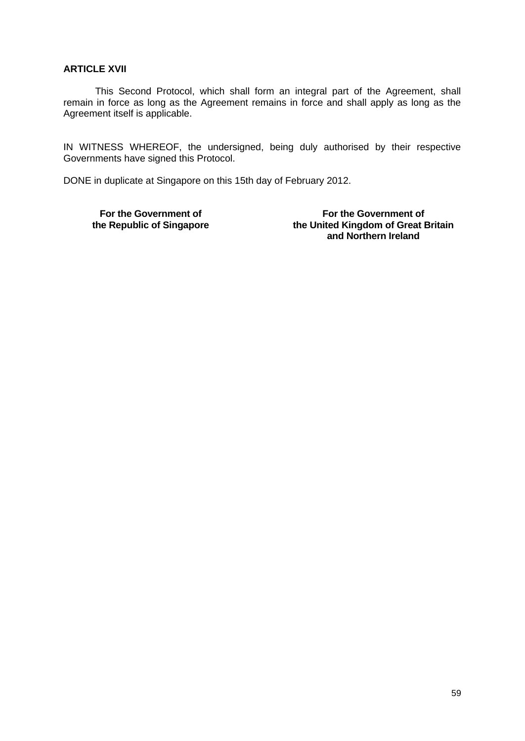**ARTICLE XVII**

This Second Protocol, which shall form an integral part of the Agreement, shall remain in force as long as the Agreement remains in force and shall apply as long as the Agreement itself is applicable.

IN WITNESS WHEREOF, the undersigned, being duly authorised by their respective Governments have signed this Protocol.

DONE in duplicate at Singapore on this 15th day of February 2012.

| **For the Government of the Republic of Singapore** | **For the Government of the United Kingdom of Great Britain and Northern Ireland** |
| --- | --- |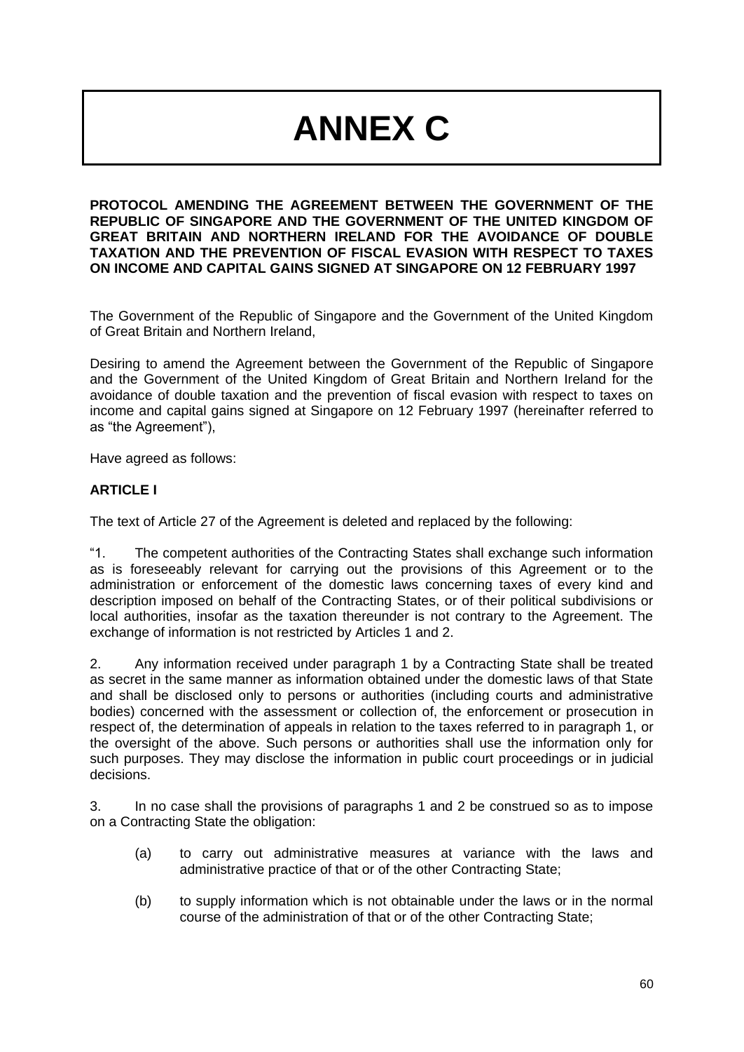# ANNEX C

**PROTOCOL AMENDING THE AGREEMENT BETWEEN THE GOVERNMENT OF THE REPUBLIC OF SINGAPORE AND THE GOVERNMENT OF THE UNITED KINGDOM OF GREAT BRITAIN AND NORTHERN IRELAND FOR THE AVOIDANCE OF DOUBLE TAXATION AND THE PREVENTION OF FISCAL EVASION WITH RESPECT TO TAXES ON INCOME AND CAPITAL GAINS SIGNED AT SINGAPORE ON 12 FEBRUARY 1997**

The Government of the Republic of Singapore and the Government of the United Kingdom of Great Britain and Northern Ireland,

Desiring to amend the Agreement between the Government of the Republic of Singapore and the Government of the United Kingdom of Great Britain and Northern Ireland for the avoidance of double taxation and the prevention of fiscal evasion with respect to taxes on income and capital gains signed at Singapore on 12 February 1997 (hereinafter referred to as "the Agreement"),

Have agreed as follows:

**ARTICLE I**

The text of Article 27 of the Agreement is deleted and replaced by the following:

"1. The competent authorities of the Contracting States shall exchange such information as is foreseeably relevant for carrying out the provisions of this Agreement or to the administration or enforcement of the domestic laws concerning taxes of every kind and description imposed on behalf of the Contracting States, or of their political subdivisions or local authorities, insofar as the taxation thereunder is not contrary to the Agreement. The exchange of information is not restricted by Articles 1 and 2.

2. Any information received under paragraph 1 by a Contracting State shall be treated as secret in the same manner as information obtained under the domestic laws of that State and shall be disclosed only to persons or authorities (including courts and administrative bodies) concerned with the assessment or collection of, the enforcement or prosecution in respect of, the determination of appeals in relation to the taxes referred to in paragraph 1, or the oversight of the above. Such persons or authorities shall use the information only for such purposes. They may disclose the information in public court proceedings or in judicial decisions.

3. In no case shall the provisions of paragraphs 1 and 2 be construed so as to impose on a Contracting State the obligation:

(a) to carry out administrative measures at variance with the laws and administrative practice of that or of the other Contracting State;

(b) to supply information which is not obtainable under the laws or in the normal course of the administration of that or of the other Contracting State;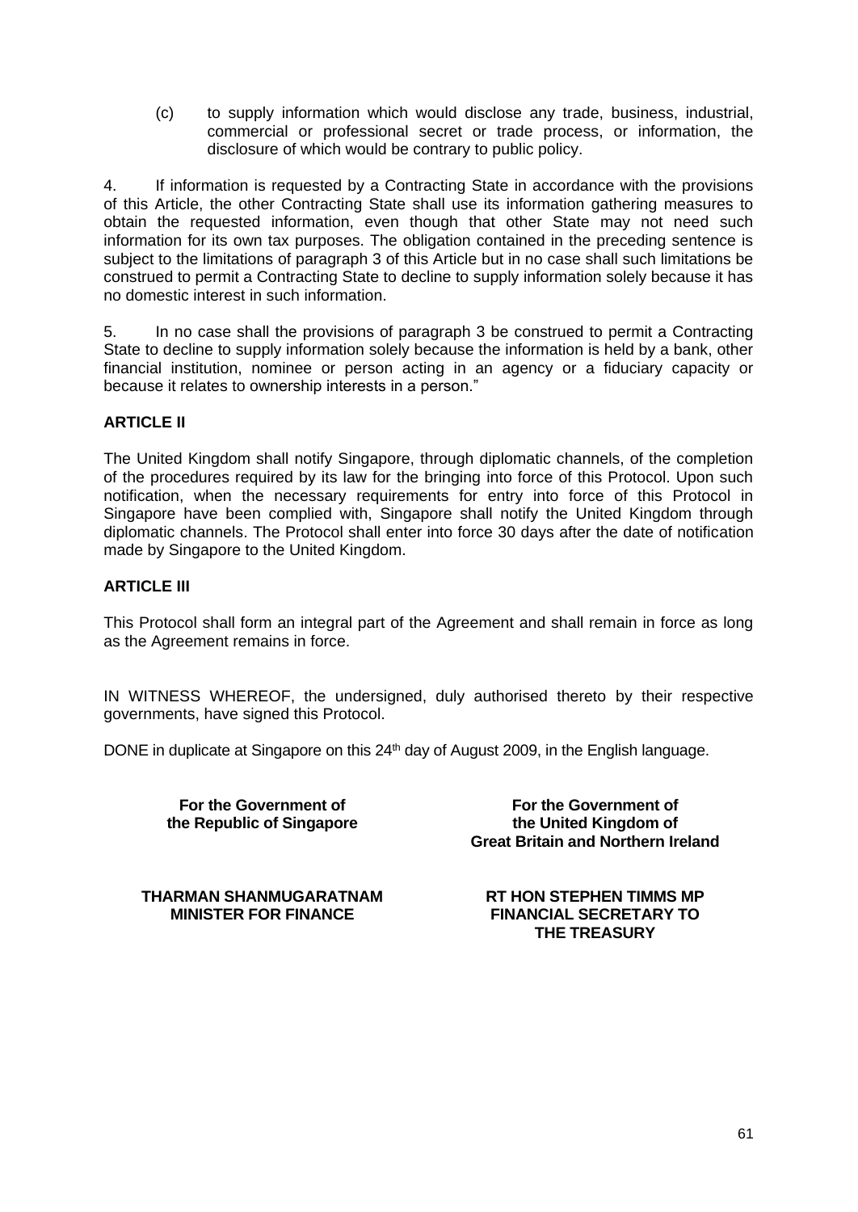(c) to supply information which would disclose any trade, business, industrial, commercial or professional secret or trade process, or information, the disclosure of which would be contrary to public policy.

4. If information is requested by a Contracting State in accordance with the provisions of this Article, the other Contracting State shall use its information gathering measures to obtain the requested information, even though that other State may not need such information for its own tax purposes. The obligation contained in the preceding sentence is subject to the limitations of paragraph 3 of this Article but in no case shall such limitations be construed to permit a Contracting State to decline to supply information solely because it has no domestic interest in such information.

5. In no case shall the provisions of paragraph 3 be construed to permit a Contracting State to decline to supply information solely because the information is held by a bank, other financial institution, nominee or person acting in an agency or a fiduciary capacity or because it relates to ownership interests in a person."

**ARTICLE II**

The United Kingdom shall notify Singapore, through diplomatic channels, of the completion of the procedures required by its law for the bringing into force of this Protocol. Upon such notification, when the necessary requirements for entry into force of this Protocol in Singapore have been complied with, Singapore shall notify the United Kingdom through diplomatic channels. The Protocol shall enter into force 30 days after the date of notification made by Singapore to the United Kingdom.

**ARTICLE III**

This Protocol shall form an integral part of the Agreement and shall remain in force as long as the Agreement remains in force.

IN WITNESS WHEREOF, the undersigned, duly authorised thereto by their respective governments, have signed this Protocol.

DONE in duplicate at Singapore on this 24th day of August 2009, in the English language.

**For the Government of the Republic of Singapore**

**THARMAN SHANMUGARATNAM**
**MINISTER FOR FINANCE**

**For the Government of the United Kingdom of Great Britain and Northern Ireland**

**RT HON STEPHEN TIMMS MP**
**FINANCIAL SECRETARY TO THE TREASURY**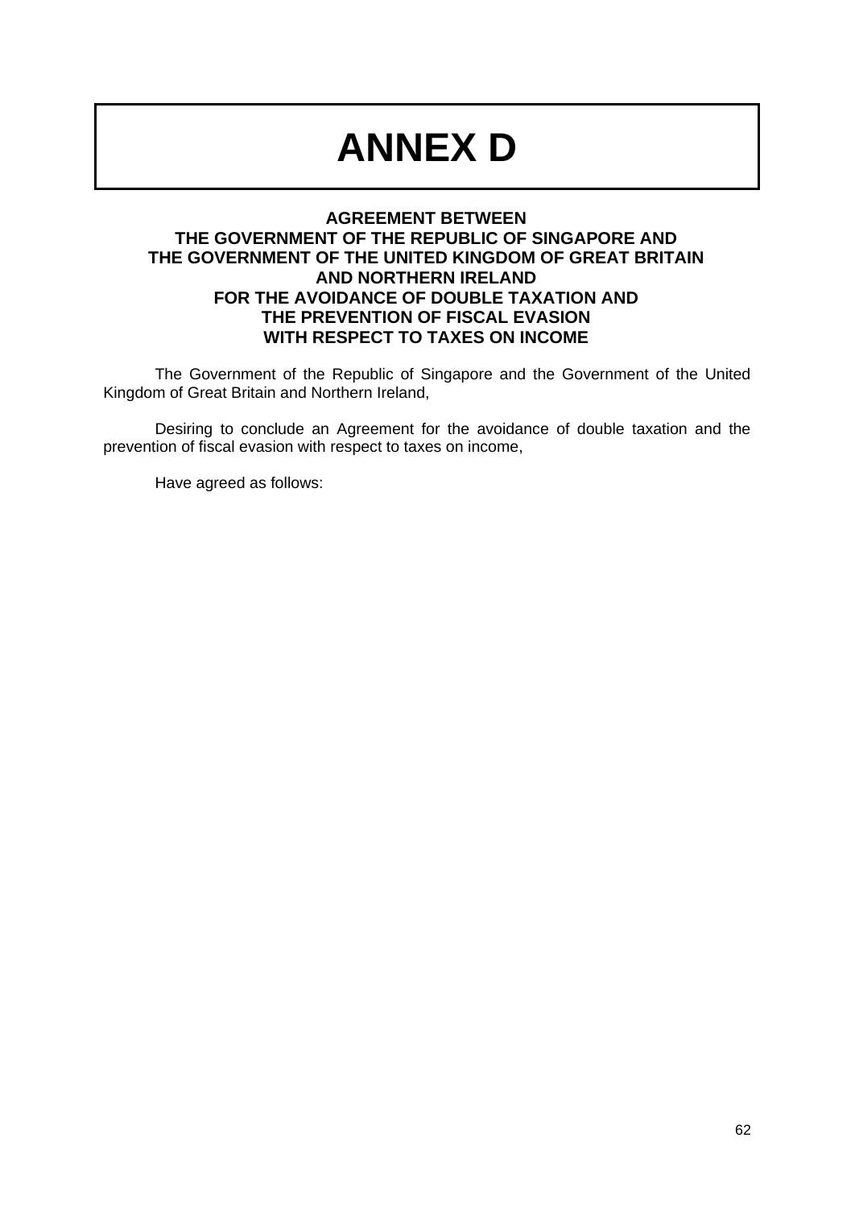# ANNEX D

## AGREEMENT BETWEEN THE GOVERNMENT OF THE REPUBLIC OF SINGAPORE AND THE GOVERNMENT OF THE UNITED KINGDOM OF GREAT BRITAIN AND NORTHERN IRELAND FOR THE AVOIDANCE OF DOUBLE TAXATION AND THE PREVENTION OF FISCAL EVASION WITH RESPECT TO TAXES ON INCOME

The Government of the Republic of Singapore and the Government of the United Kingdom of Great Britain and Northern Ireland,

Desiring to conclude an Agreement for the avoidance of double taxation and the prevention of fiscal evasion with respect to taxes on income,

Have agreed as follows: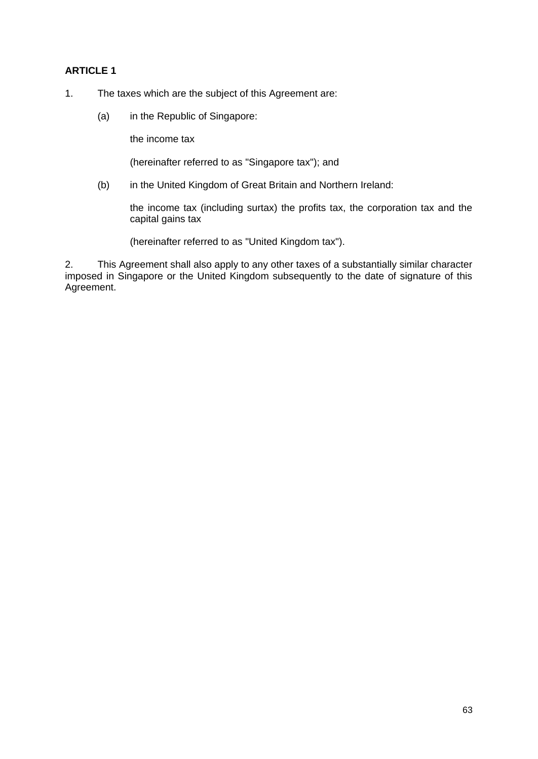**ARTICLE 1**

1. The taxes which are the subject of this Agreement are:

   (a) in the Republic of Singapore:

   the income tax

   (hereinafter referred to as "Singapore tax"); and

   (b) in the United Kingdom of Great Britain and Northern Ireland:

   the income tax (including surtax) the profits tax, the corporation tax and the capital gains tax

   (hereinafter referred to as "United Kingdom tax").

2. This Agreement shall also apply to any other taxes of a substantially similar character imposed in Singapore or the United Kingdom subsequently to the date of signature of this Agreement.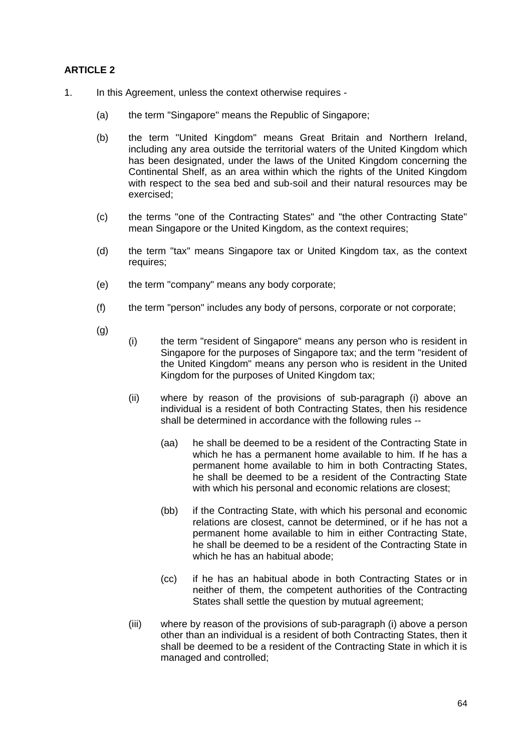**ARTICLE 2**

1. In this Agreement, unless the context otherwise requires -

   (a) the term "Singapore" means the Republic of Singapore;

   (b) the term "United Kingdom" means Great Britain and Northern Ireland, including any area outside the territorial waters of the United Kingdom which has been designated, under the laws of the United Kingdom concerning the Continental Shelf, as an area within which the rights of the United Kingdom with respect to the sea bed and sub-soil and their natural resources may be exercised;

   (c) the terms "one of the Contracting States" and "the other Contracting State" mean Singapore or the United Kingdom, as the context requires;

   (d) the term "tax" means Singapore tax or United Kingdom tax, as the context requires;

   (e) the term "company" means any body corporate;

   (f) the term "person" includes any body of persons, corporate or not corporate;

   (g)

      (i) the term "resident of Singapore" means any person who is resident in Singapore for the purposes of Singapore tax; and the term "resident of the United Kingdom" means any person who is resident in the United Kingdom for the purposes of United Kingdom tax;

      (ii) where by reason of the provisions of sub-paragraph (i) above an individual is a resident of both Contracting States, then his residence shall be determined in accordance with the following rules --

         (aa) he shall be deemed to be a resident of the Contracting State in which he has a permanent home available to him. If he has a permanent home available to him in both Contracting States, he shall be deemed to be a resident of the Contracting State with which his personal and economic relations are closest;

         (bb) if the Contracting State, with which his personal and economic relations are closest, cannot be determined, or if he has not a permanent home available to him in either Contracting State, he shall be deemed to be a resident of the Contracting State in which he has an habitual abode;

         (cc) if he has an habitual abode in both Contracting States or in neither of them, the competent authorities of the Contracting States shall settle the question by mutual agreement;

      (iii) where by reason of the provisions of sub-paragraph (i) above a person other than an individual is a resident of both Contracting States, then it shall be deemed to be a resident of the Contracting State in which it is managed and controlled;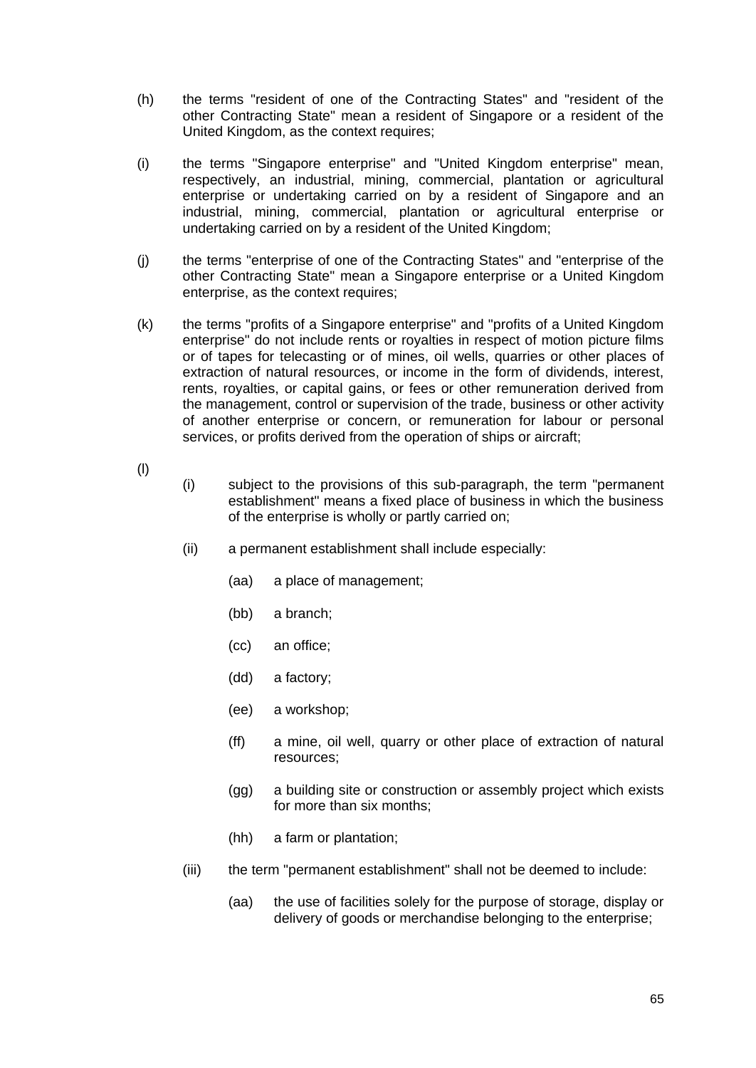(h) the terms "resident of one of the Contracting States" and "resident of the other Contracting State" mean a resident of Singapore or a resident of the United Kingdom, as the context requires;

(i) the terms "Singapore enterprise" and "United Kingdom enterprise" mean, respectively, an industrial, mining, commercial, plantation or agricultural enterprise or undertaking carried on by a resident of Singapore and an industrial, mining, commercial, plantation or agricultural enterprise or undertaking carried on by a resident of the United Kingdom;

(j) the terms "enterprise of one of the Contracting States" and "enterprise of the other Contracting State" mean a Singapore enterprise or a United Kingdom enterprise, as the context requires;

(k) the terms "profits of a Singapore enterprise" and "profits of a United Kingdom enterprise" do not include rents or royalties in respect of motion picture films or of tapes for telecasting or of mines, oil wells, quarries or other places of extraction of natural resources, or income in the form of dividends, interest, rents, royalties, or capital gains, or fees or other remuneration derived from the management, control or supervision of the trade, business or other activity of another enterprise or concern, or remuneration for labour or personal services, or profits derived from the operation of ships or aircraft;

(l)

- (i) subject to the provisions of this sub-paragraph, the term "permanent establishment" means a fixed place of business in which the business of the enterprise is wholly or partly carried on;

- (ii) a permanent establishment shall include especially:

  - (aa) a place of management;
  - (bb) a branch;
  - (cc) an office;
  - (dd) a factory;
  - (ee) a workshop;
  - (ff) a mine, oil well, quarry or other place of extraction of natural resources;
  - (gg) a building site or construction or assembly project which exists for more than six months;
  - (hh) a farm or plantation;

- (iii) the term "permanent establishment" shall not be deemed to include:

  - (aa) the use of facilities solely for the purpose of storage, display or delivery of goods or merchandise belonging to the enterprise;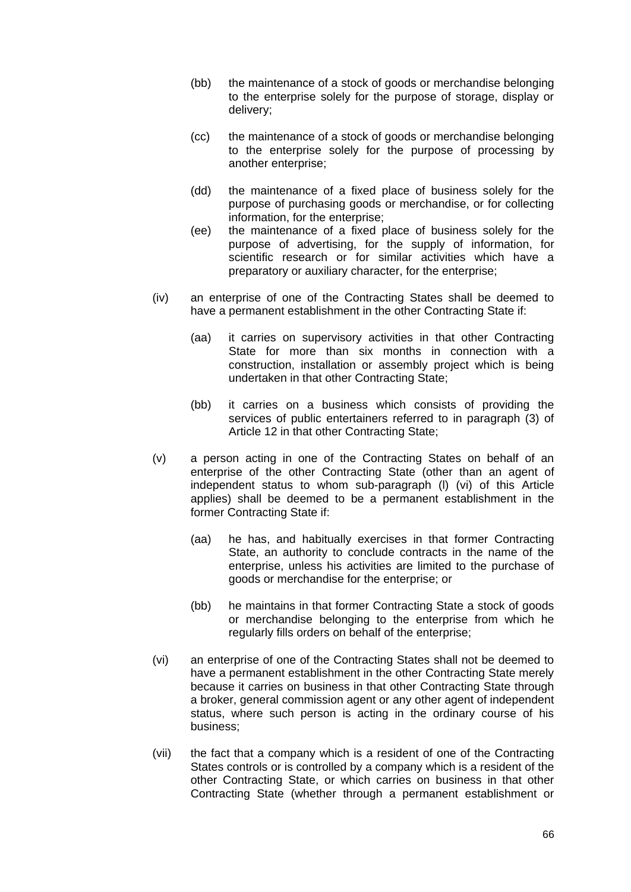(bb) the maintenance of a stock of goods or merchandise belonging to the enterprise solely for the purpose of storage, display or delivery;

(cc) the maintenance of a stock of goods or merchandise belonging to the enterprise solely for the purpose of processing by another enterprise;

(dd) the maintenance of a fixed place of business solely for the purpose of purchasing goods or merchandise, or for collecting information, for the enterprise;

(ee) the maintenance of a fixed place of business solely for the purpose of advertising, for the supply of information, for scientific research or for similar activities which have a preparatory or auxiliary character, for the enterprise;

(iv) an enterprise of one of the Contracting States shall be deemed to have a permanent establishment in the other Contracting State if:

(aa) it carries on supervisory activities in that other Contracting State for more than six months in connection with a construction, installation or assembly project which is being undertaken in that other Contracting State;

(bb) it carries on a business which consists of providing the services of public entertainers referred to in paragraph (3) of Article 12 in that other Contracting State;

(v) a person acting in one of the Contracting States on behalf of an enterprise of the other Contracting State (other than an agent of independent status to whom sub-paragraph (l) (vi) of this Article applies) shall be deemed to be a permanent establishment in the former Contracting State if:

(aa) he has, and habitually exercises in that former Contracting State, an authority to conclude contracts in the name of the enterprise, unless his activities are limited to the purchase of goods or merchandise for the enterprise; or

(bb) he maintains in that former Contracting State a stock of goods or merchandise belonging to the enterprise from which he regularly fills orders on behalf of the enterprise;

(vi) an enterprise of one of the Contracting States shall not be deemed to have a permanent establishment in the other Contracting State merely because it carries on business in that other Contracting State through a broker, general commission agent or any other agent of independent status, where such person is acting in the ordinary course of his business;

(vii) the fact that a company which is a resident of one of the Contracting States controls or is controlled by a company which is a resident of the other Contracting State, or which carries on business in that other Contracting State (whether through a permanent establishment or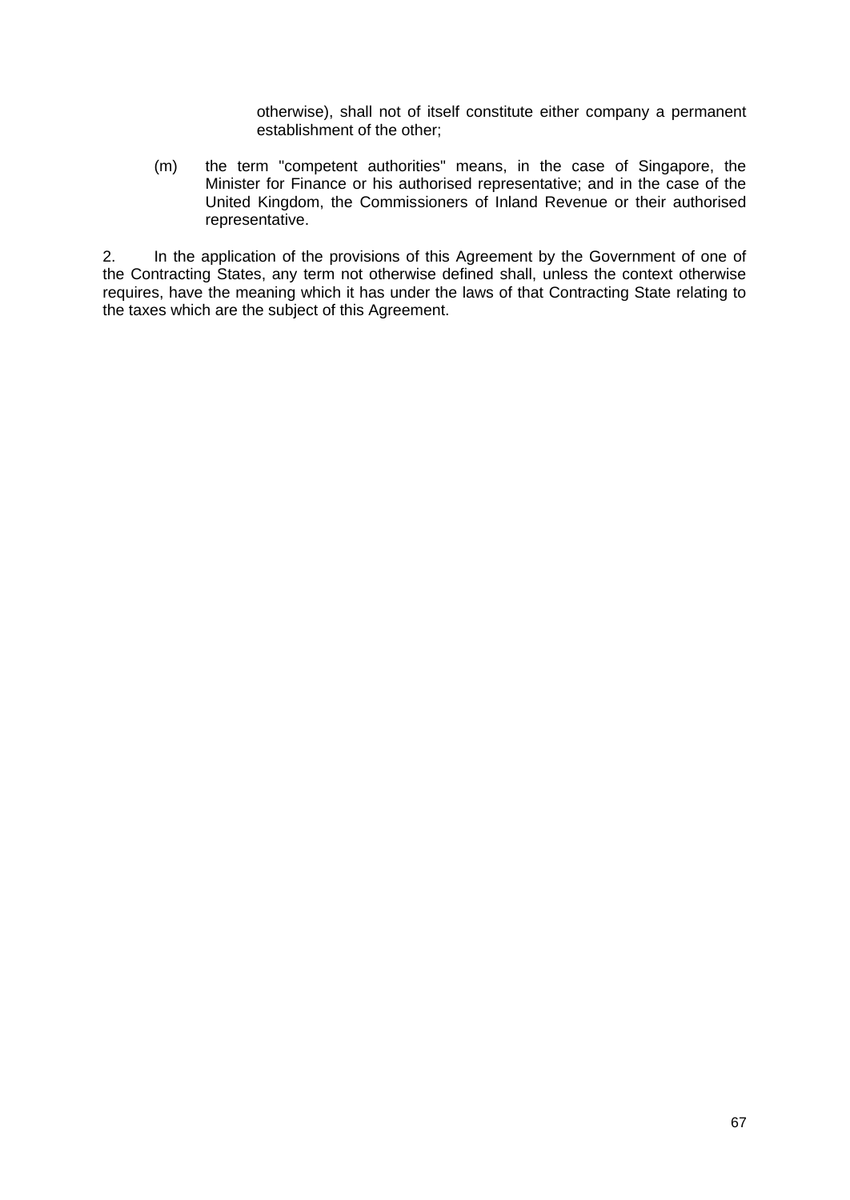otherwise), shall not of itself constitute either company a permanent establishment of the other;

(m) the term "competent authorities" means, in the case of Singapore, the Minister for Finance or his authorised representative; and in the case of the United Kingdom, the Commissioners of Inland Revenue or their authorised representative.

2. In the application of the provisions of this Agreement by the Government of one of the Contracting States, any term not otherwise defined shall, unless the context otherwise requires, have the meaning which it has under the laws of that Contracting State relating to the taxes which are the subject of this Agreement.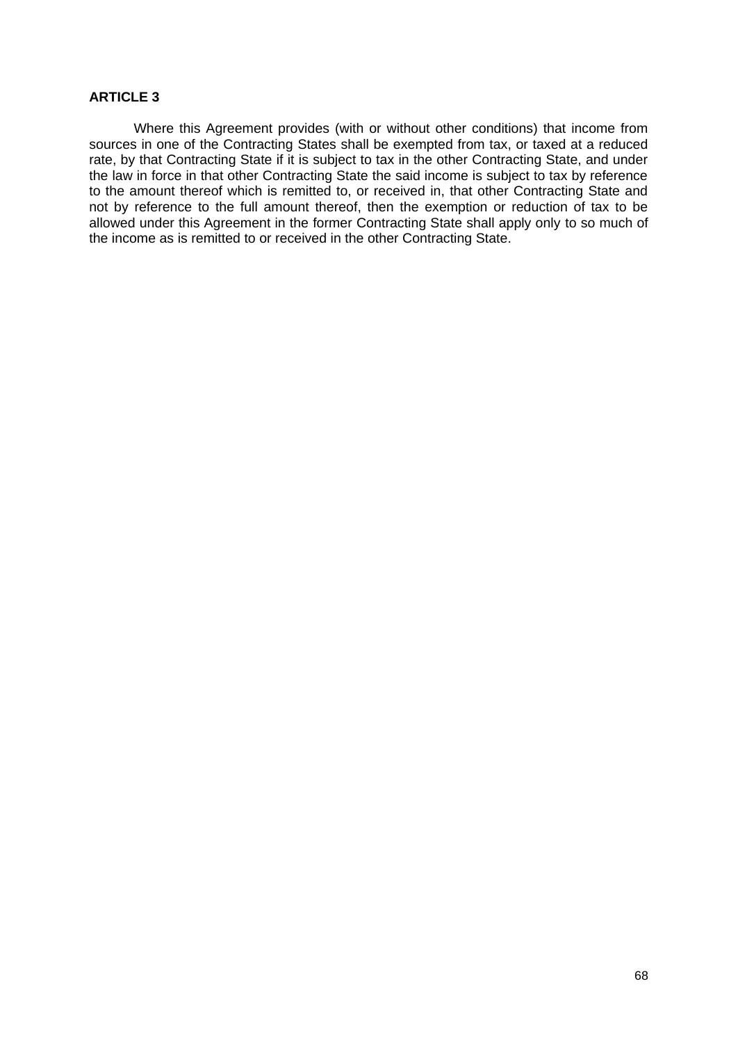**ARTICLE 3**

Where this Agreement provides (with or without other conditions) that income from sources in one of the Contracting States shall be exempted from tax, or taxed at a reduced rate, by that Contracting State if it is subject to tax in the other Contracting State, and under the law in force in that other Contracting State the said income is subject to tax by reference to the amount thereof which is remitted to, or received in, that other Contracting State and not by reference to the full amount thereof, then the exemption or reduction of tax to be allowed under this Agreement in the former Contracting State shall apply only to so much of the income as is remitted to or received in the other Contracting State.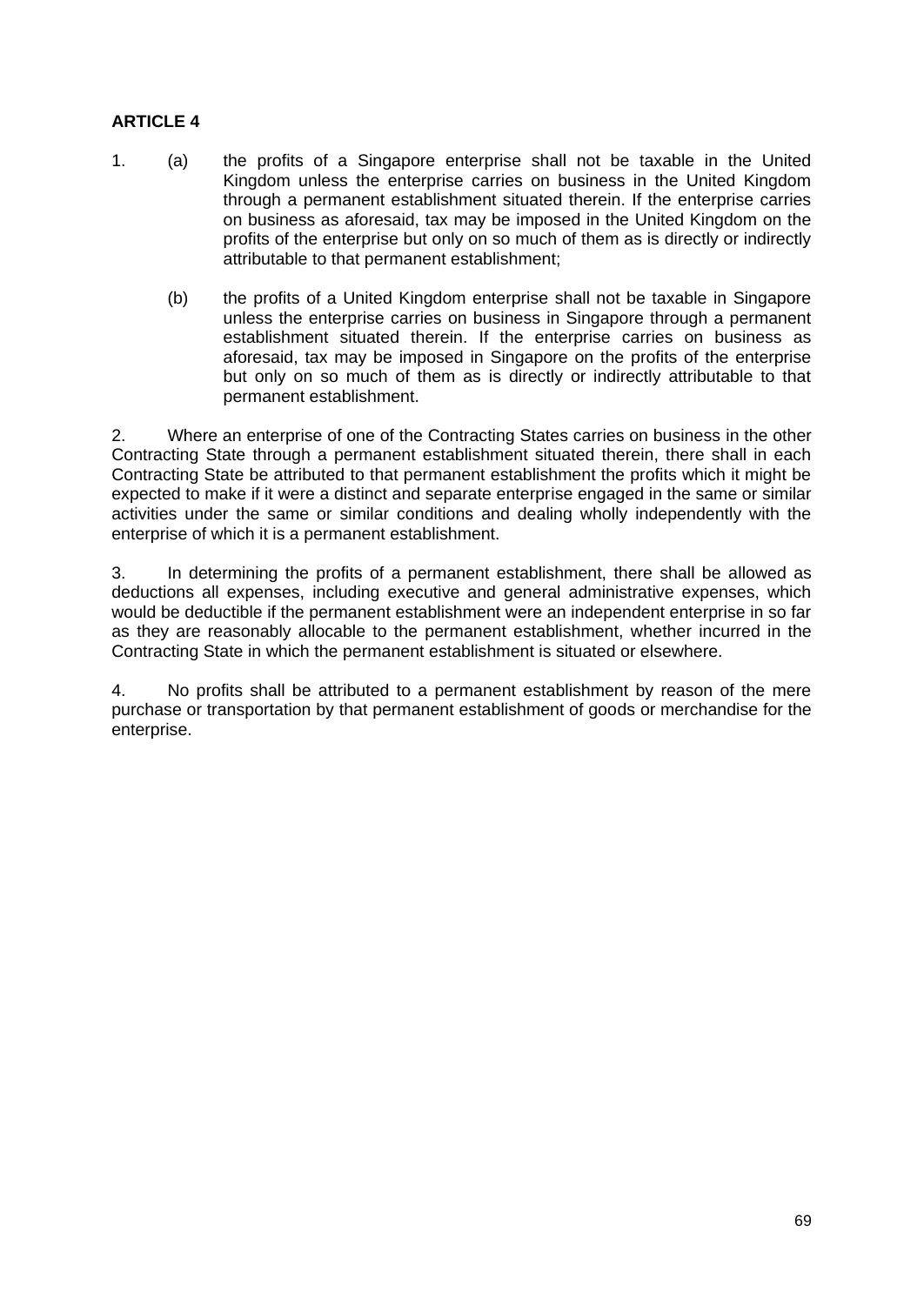**ARTICLE 4**

1. (a) the profits of a Singapore enterprise shall not be taxable in the United Kingdom unless the enterprise carries on business in the United Kingdom through a permanent establishment situated therein. If the enterprise carries on business as aforesaid, tax may be imposed in the United Kingdom on the profits of the enterprise but only on so much of them as is directly or indirectly attributable to that permanent establishment;

   (b) the profits of a United Kingdom enterprise shall not be taxable in Singapore unless the enterprise carries on business in Singapore through a permanent establishment situated therein. If the enterprise carries on business as aforesaid, tax may be imposed in Singapore on the profits of the enterprise but only on so much of them as is directly or indirectly attributable to that permanent establishment.

2. Where an enterprise of one of the Contracting States carries on business in the other Contracting State through a permanent establishment situated therein, there shall in each Contracting State be attributed to that permanent establishment the profits which it might be expected to make if it were a distinct and separate enterprise engaged in the same or similar activities under the same or similar conditions and dealing wholly independently with the enterprise of which it is a permanent establishment.

3. In determining the profits of a permanent establishment, there shall be allowed as deductions all expenses, including executive and general administrative expenses, which would be deductible if the permanent establishment were an independent enterprise in so far as they are reasonably allocable to the permanent establishment, whether incurred in the Contracting State in which the permanent establishment is situated or elsewhere.

4. No profits shall be attributed to a permanent establishment by reason of the mere purchase or transportation by that permanent establishment of goods or merchandise for the enterprise.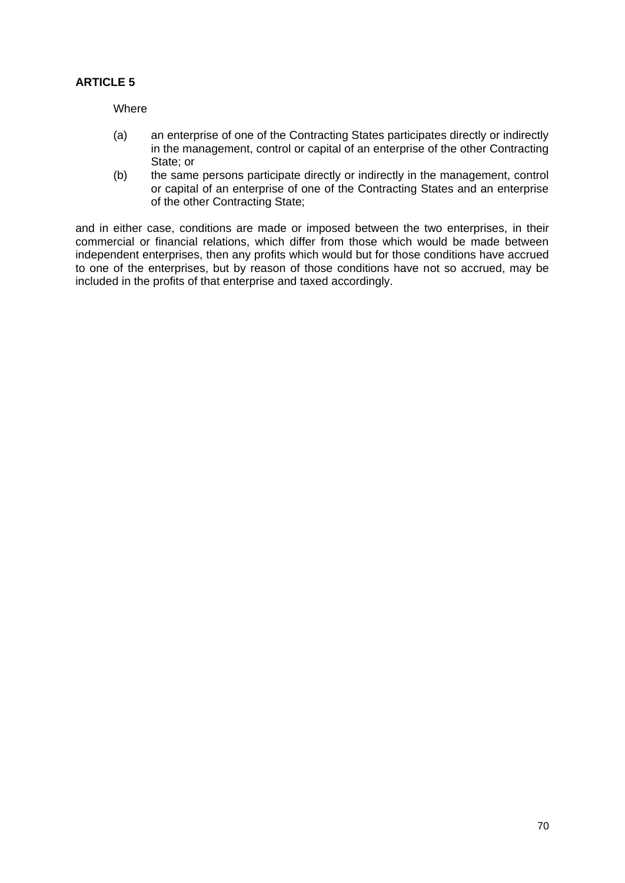**ARTICLE 5**

Where

(a) an enterprise of one of the Contracting States participates directly or indirectly in the management, control or capital of an enterprise of the other Contracting State; or

(b) the same persons participate directly or indirectly in the management, control or capital of an enterprise of one of the Contracting States and an enterprise of the other Contracting State;

and in either case, conditions are made or imposed between the two enterprises, in their commercial or financial relations, which differ from those which would be made between independent enterprises, then any profits which would but for those conditions have accrued to one of the enterprises, but by reason of those conditions have not so accrued, may be included in the profits of that enterprise and taxed accordingly.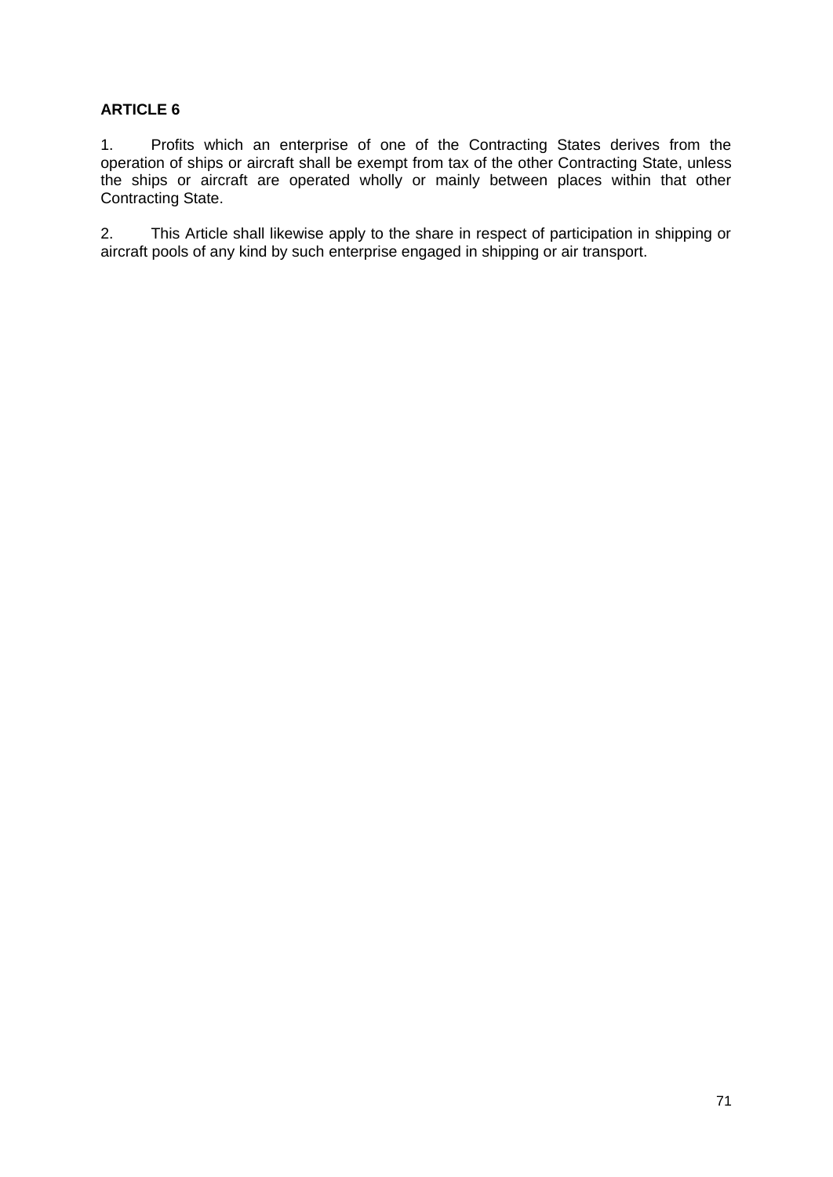**ARTICLE 6**

1. Profits which an enterprise of one of the Contracting States derives from the operation of ships or aircraft shall be exempt from tax of the other Contracting State, unless the ships or aircraft are operated wholly or mainly between places within that other Contracting State.

2. This Article shall likewise apply to the share in respect of participation in shipping or aircraft pools of any kind by such enterprise engaged in shipping or air transport.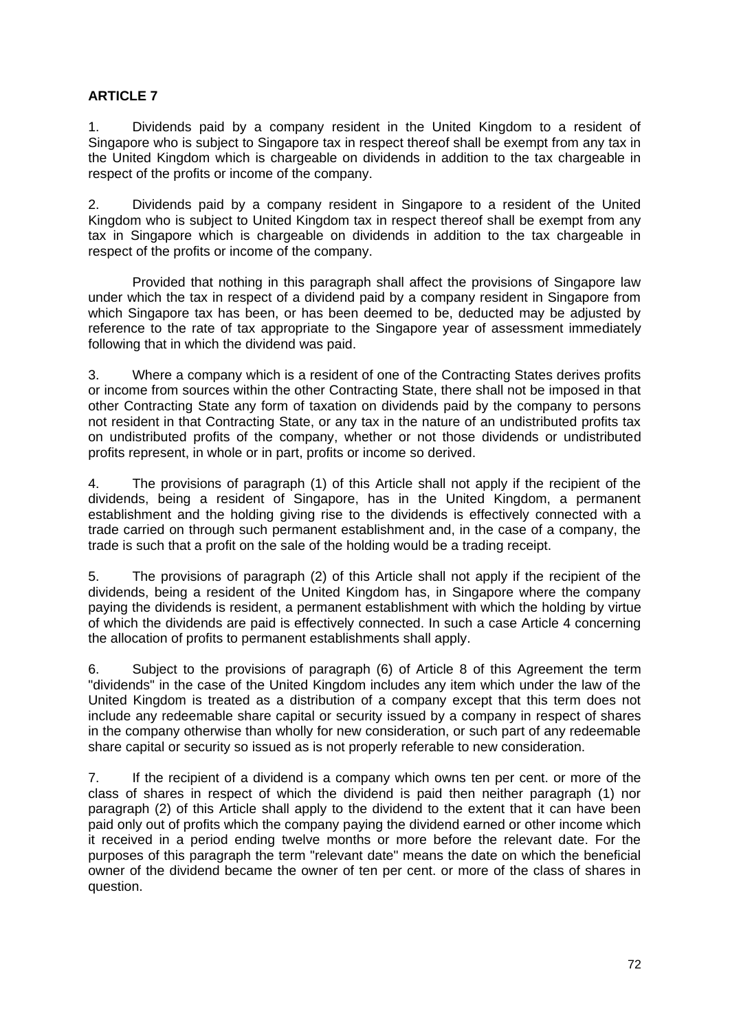**ARTICLE 7**

1. Dividends paid by a company resident in the United Kingdom to a resident of Singapore who is subject to Singapore tax in respect thereof shall be exempt from any tax in the United Kingdom which is chargeable on dividends in addition to the tax chargeable in respect of the profits or income of the company.

2. Dividends paid by a company resident in Singapore to a resident of the United Kingdom who is subject to United Kingdom tax in respect thereof shall be exempt from any tax in Singapore which is chargeable on dividends in addition to the tax chargeable in respect of the profits or income of the company.

Provided that nothing in this paragraph shall affect the provisions of Singapore law under which the tax in respect of a dividend paid by a company resident in Singapore from which Singapore tax has been, or has been deemed to be, deducted may be adjusted by reference to the rate of tax appropriate to the Singapore year of assessment immediately following that in which the dividend was paid.

3. Where a company which is a resident of one of the Contracting States derives profits or income from sources within the other Contracting State, there shall not be imposed in that other Contracting State any form of taxation on dividends paid by the company to persons not resident in that Contracting State, or any tax in the nature of an undistributed profits tax on undistributed profits of the company, whether or not those dividends or undistributed profits represent, in whole or in part, profits or income so derived.

4. The provisions of paragraph (1) of this Article shall not apply if the recipient of the dividends, being a resident of Singapore, has in the United Kingdom, a permanent establishment and the holding giving rise to the dividends is effectively connected with a trade carried on through such permanent establishment and, in the case of a company, the trade is such that a profit on the sale of the holding would be a trading receipt.

5. The provisions of paragraph (2) of this Article shall not apply if the recipient of the dividends, being a resident of the United Kingdom has, in Singapore where the company paying the dividends is resident, a permanent establishment with which the holding by virtue of which the dividends are paid is effectively connected. In such a case Article 4 concerning the allocation of profits to permanent establishments shall apply.

6. Subject to the provisions of paragraph (6) of Article 8 of this Agreement the term "dividends" in the case of the United Kingdom includes any item which under the law of the United Kingdom is treated as a distribution of a company except that this term does not include any redeemable share capital or security issued by a company in respect of shares in the company otherwise than wholly for new consideration, or such part of any redeemable share capital or security so issued as is not properly referable to new consideration.

7. If the recipient of a dividend is a company which owns ten per cent. or more of the class of shares in respect of which the dividend is paid then neither paragraph (1) nor paragraph (2) of this Article shall apply to the dividend to the extent that it can have been paid only out of profits which the company paying the dividend earned or other income which it received in a period ending twelve months or more before the relevant date. For the purposes of this paragraph the term "relevant date" means the date on which the beneficial owner of the dividend became the owner of ten per cent. or more of the class of shares in question.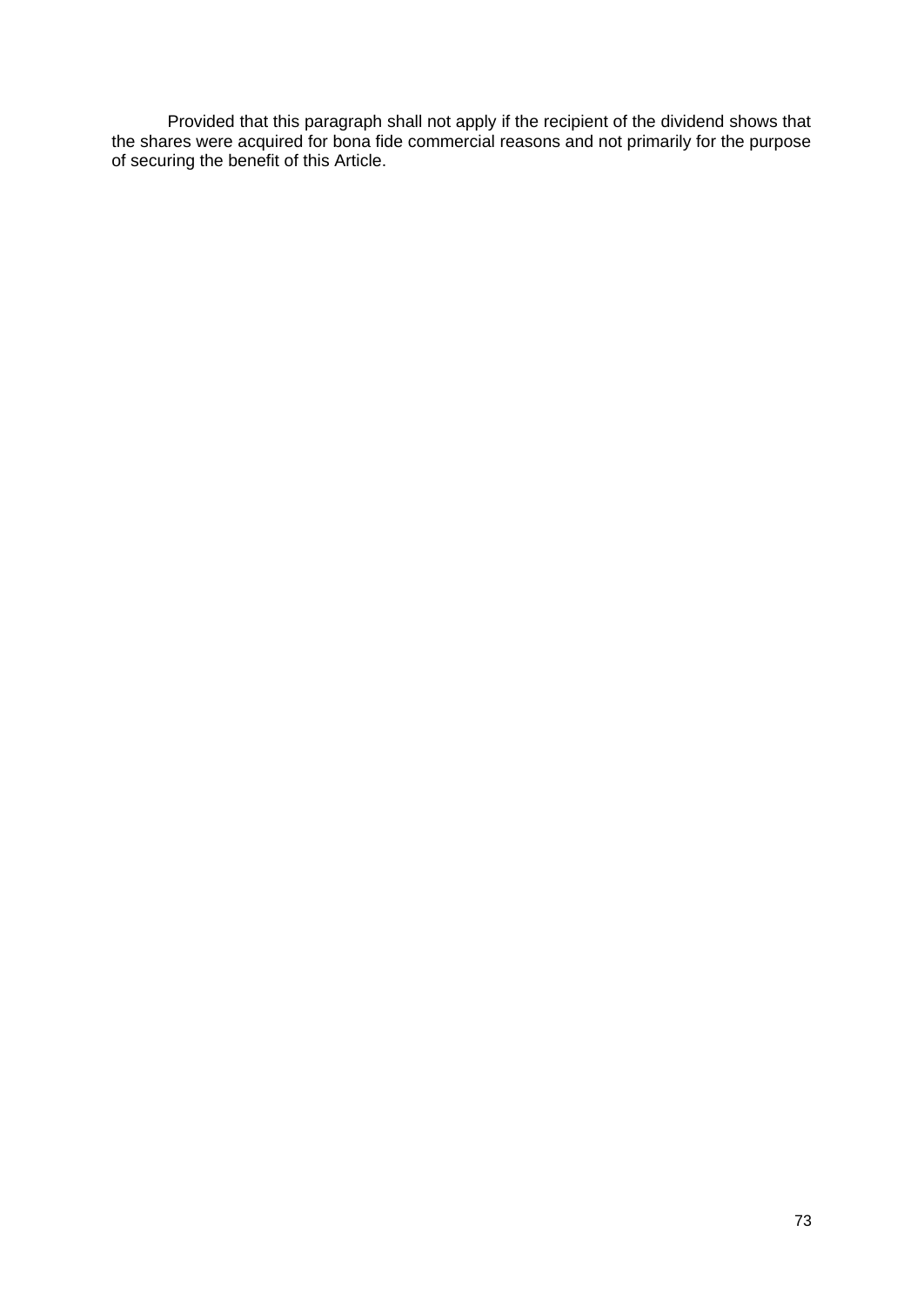Provided that this paragraph shall not apply if the recipient of the dividend shows that the shares were acquired for bona fide commercial reasons and not primarily for the purpose of securing the benefit of this Article.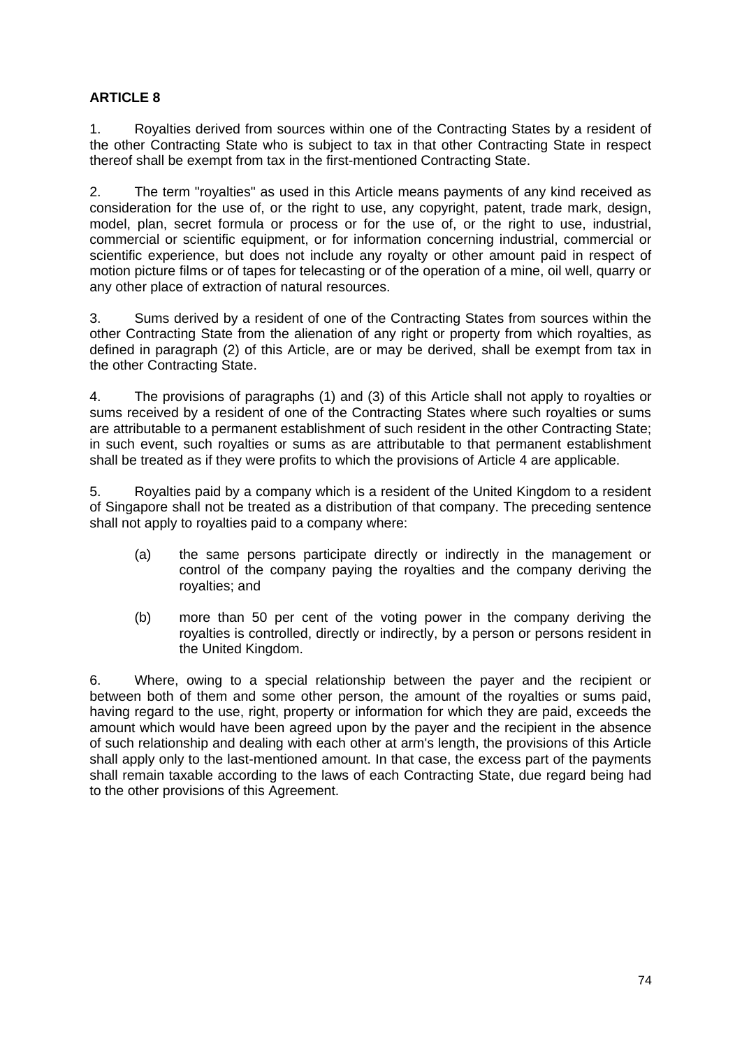**ARTICLE 8**

1. Royalties derived from sources within one of the Contracting States by a resident of the other Contracting State who is subject to tax in that other Contracting State in respect thereof shall be exempt from tax in the first-mentioned Contracting State.

2. The term "royalties" as used in this Article means payments of any kind received as consideration for the use of, or the right to use, any copyright, patent, trade mark, design, model, plan, secret formula or process or for the use of, or the right to use, industrial, commercial or scientific equipment, or for information concerning industrial, commercial or scientific experience, but does not include any royalty or other amount paid in respect of motion picture films or of tapes for telecasting or of the operation of a mine, oil well, quarry or any other place of extraction of natural resources.

3. Sums derived by a resident of one of the Contracting States from sources within the other Contracting State from the alienation of any right or property from which royalties, as defined in paragraph (2) of this Article, are or may be derived, shall be exempt from tax in the other Contracting State.

4. The provisions of paragraphs (1) and (3) of this Article shall not apply to royalties or sums received by a resident of one of the Contracting States where such royalties or sums are attributable to a permanent establishment of such resident in the other Contracting State; in such event, such royalties or sums as are attributable to that permanent establishment shall be treated as if they were profits to which the provisions of Article 4 are applicable.

5. Royalties paid by a company which is a resident of the United Kingdom to a resident of Singapore shall not be treated as a distribution of that company. The preceding sentence shall not apply to royalties paid to a company where:

   (a) the same persons participate directly or indirectly in the management or control of the company paying the royalties and the company deriving the royalties; and

   (b) more than 50 per cent of the voting power in the company deriving the royalties is controlled, directly or indirectly, by a person or persons resident in the United Kingdom.

6. Where, owing to a special relationship between the payer and the recipient or between both of them and some other person, the amount of the royalties or sums paid, having regard to the use, right, property or information for which they are paid, exceeds the amount which would have been agreed upon by the payer and the recipient in the absence of such relationship and dealing with each other at arm's length, the provisions of this Article shall apply only to the last-mentioned amount. In that case, the excess part of the payments shall remain taxable according to the laws of each Contracting State, due regard being had to the other provisions of this Agreement.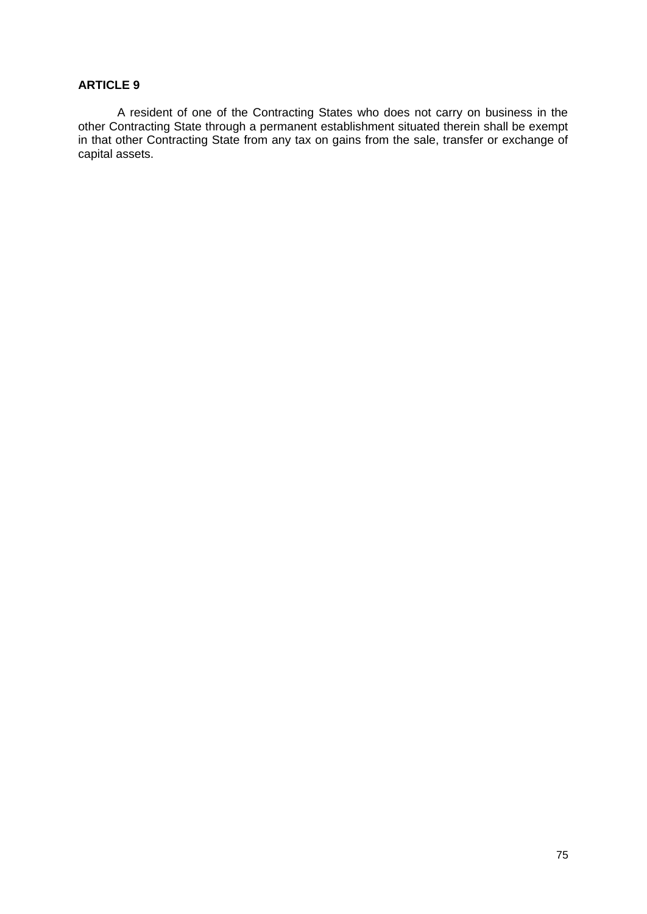**ARTICLE 9**

A resident of one of the Contracting States who does not carry on business in the other Contracting State through a permanent establishment situated therein shall be exempt in that other Contracting State from any tax on gains from the sale, transfer or exchange of capital assets.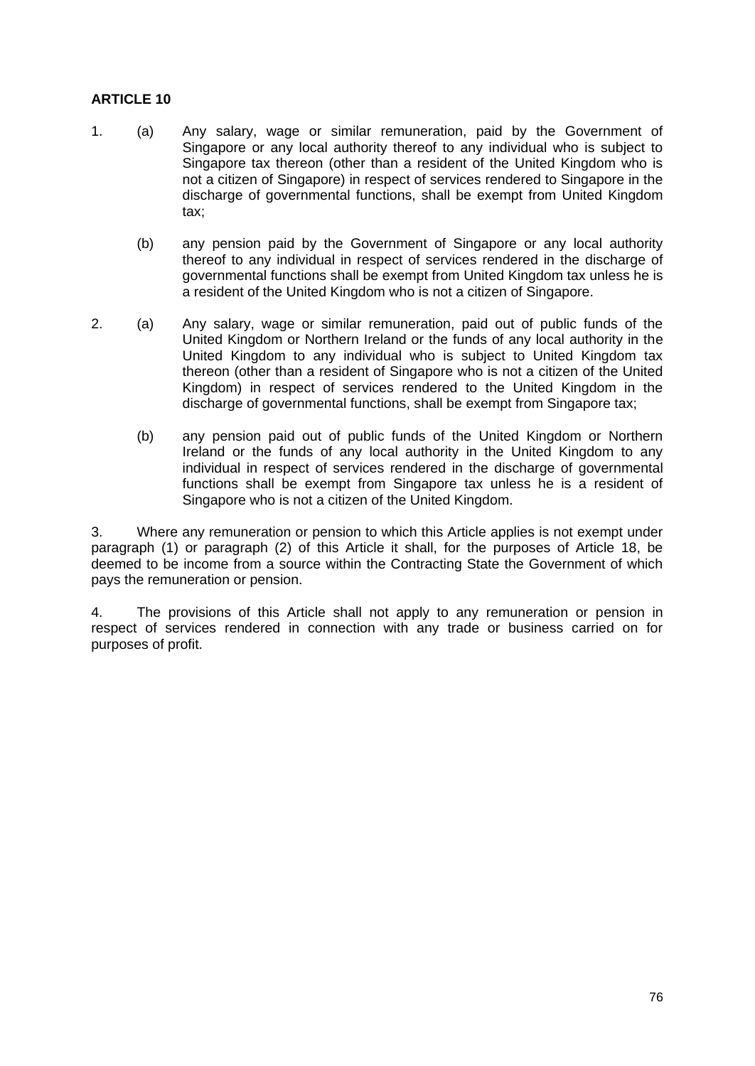**ARTICLE 10**

1. (a) Any salary, wage or similar remuneration, paid by the Government of Singapore or any local authority thereof to any individual who is subject to Singapore tax thereon (other than a resident of the United Kingdom who is not a citizen of Singapore) in respect of services rendered to Singapore in the discharge of governmental functions, shall be exempt from United Kingdom tax;

   (b) any pension paid by the Government of Singapore or any local authority thereof to any individual in respect of services rendered in the discharge of governmental functions shall be exempt from United Kingdom tax unless he is a resident of the United Kingdom who is not a citizen of Singapore.

2. (a) Any salary, wage or similar remuneration, paid out of public funds of the United Kingdom or Northern Ireland or the funds of any local authority in the United Kingdom to any individual who is subject to United Kingdom tax thereon (other than a resident of Singapore who is not a citizen of the United Kingdom) in respect of services rendered to the United Kingdom in the discharge of governmental functions, shall be exempt from Singapore tax;

   (b) any pension paid out of public funds of the United Kingdom or Northern Ireland or the funds of any local authority in the United Kingdom to any individual in respect of services rendered in the discharge of governmental functions shall be exempt from Singapore tax unless he is a resident of Singapore who is not a citizen of the United Kingdom.

3. Where any remuneration or pension to which this Article applies is not exempt under paragraph (1) or paragraph (2) of this Article it shall, for the purposes of Article 18, be deemed to be income from a source within the Contracting State the Government of which pays the remuneration or pension.

4. The provisions of this Article shall not apply to any remuneration or pension in respect of services rendered in connection with any trade or business carried on for purposes of profit.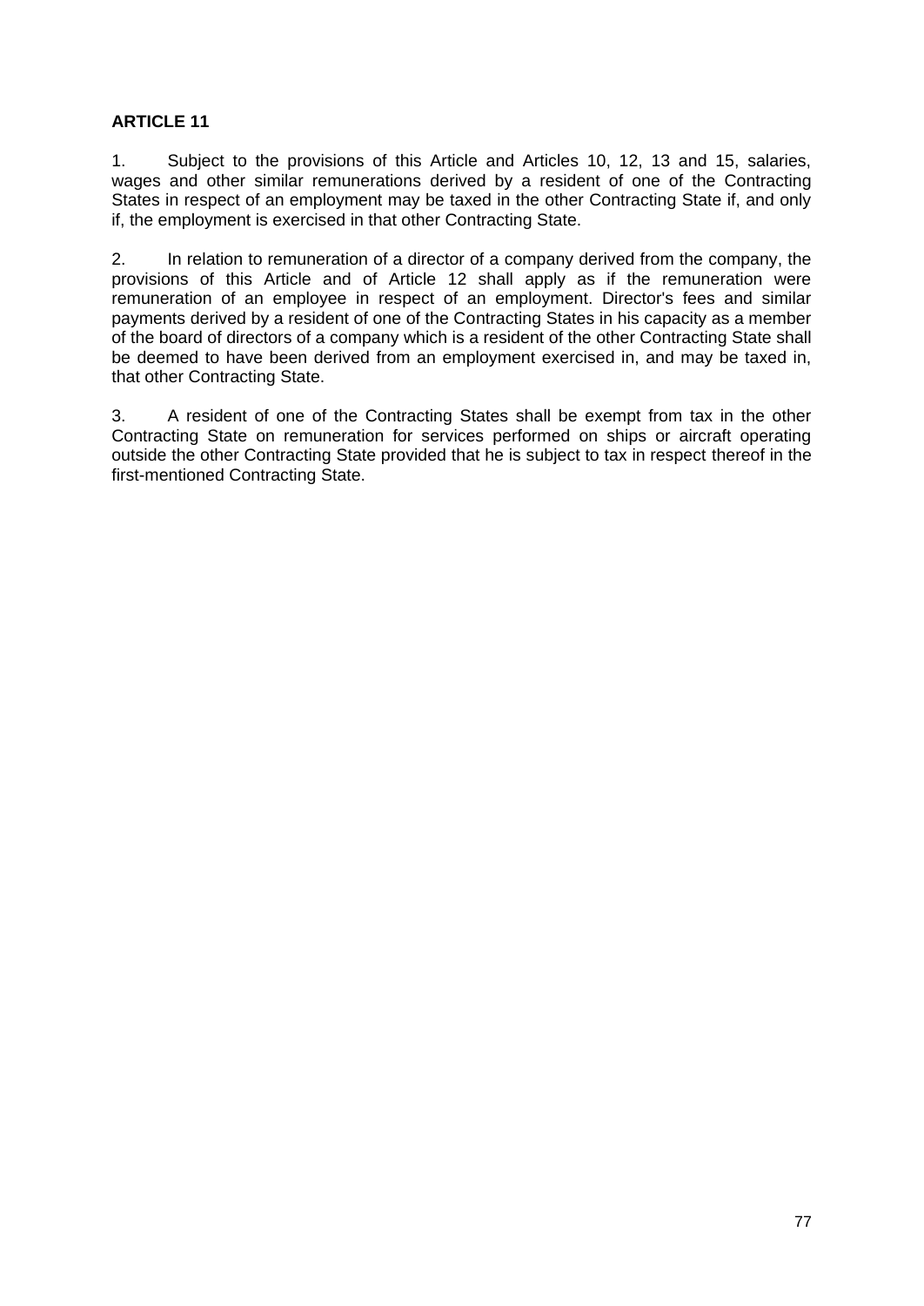**ARTICLE 11**

1. Subject to the provisions of this Article and Articles 10, 12, 13 and 15, salaries, wages and other similar remunerations derived by a resident of one of the Contracting States in respect of an employment may be taxed in the other Contracting State if, and only if, the employment is exercised in that other Contracting State.

2. In relation to remuneration of a director of a company derived from the company, the provisions of this Article and of Article 12 shall apply as if the remuneration were remuneration of an employee in respect of an employment. Director's fees and similar payments derived by a resident of one of the Contracting States in his capacity as a member of the board of directors of a company which is a resident of the other Contracting State shall be deemed to have been derived from an employment exercised in, and may be taxed in, that other Contracting State.

3. A resident of one of the Contracting States shall be exempt from tax in the other Contracting State on remuneration for services performed on ships or aircraft operating outside the other Contracting State provided that he is subject to tax in respect thereof in the first-mentioned Contracting State.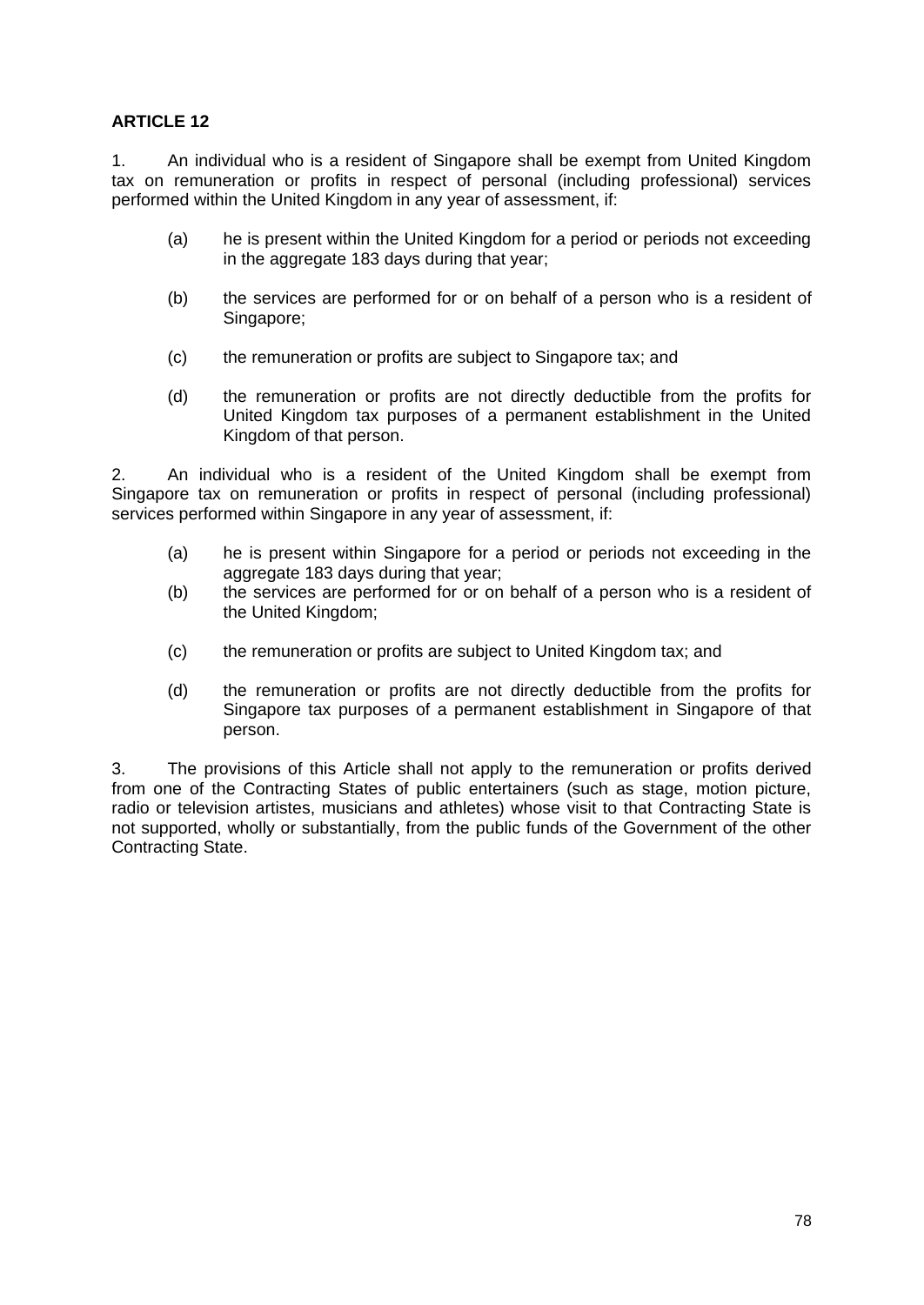**ARTICLE 12**

1. An individual who is a resident of Singapore shall be exempt from United Kingdom tax on remuneration or profits in respect of personal (including professional) services performed within the United Kingdom in any year of assessment, if:

   (a) he is present within the United Kingdom for a period or periods not exceeding in the aggregate 183 days during that year;

   (b) the services are performed for or on behalf of a person who is a resident of Singapore;

   (c) the remuneration or profits are subject to Singapore tax; and

   (d) the remuneration or profits are not directly deductible from the profits for United Kingdom tax purposes of a permanent establishment in the United Kingdom of that person.

2. An individual who is a resident of the United Kingdom shall be exempt from Singapore tax on remuneration or profits in respect of personal (including professional) services performed within Singapore in any year of assessment, if:

   (a) he is present within Singapore for a period or periods not exceeding in the aggregate 183 days during that year;

   (b) the services are performed for or on behalf of a person who is a resident of the United Kingdom;

   (c) the remuneration or profits are subject to United Kingdom tax; and

   (d) the remuneration or profits are not directly deductible from the profits for Singapore tax purposes of a permanent establishment in Singapore of that person.

3. The provisions of this Article shall not apply to the remuneration or profits derived from one of the Contracting States of public entertainers (such as stage, motion picture, radio or television artistes, musicians and athletes) whose visit to that Contracting State is not supported, wholly or substantially, from the public funds of the Government of the other Contracting State.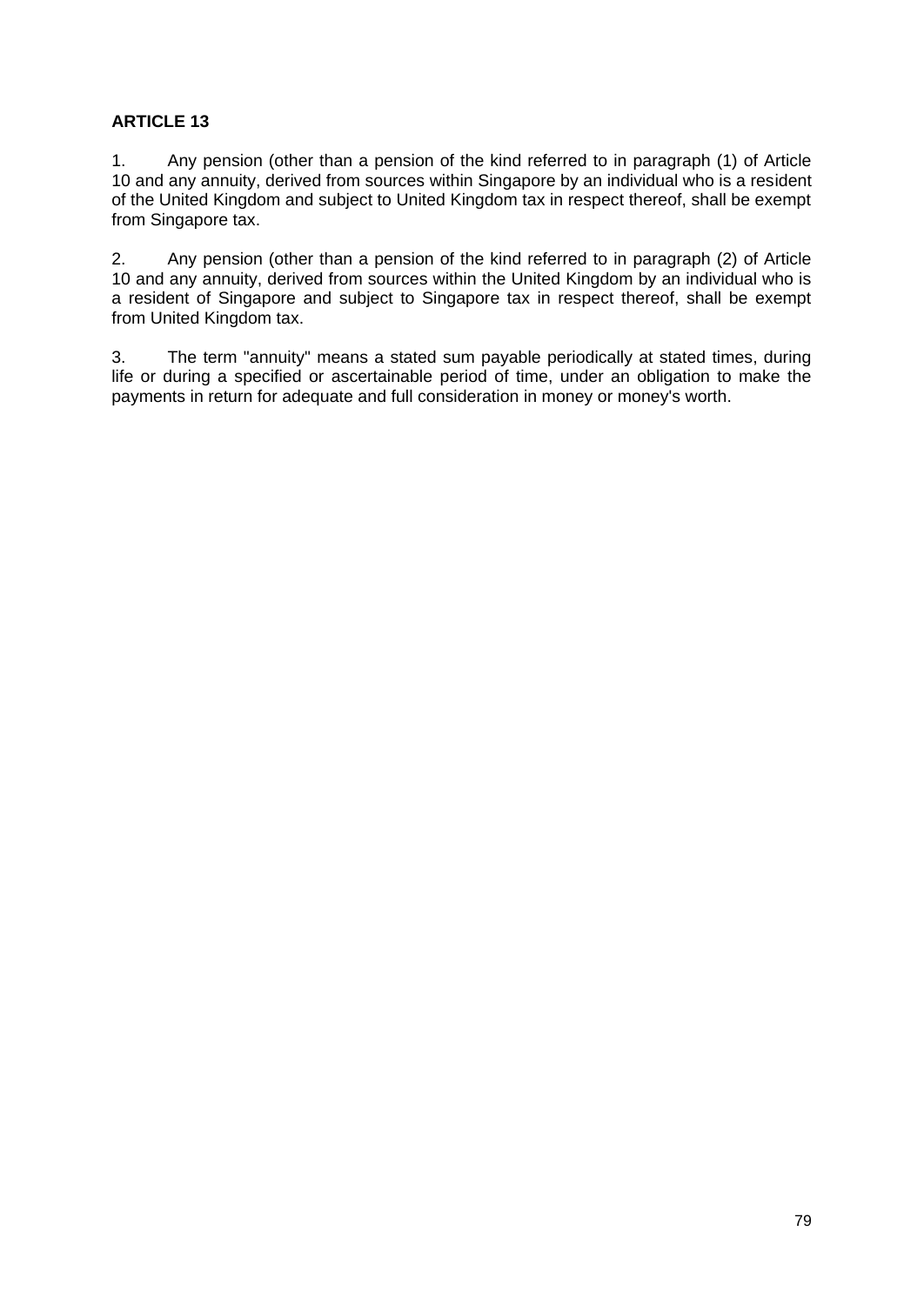**ARTICLE 13**

1. Any pension (other than a pension of the kind referred to in paragraph (1) of Article 10 and any annuity, derived from sources within Singapore by an individual who is a resident of the United Kingdom and subject to United Kingdom tax in respect thereof, shall be exempt from Singapore tax.

2. Any pension (other than a pension of the kind referred to in paragraph (2) of Article 10 and any annuity, derived from sources within the United Kingdom by an individual who is a resident of Singapore and subject to Singapore tax in respect thereof, shall be exempt from United Kingdom tax.

3. The term "annuity" means a stated sum payable periodically at stated times, during life or during a specified or ascertainable period of time, under an obligation to make the payments in return for adequate and full consideration in money or money's worth.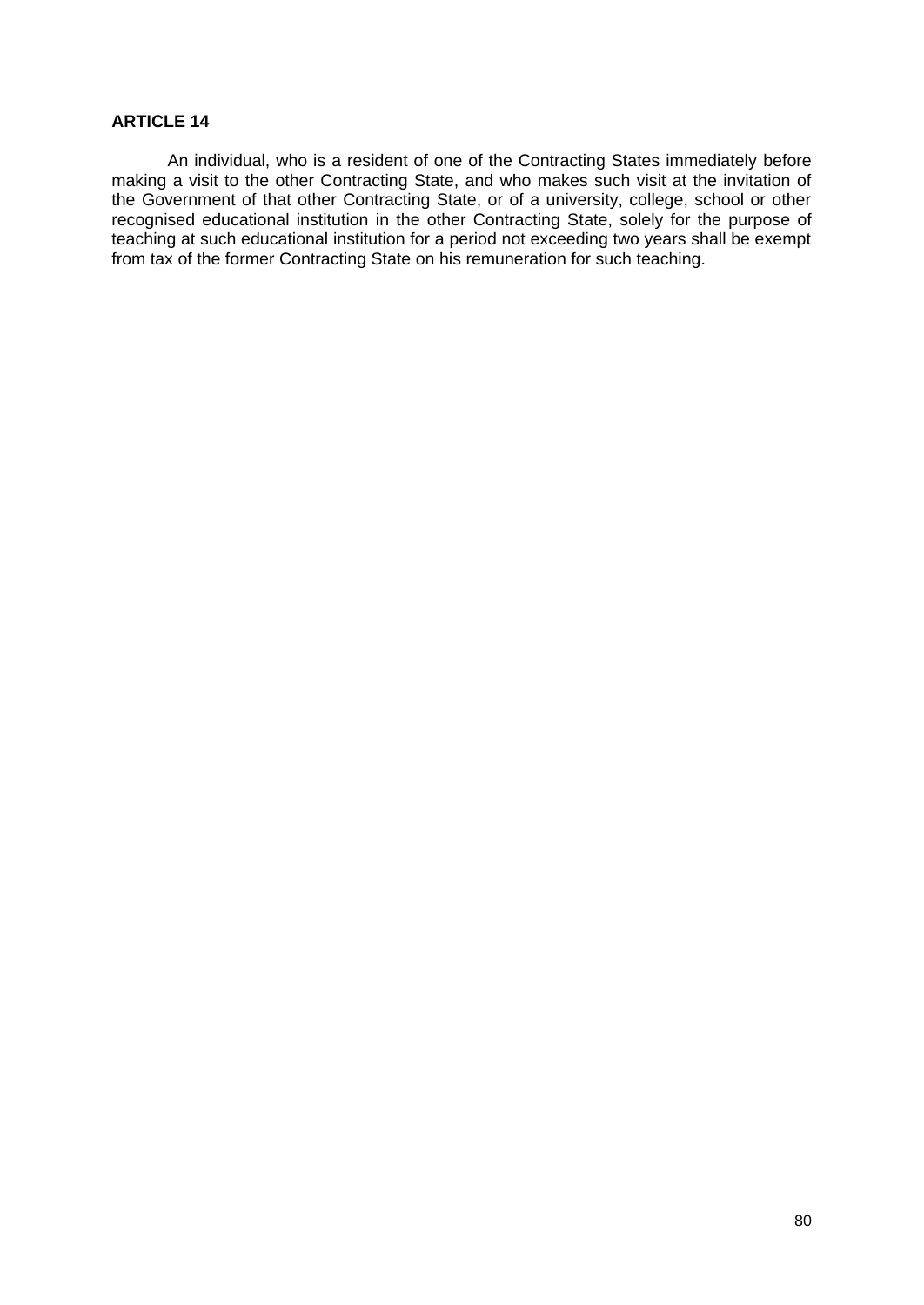**ARTICLE 14**

An individual, who is a resident of one of the Contracting States immediately before making a visit to the other Contracting State, and who makes such visit at the invitation of the Government of that other Contracting State, or of a university, college, school or other recognised educational institution in the other Contracting State, solely for the purpose of teaching at such educational institution for a period not exceeding two years shall be exempt from tax of the former Contracting State on his remuneration for such teaching.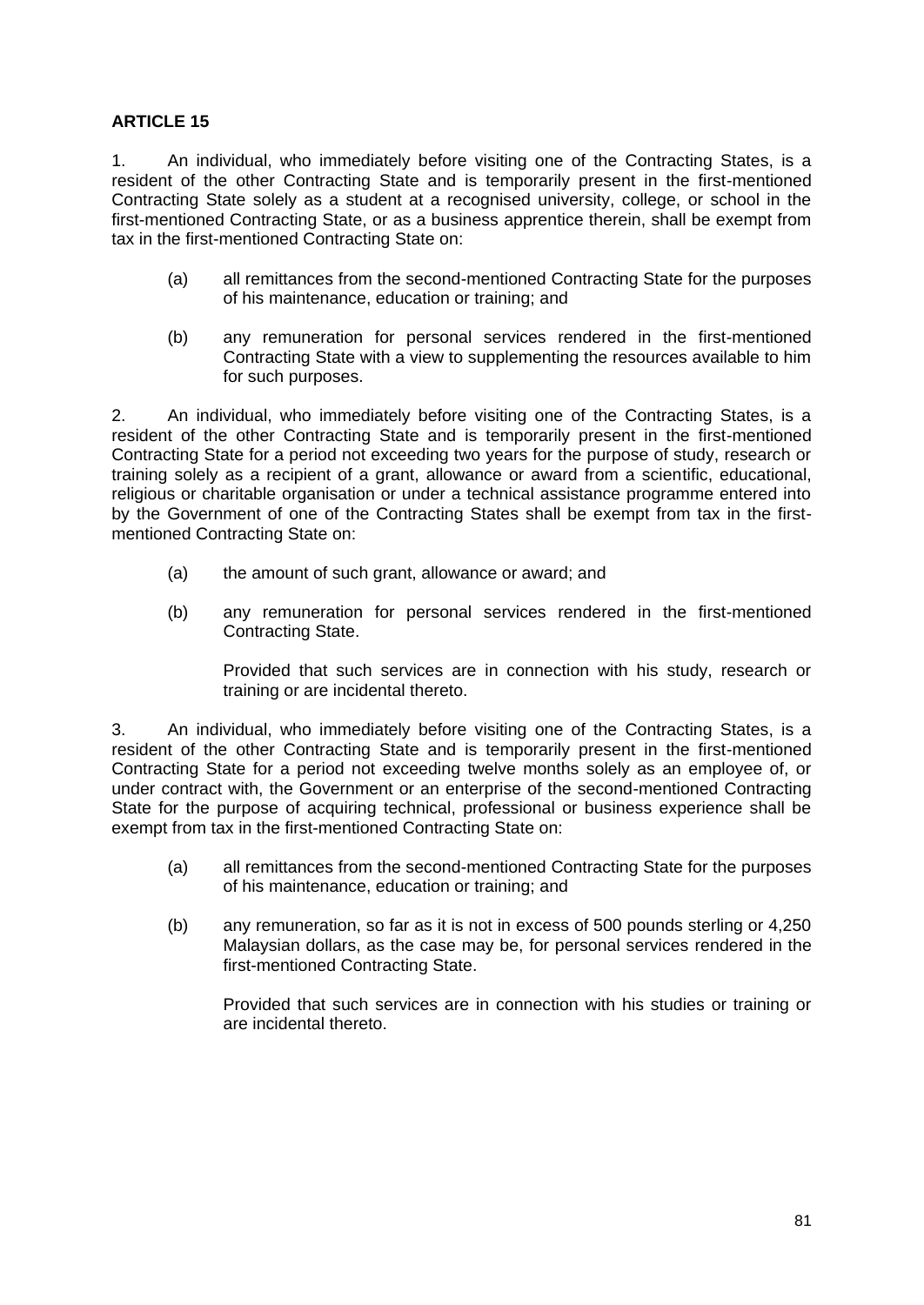**ARTICLE 15**

1. An individual, who immediately before visiting one of the Contracting States, is a resident of the other Contracting State and is temporarily present in the first-mentioned Contracting State solely as a student at a recognised university, college, or school in the first-mentioned Contracting State, or as a business apprentice therein, shall be exempt from tax in the first-mentioned Contracting State on:

(a) all remittances from the second-mentioned Contracting State for the purposes of his maintenance, education or training; and

(b) any remuneration for personal services rendered in the first-mentioned Contracting State with a view to supplementing the resources available to him for such purposes.

2. An individual, who immediately before visiting one of the Contracting States, is a resident of the other Contracting State and is temporarily present in the first-mentioned Contracting State for a period not exceeding two years for the purpose of study, research or training solely as a recipient of a grant, allowance or award from a scientific, educational, religious or charitable organisation or under a technical assistance programme entered into by the Government of one of the Contracting States shall be exempt from tax in the first-mentioned Contracting State on:

(a) the amount of such grant, allowance or award; and

(b) any remuneration for personal services rendered in the first-mentioned Contracting State.

Provided that such services are in connection with his study, research or training or are incidental thereto.

3. An individual, who immediately before visiting one of the Contracting States, is a resident of the other Contracting State and is temporarily present in the first-mentioned Contracting State for a period not exceeding twelve months solely as an employee of, or under contract with, the Government or an enterprise of the second-mentioned Contracting State for the purpose of acquiring technical, professional or business experience shall be exempt from tax in the first-mentioned Contracting State on:

(a) all remittances from the second-mentioned Contracting State for the purposes of his maintenance, education or training; and

(b) any remuneration, so far as it is not in excess of 500 pounds sterling or 4,250 Malaysian dollars, as the case may be, for personal services rendered in the first-mentioned Contracting State.

Provided that such services are in connection with his studies or training or are incidental thereto.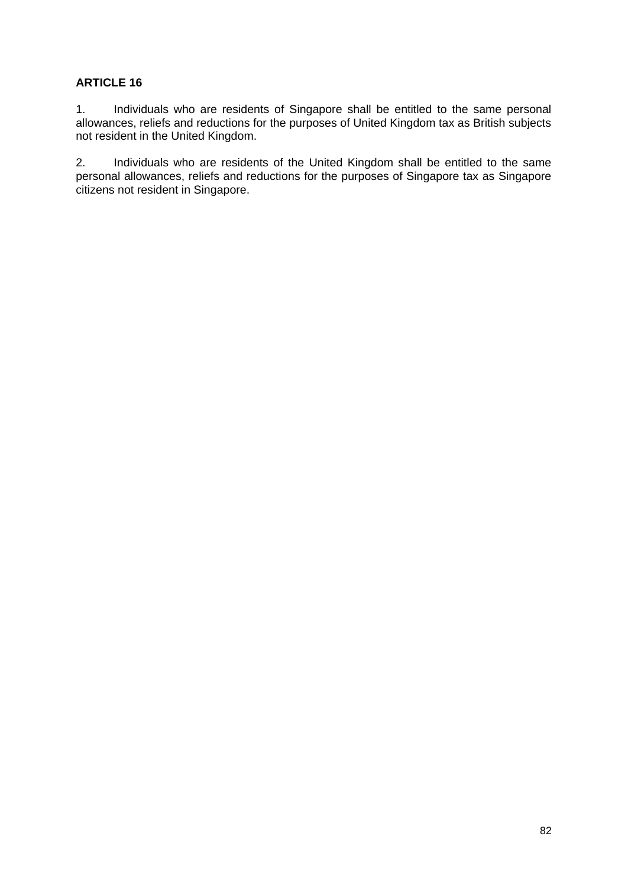**ARTICLE 16**

1. Individuals who are residents of Singapore shall be entitled to the same personal allowances, reliefs and reductions for the purposes of United Kingdom tax as British subjects not resident in the United Kingdom.

2. Individuals who are residents of the United Kingdom shall be entitled to the same personal allowances, reliefs and reductions for the purposes of Singapore tax as Singapore citizens not resident in Singapore.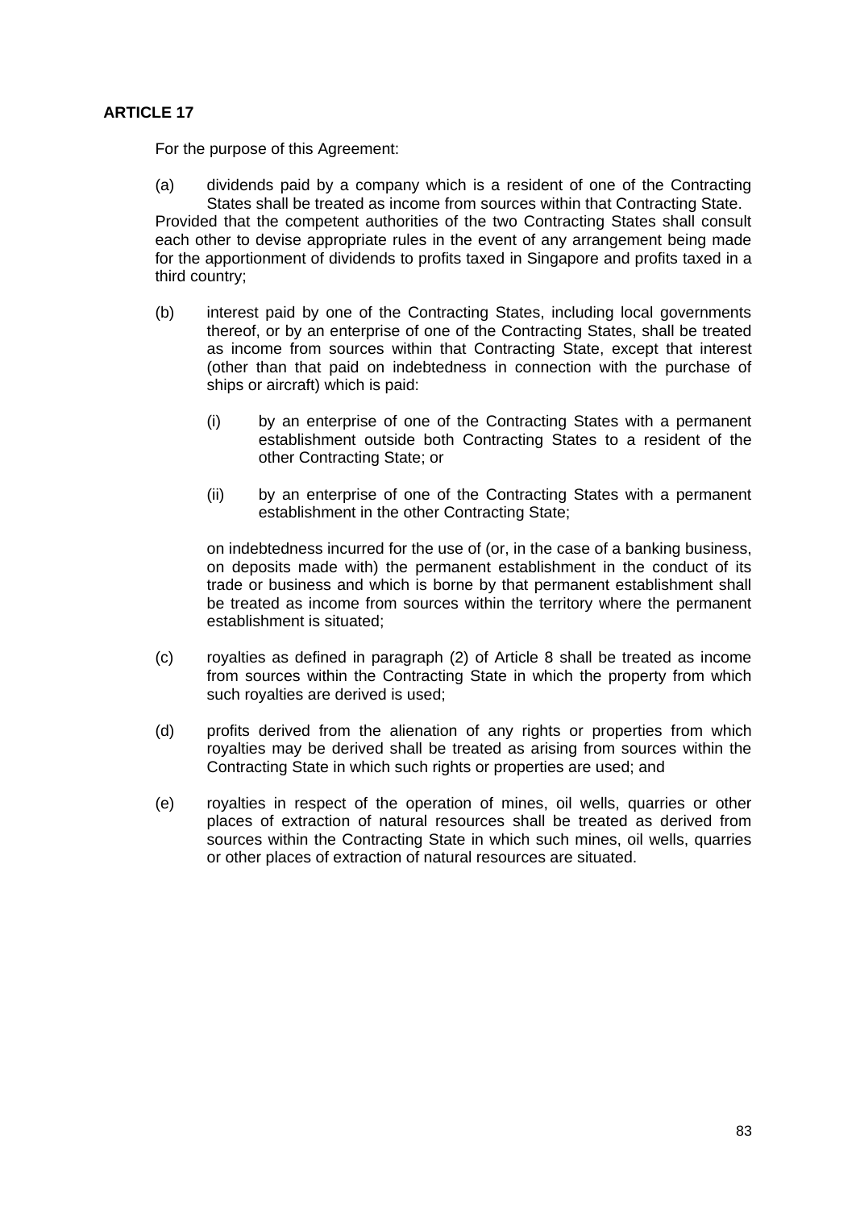**ARTICLE 17**

For the purpose of this Agreement:

(a) dividends paid by a company which is a resident of one of the Contracting States shall be treated as income from sources within that Contracting State.

Provided that the competent authorities of the two Contracting States shall consult each other to devise appropriate rules in the event of any arrangement being made for the apportionment of dividends to profits taxed in Singapore and profits taxed in a third country;

(b) interest paid by one of the Contracting States, including local governments thereof, or by an enterprise of one of the Contracting States, shall be treated as income from sources within that Contracting State, except that interest (other than that paid on indebtedness in connection with the purchase of ships or aircraft) which is paid:

   (i) by an enterprise of one of the Contracting States with a permanent establishment outside both Contracting States to a resident of the other Contracting State; or

   (ii) by an enterprise of one of the Contracting States with a permanent establishment in the other Contracting State;

   on indebtedness incurred for the use of (or, in the case of a banking business, on deposits made with) the permanent establishment in the conduct of its trade or business and which is borne by that permanent establishment shall be treated as income from sources within the territory where the permanent establishment is situated;

(c) royalties as defined in paragraph (2) of Article 8 shall be treated as income from sources within the Contracting State in which the property from which such royalties are derived is used;

(d) profits derived from the alienation of any rights or properties from which royalties may be derived shall be treated as arising from sources within the Contracting State in which such rights or properties are used; and

(e) royalties in respect of the operation of mines, oil wells, quarries or other places of extraction of natural resources shall be treated as derived from sources within the Contracting State in which such mines, oil wells, quarries or other places of extraction of natural resources are situated.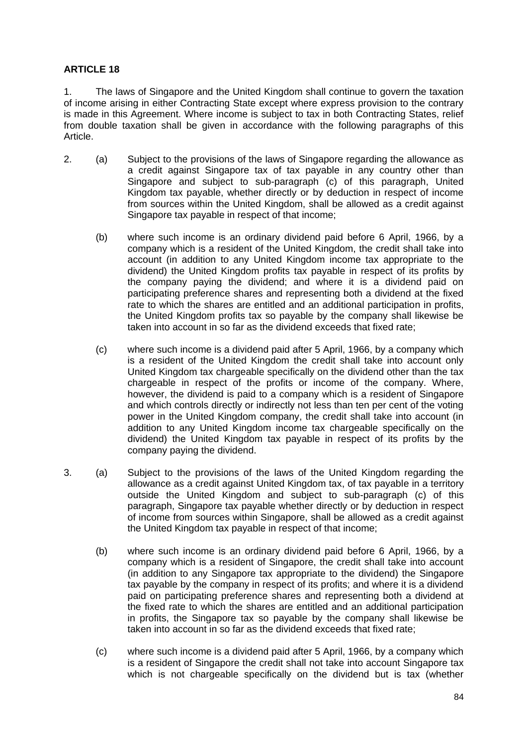**ARTICLE 18**

1. The laws of Singapore and the United Kingdom shall continue to govern the taxation of income arising in either Contracting State except where express provision to the contrary is made in this Agreement. Where income is subject to tax in both Contracting States, relief from double taxation shall be given in accordance with the following paragraphs of this Article.

2. (a) Subject to the provisions of the laws of Singapore regarding the allowance as a credit against Singapore tax of tax payable in any country other than Singapore and subject to sub-paragraph (c) of this paragraph, United Kingdom tax payable, whether directly or by deduction in respect of income from sources within the United Kingdom, shall be allowed as a credit against Singapore tax payable in respect of that income;

   (b) where such income is an ordinary dividend paid before 6 April, 1966, by a company which is a resident of the United Kingdom, the credit shall take into account (in addition to any United Kingdom income tax appropriate to the dividend) the United Kingdom profits tax payable in respect of its profits by the company paying the dividend; and where it is a dividend paid on participating preference shares and representing both a dividend at the fixed rate to which the shares are entitled and an additional participation in profits, the United Kingdom profits tax so payable by the company shall likewise be taken into account in so far as the dividend exceeds that fixed rate;

   (c) where such income is a dividend paid after 5 April, 1966, by a company which is a resident of the United Kingdom the credit shall take into account only United Kingdom tax chargeable specifically on the dividend other than the tax chargeable in respect of the profits or income of the company. Where, however, the dividend is paid to a company which is a resident of Singapore and which controls directly or indirectly not less than ten per cent of the voting power in the United Kingdom company, the credit shall take into account (in addition to any United Kingdom income tax chargeable specifically on the dividend) the United Kingdom tax payable in respect of its profits by the company paying the dividend.

3. (a) Subject to the provisions of the laws of the United Kingdom regarding the allowance as a credit against United Kingdom tax, of tax payable in a territory outside the United Kingdom and subject to sub-paragraph (c) of this paragraph, Singapore tax payable whether directly or by deduction in respect of income from sources within Singapore, shall be allowed as a credit against the United Kingdom tax payable in respect of that income;

   (b) where such income is an ordinary dividend paid before 6 April, 1966, by a company which is a resident of Singapore, the credit shall take into account (in addition to any Singapore tax appropriate to the dividend) the Singapore tax payable by the company in respect of its profits; and where it is a dividend paid on participating preference shares and representing both a dividend at the fixed rate to which the shares are entitled and an additional participation in profits, the Singapore tax so payable by the company shall likewise be taken into account in so far as the dividend exceeds that fixed rate;

   (c) where such income is a dividend paid after 5 April, 1966, by a company which is a resident of Singapore the credit shall not take into account Singapore tax which is not chargeable specifically on the dividend but is tax (whether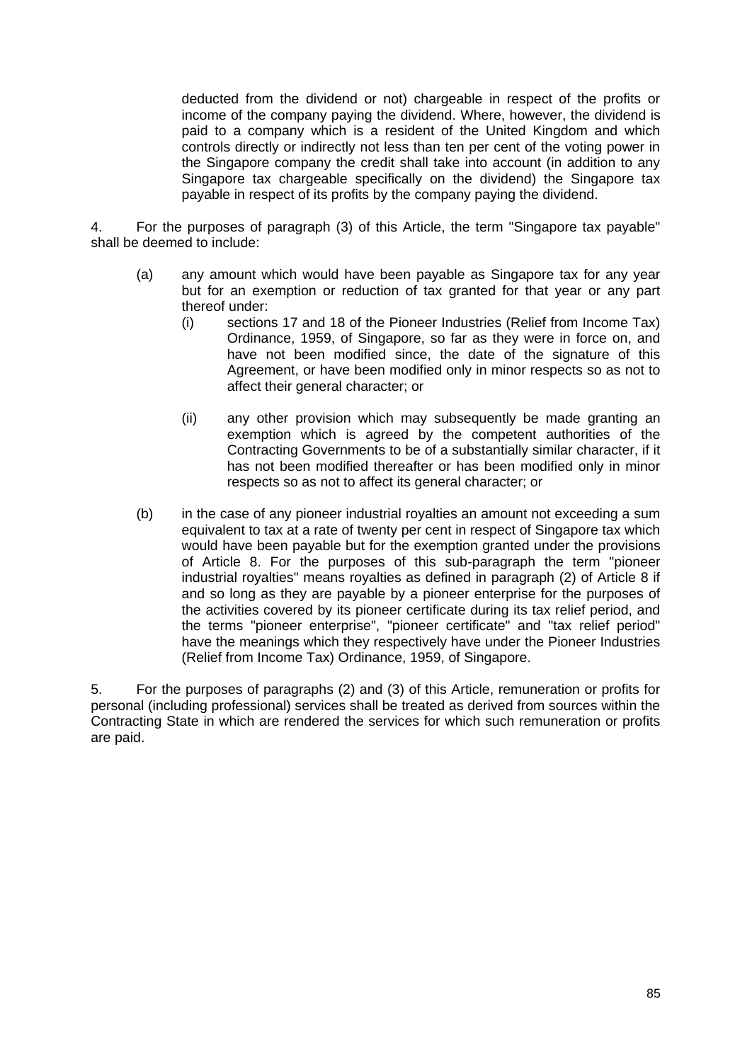deducted from the dividend or not) chargeable in respect of the profits or income of the company paying the dividend. Where, however, the dividend is paid to a company which is a resident of the United Kingdom and which controls directly or indirectly not less than ten per cent of the voting power in the Singapore company the credit shall take into account (in addition to any Singapore tax chargeable specifically on the dividend) the Singapore tax payable in respect of its profits by the company paying the dividend.

4. For the purposes of paragraph (3) of this Article, the term "Singapore tax payable" shall be deemed to include:

(a) any amount which would have been payable as Singapore tax for any year but for an exemption or reduction of tax granted for that year or any part thereof under:

   (i) sections 17 and 18 of the Pioneer Industries (Relief from Income Tax) Ordinance, 1959, of Singapore, so far as they were in force on, and have not been modified since, the date of the signature of this Agreement, or have been modified only in minor respects so as not to affect their general character; or

   (ii) any other provision which may subsequently be made granting an exemption which is agreed by the competent authorities of the Contracting Governments to be of a substantially similar character, if it has not been modified thereafter or has been modified only in minor respects so as not to affect its general character; or

(b) in the case of any pioneer industrial royalties an amount not exceeding a sum equivalent to tax at a rate of twenty per cent in respect of Singapore tax which would have been payable but for the exemption granted under the provisions of Article 8. For the purposes of this sub-paragraph the term "pioneer industrial royalties" means royalties as defined in paragraph (2) of Article 8 if and so long as they are payable by a pioneer enterprise for the purposes of the activities covered by its pioneer certificate during its tax relief period, and the terms "pioneer enterprise", "pioneer certificate" and "tax relief period" have the meanings which they respectively have under the Pioneer Industries (Relief from Income Tax) Ordinance, 1959, of Singapore.

5. For the purposes of paragraphs (2) and (3) of this Article, remuneration or profits for personal (including professional) services shall be treated as derived from sources within the Contracting State in which are rendered the services for which such remuneration or profits are paid.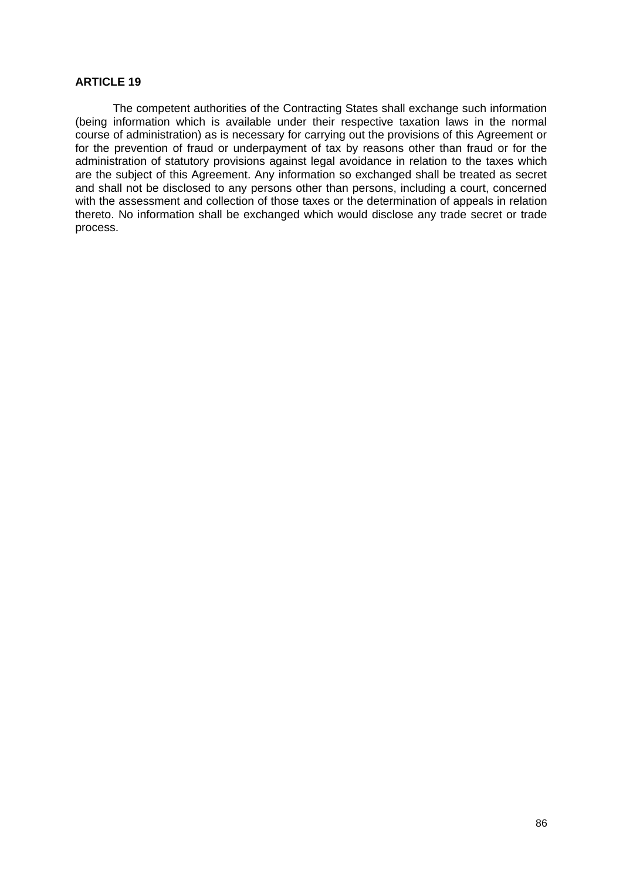**ARTICLE 19**

The competent authorities of the Contracting States shall exchange such information (being information which is available under their respective taxation laws in the normal course of administration) as is necessary for carrying out the provisions of this Agreement or for the prevention of fraud or underpayment of tax by reasons other than fraud or for the administration of statutory provisions against legal avoidance in relation to the taxes which are the subject of this Agreement. Any information so exchanged shall be treated as secret and shall not be disclosed to any persons other than persons, including a court, concerned with the assessment and collection of those taxes or the determination of appeals in relation thereto. No information shall be exchanged which would disclose any trade secret or trade process.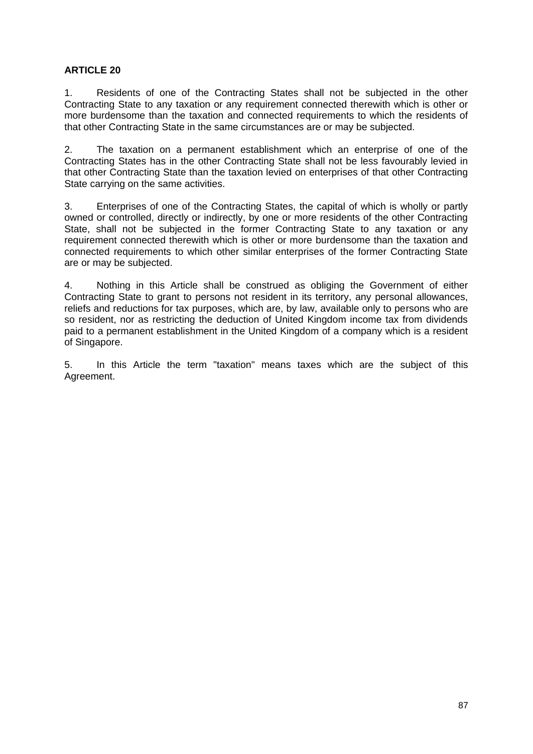**ARTICLE 20**

1. Residents of one of the Contracting States shall not be subjected in the other Contracting State to any taxation or any requirement connected therewith which is other or more burdensome than the taxation and connected requirements to which the residents of that other Contracting State in the same circumstances are or may be subjected.

2. The taxation on a permanent establishment which an enterprise of one of the Contracting States has in the other Contracting State shall not be less favourably levied in that other Contracting State than the taxation levied on enterprises of that other Contracting State carrying on the same activities.

3. Enterprises of one of the Contracting States, the capital of which is wholly or partly owned or controlled, directly or indirectly, by one or more residents of the other Contracting State, shall not be subjected in the former Contracting State to any taxation or any requirement connected therewith which is other or more burdensome than the taxation and connected requirements to which other similar enterprises of the former Contracting State are or may be subjected.

4. Nothing in this Article shall be construed as obliging the Government of either Contracting State to grant to persons not resident in its territory, any personal allowances, reliefs and reductions for tax purposes, which are, by law, available only to persons who are so resident, nor as restricting the deduction of United Kingdom income tax from dividends paid to a permanent establishment in the United Kingdom of a company which is a resident of Singapore.

5. In this Article the term "taxation" means taxes which are the subject of this Agreement.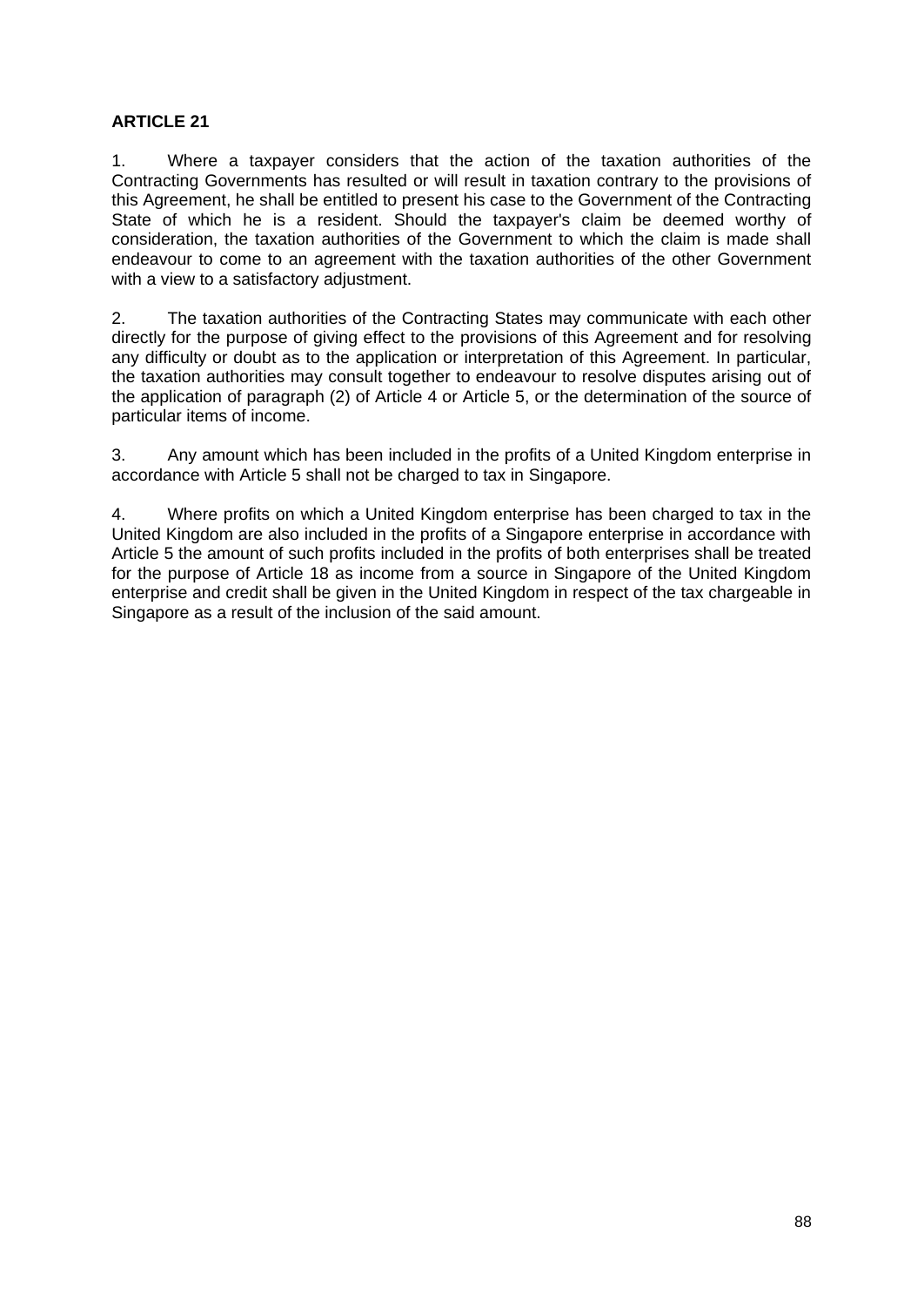**ARTICLE 21**

1. Where a taxpayer considers that the action of the taxation authorities of the Contracting Governments has resulted or will result in taxation contrary to the provisions of this Agreement, he shall be entitled to present his case to the Government of the Contracting State of which he is a resident. Should the taxpayer's claim be deemed worthy of consideration, the taxation authorities of the Government to which the claim is made shall endeavour to come to an agreement with the taxation authorities of the other Government with a view to a satisfactory adjustment.

2. The taxation authorities of the Contracting States may communicate with each other directly for the purpose of giving effect to the provisions of this Agreement and for resolving any difficulty or doubt as to the application or interpretation of this Agreement. In particular, the taxation authorities may consult together to endeavour to resolve disputes arising out of the application of paragraph (2) of Article 4 or Article 5, or the determination of the source of particular items of income.

3. Any amount which has been included in the profits of a United Kingdom enterprise in accordance with Article 5 shall not be charged to tax in Singapore.

4. Where profits on which a United Kingdom enterprise has been charged to tax in the United Kingdom are also included in the profits of a Singapore enterprise in accordance with Article 5 the amount of such profits included in the profits of both enterprises shall be treated for the purpose of Article 18 as income from a source in Singapore of the United Kingdom enterprise and credit shall be given in the United Kingdom in respect of the tax chargeable in Singapore as a result of the inclusion of the said amount.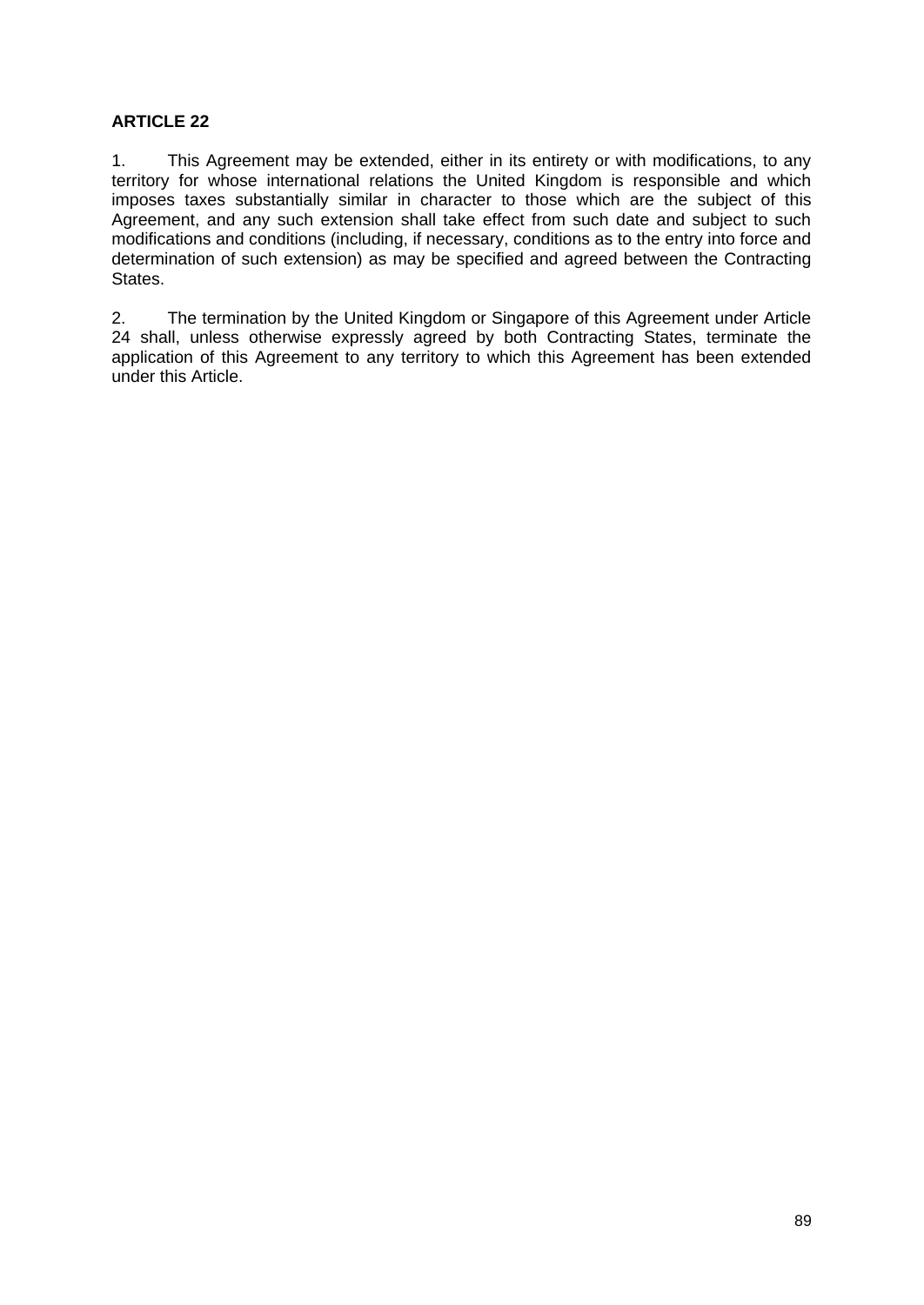**ARTICLE 22**

1. This Agreement may be extended, either in its entirety or with modifications, to any territory for whose international relations the United Kingdom is responsible and which imposes taxes substantially similar in character to those which are the subject of this Agreement, and any such extension shall take effect from such date and subject to such modifications and conditions (including, if necessary, conditions as to the entry into force and determination of such extension) as may be specified and agreed between the Contracting States.

2. The termination by the United Kingdom or Singapore of this Agreement under Article 24 shall, unless otherwise expressly agreed by both Contracting States, terminate the application of this Agreement to any territory to which this Agreement has been extended under this Article.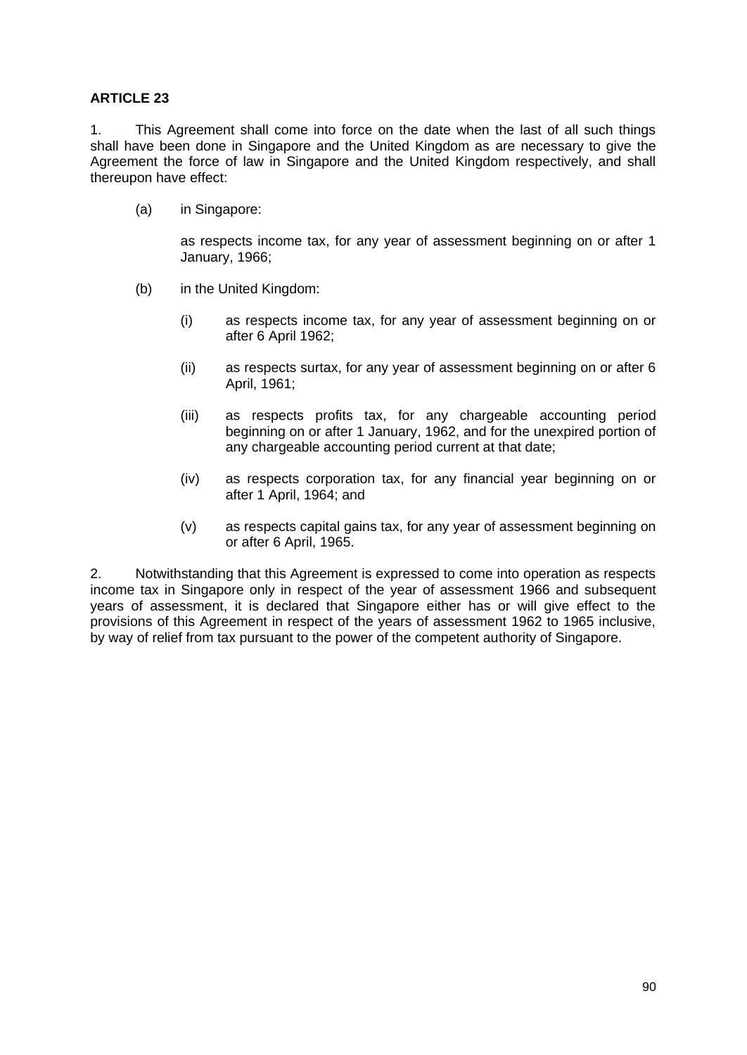**ARTICLE 23**

1. This Agreement shall come into force on the date when the last of all such things shall have been done in Singapore and the United Kingdom as are necessary to give the Agreement the force of law in Singapore and the United Kingdom respectively, and shall thereupon have effect:

(a) in Singapore:

as respects income tax, for any year of assessment beginning on or after 1 January, 1966;

(b) in the United Kingdom:

(i) as respects income tax, for any year of assessment beginning on or after 6 April 1962;

(ii) as respects surtax, for any year of assessment beginning on or after 6 April, 1961;

(iii) as respects profits tax, for any chargeable accounting period beginning on or after 1 January, 1962, and for the unexpired portion of any chargeable accounting period current at that date;

(iv) as respects corporation tax, for any financial year beginning on or after 1 April, 1964; and

(v) as respects capital gains tax, for any year of assessment beginning on or after 6 April, 1965.

2. Notwithstanding that this Agreement is expressed to come into operation as respects income tax in Singapore only in respect of the year of assessment 1966 and subsequent years of assessment, it is declared that Singapore either has or will give effect to the provisions of this Agreement in respect of the years of assessment 1962 to 1965 inclusive, by way of relief from tax pursuant to the power of the competent authority of Singapore.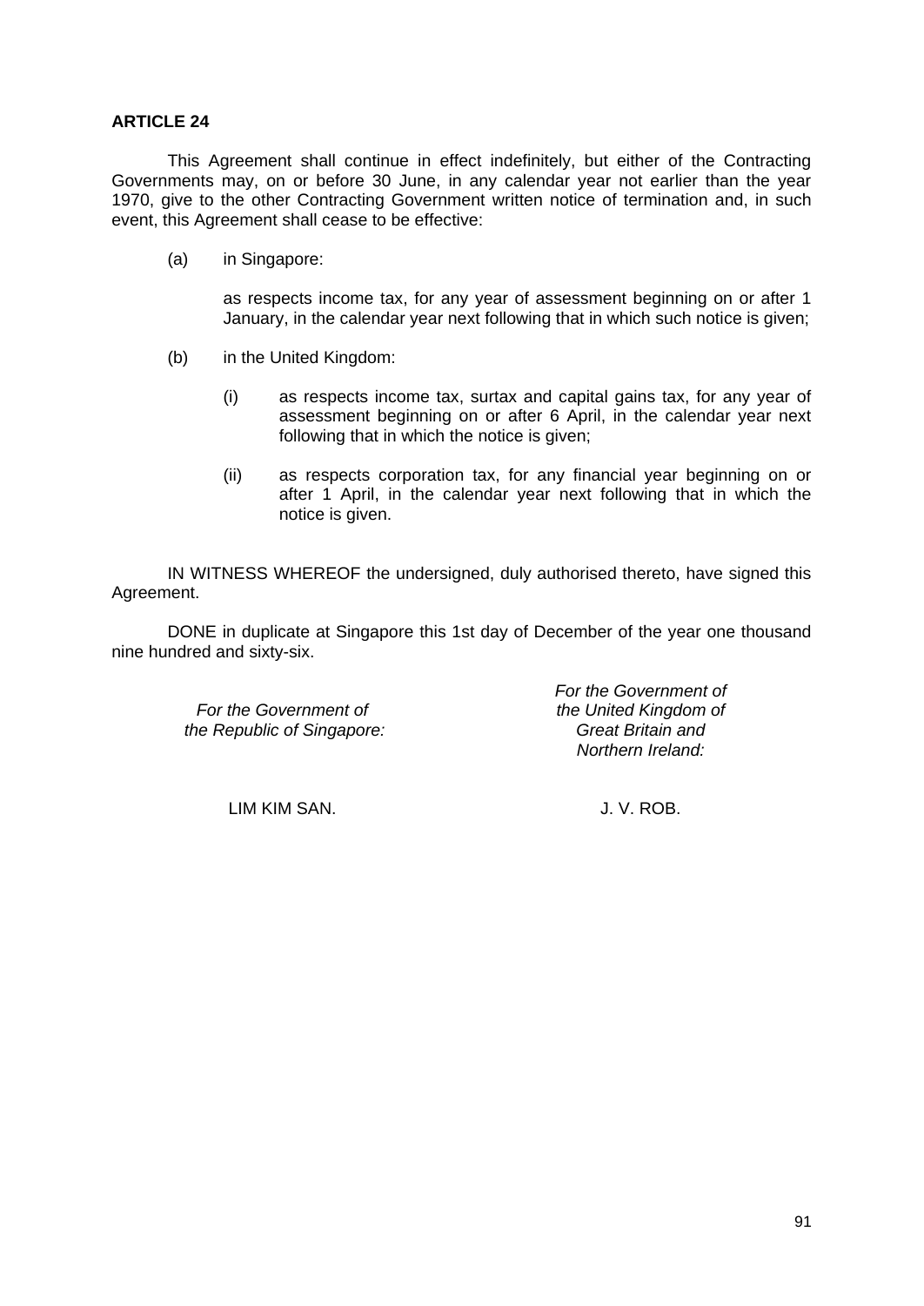**ARTICLE 24**

This Agreement shall continue in effect indefinitely, but either of the Contracting Governments may, on or before 30 June, in any calendar year not earlier than the year 1970, give to the other Contracting Government written notice of termination and, in such event, this Agreement shall cease to be effective:

(a) in Singapore:

as respects income tax, for any year of assessment beginning on or after 1 January, in the calendar year next following that in which such notice is given;

(b) in the United Kingdom:

(i) as respects income tax, surtax and capital gains tax, for any year of assessment beginning on or after 6 April, in the calendar year next following that in which the notice is given;

(ii) as respects corporation tax, for any financial year beginning on or after 1 April, in the calendar year next following that in which the notice is given.

IN WITNESS WHEREOF the undersigned, duly authorised thereto, have signed this Agreement.

DONE in duplicate at Singapore this 1st day of December of the year one thousand nine hundred and sixty-six.

*For the Government of the Republic of Singapore:*

LIM KIM SAN.

*For the Government of the United Kingdom of Great Britain and Northern Ireland:*

J. V. ROB.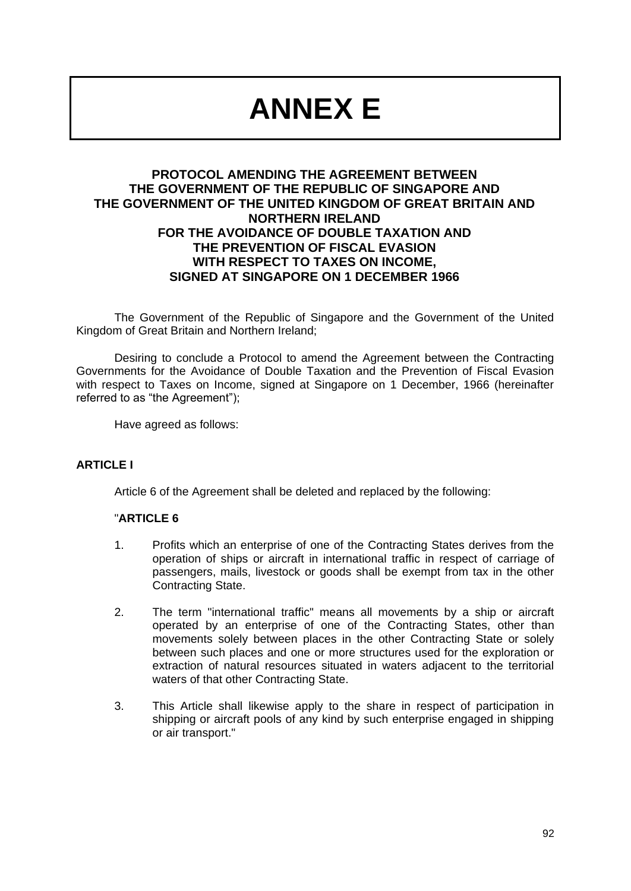# ANNEX E

## PROTOCOL AMENDING THE AGREEMENT BETWEEN THE GOVERNMENT OF THE REPUBLIC OF SINGAPORE AND THE GOVERNMENT OF THE UNITED KINGDOM OF GREAT BRITAIN AND NORTHERN IRELAND FOR THE AVOIDANCE OF DOUBLE TAXATION AND THE PREVENTION OF FISCAL EVASION WITH RESPECT TO TAXES ON INCOME, SIGNED AT SINGAPORE ON 1 DECEMBER 1966

The Government of the Republic of Singapore and the Government of the United Kingdom of Great Britain and Northern Ireland;

Desiring to conclude a Protocol to amend the Agreement between the Contracting Governments for the Avoidance of Double Taxation and the Prevention of Fiscal Evasion with respect to Taxes on Income, signed at Singapore on 1 December, 1966 (hereinafter referred to as "the Agreement");

Have agreed as follows:

### ARTICLE I

Article 6 of the Agreement shall be deleted and replaced by the following:

"**ARTICLE 6**

1. Profits which an enterprise of one of the Contracting States derives from the operation of ships or aircraft in international traffic in respect of carriage of passengers, mails, livestock or goods shall be exempt from tax in the other Contracting State.

2. The term "international traffic" means all movements by a ship or aircraft operated by an enterprise of one of the Contracting States, other than movements solely between places in the other Contracting State or solely between such places and one or more structures used for the exploration or extraction of natural resources situated in waters adjacent to the territorial waters of that other Contracting State.

3. This Article shall likewise apply to the share in respect of participation in shipping or aircraft pools of any kind by such enterprise engaged in shipping or air transport."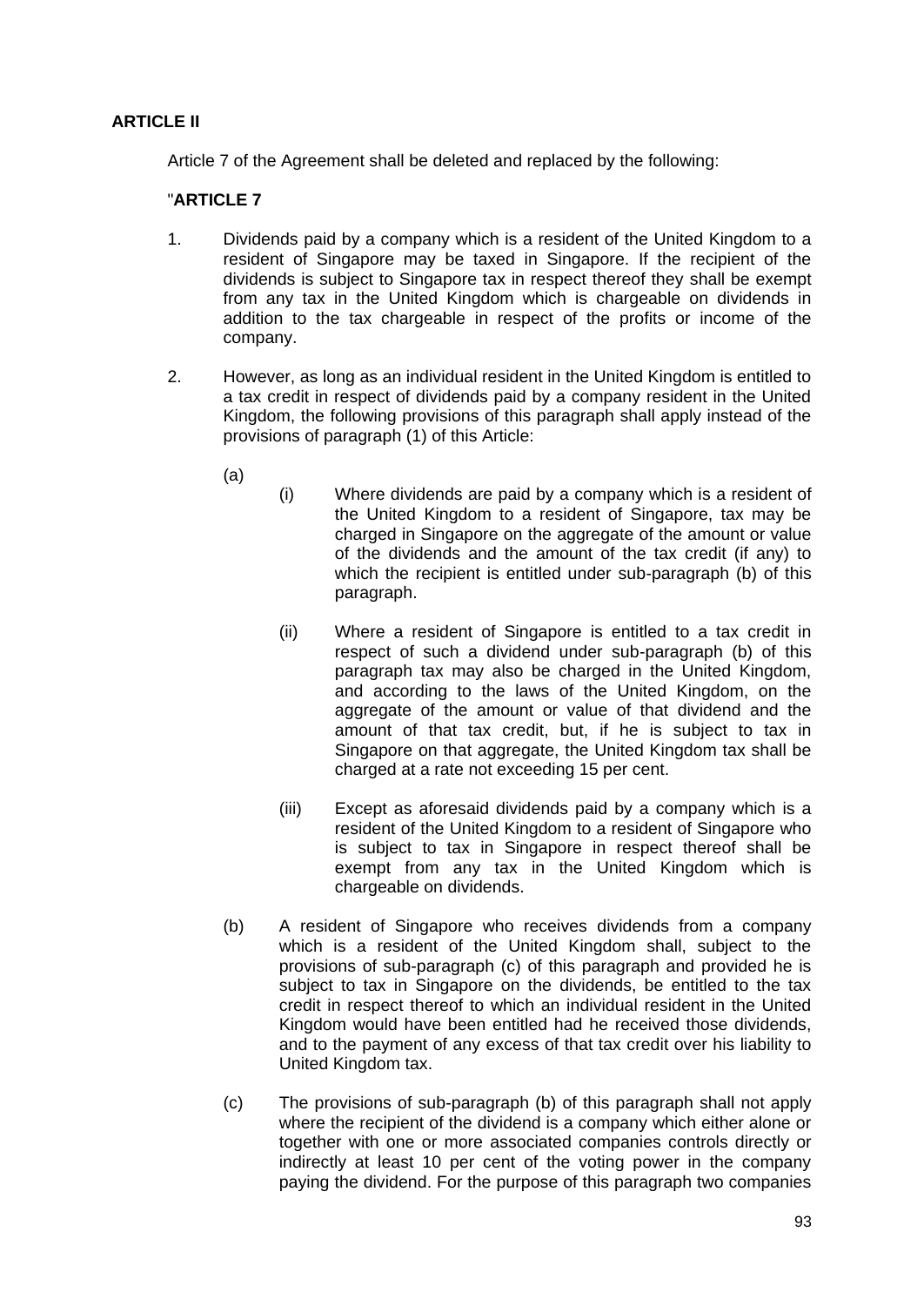**ARTICLE II**

Article 7 of the Agreement shall be deleted and replaced by the following:

"**ARTICLE 7**

1. Dividends paid by a company which is a resident of the United Kingdom to a resident of Singapore may be taxed in Singapore. If the recipient of the dividends is subject to Singapore tax in respect thereof they shall be exempt from any tax in the United Kingdom which is chargeable on dividends in addition to the tax chargeable in respect of the profits or income of the company.

2. However, as long as an individual resident in the United Kingdom is entitled to a tax credit in respect of dividends paid by a company resident in the United Kingdom, the following provisions of this paragraph shall apply instead of the provisions of paragraph (1) of this Article:

   (a)
      (i) Where dividends are paid by a company which is a resident of the United Kingdom to a resident of Singapore, tax may be charged in Singapore on the aggregate of the amount or value of the dividends and the amount of the tax credit (if any) to which the recipient is entitled under sub-paragraph (b) of this paragraph.

      (ii) Where a resident of Singapore is entitled to a tax credit in respect of such a dividend under sub-paragraph (b) of this paragraph tax may also be charged in the United Kingdom, and according to the laws of the United Kingdom, on the aggregate of the amount or value of that dividend and the amount of that tax credit, but, if he is subject to tax in Singapore on that aggregate, the United Kingdom tax shall be charged at a rate not exceeding 15 per cent.

      (iii) Except as aforesaid dividends paid by a company which is a resident of the United Kingdom to a resident of Singapore who is subject to tax in Singapore in respect thereof shall be exempt from any tax in the United Kingdom which is chargeable on dividends.

   (b) A resident of Singapore who receives dividends from a company which is a resident of the United Kingdom shall, subject to the provisions of sub-paragraph (c) of this paragraph and provided he is subject to tax in Singapore on the dividends, be entitled to the tax credit in respect thereof to which an individual resident in the United Kingdom would have been entitled had he received those dividends, and to the payment of any excess of that tax credit over his liability to United Kingdom tax.

   (c) The provisions of sub-paragraph (b) of this paragraph shall not apply where the recipient of the dividend is a company which either alone or together with one or more associated companies controls directly or indirectly at least 10 per cent of the voting power in the company paying the dividend. For the purpose of this paragraph two companies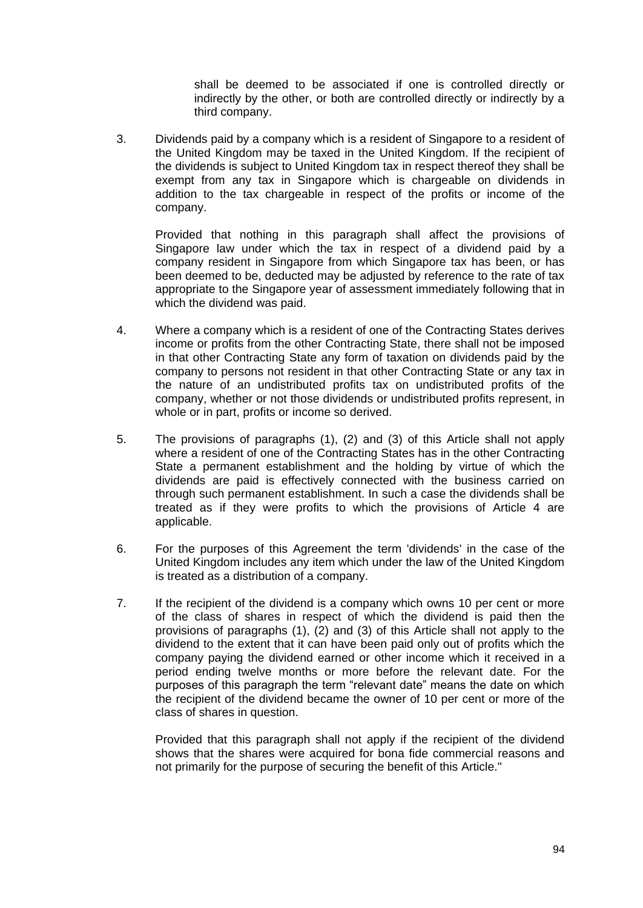shall be deemed to be associated if one is controlled directly or indirectly by the other, or both are controlled directly or indirectly by a third company.

3. Dividends paid by a company which is a resident of Singapore to a resident of the United Kingdom may be taxed in the United Kingdom. If the recipient of the dividends is subject to United Kingdom tax in respect thereof they shall be exempt from any tax in Singapore which is chargeable on dividends in addition to the tax chargeable in respect of the profits or income of the company.

   Provided that nothing in this paragraph shall affect the provisions of Singapore law under which the tax in respect of a dividend paid by a company resident in Singapore from which Singapore tax has been, or has been deemed to be, deducted may be adjusted by reference to the rate of tax appropriate to the Singapore year of assessment immediately following that in which the dividend was paid.

4. Where a company which is a resident of one of the Contracting States derives income or profits from the other Contracting State, there shall not be imposed in that other Contracting State any form of taxation on dividends paid by the company to persons not resident in that other Contracting State or any tax in the nature of an undistributed profits tax on undistributed profits of the company, whether or not those dividends or undistributed profits represent, in whole or in part, profits or income so derived.

5. The provisions of paragraphs (1), (2) and (3) of this Article shall not apply where a resident of one of the Contracting States has in the other Contracting State a permanent establishment and the holding by virtue of which the dividends are paid is effectively connected with the business carried on through such permanent establishment. In such a case the dividends shall be treated as if they were profits to which the provisions of Article 4 are applicable.

6. For the purposes of this Agreement the term 'dividends' in the case of the United Kingdom includes any item which under the law of the United Kingdom is treated as a distribution of a company.

7. If the recipient of the dividend is a company which owns 10 per cent or more of the class of shares in respect of which the dividend is paid then the provisions of paragraphs (1), (2) and (3) of this Article shall not apply to the dividend to the extent that it can have been paid only out of profits which the company paying the dividend earned or other income which it received in a period ending twelve months or more before the relevant date. For the purposes of this paragraph the term "relevant date" means the date on which the recipient of the dividend became the owner of 10 per cent or more of the class of shares in question.

   Provided that this paragraph shall not apply if the recipient of the dividend shows that the shares were acquired for bona fide commercial reasons and not primarily for the purpose of securing the benefit of this Article."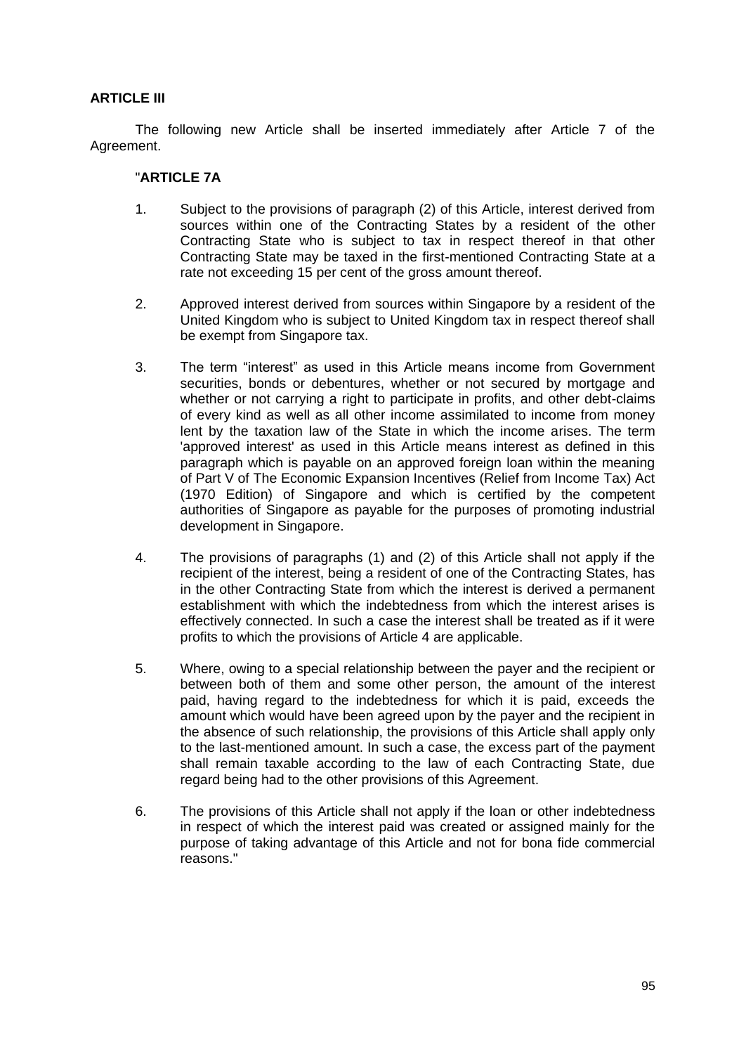**ARTICLE III**

The following new Article shall be inserted immediately after Article 7 of the Agreement.

"**ARTICLE 7A**

1. Subject to the provisions of paragraph (2) of this Article, interest derived from sources within one of the Contracting States by a resident of the other Contracting State who is subject to tax in respect thereof in that other Contracting State may be taxed in the first-mentioned Contracting State at a rate not exceeding 15 per cent of the gross amount thereof.

2. Approved interest derived from sources within Singapore by a resident of the United Kingdom who is subject to United Kingdom tax in respect thereof shall be exempt from Singapore tax.

3. The term "interest" as used in this Article means income from Government securities, bonds or debentures, whether or not secured by mortgage and whether or not carrying a right to participate in profits, and other debt-claims of every kind as well as all other income assimilated to income from money lent by the taxation law of the State in which the income arises. The term 'approved interest' as used in this Article means interest as defined in this paragraph which is payable on an approved foreign loan within the meaning of Part V of The Economic Expansion Incentives (Relief from Income Tax) Act (1970 Edition) of Singapore and which is certified by the competent authorities of Singapore as payable for the purposes of promoting industrial development in Singapore.

4. The provisions of paragraphs (1) and (2) of this Article shall not apply if the recipient of the interest, being a resident of one of the Contracting States, has in the other Contracting State from which the interest is derived a permanent establishment with which the indebtedness from which the interest arises is effectively connected. In such a case the interest shall be treated as if it were profits to which the provisions of Article 4 are applicable.

5. Where, owing to a special relationship between the payer and the recipient or between both of them and some other person, the amount of the interest paid, having regard to the indebtedness for which it is paid, exceeds the amount which would have been agreed upon by the payer and the recipient in the absence of such relationship, the provisions of this Article shall apply only to the last-mentioned amount. In such a case, the excess part of the payment shall remain taxable according to the law of each Contracting State, due regard being had to the other provisions of this Agreement.

6. The provisions of this Article shall not apply if the loan or other indebtedness in respect of which the interest paid was created or assigned mainly for the purpose of taking advantage of this Article and not for bona fide commercial reasons."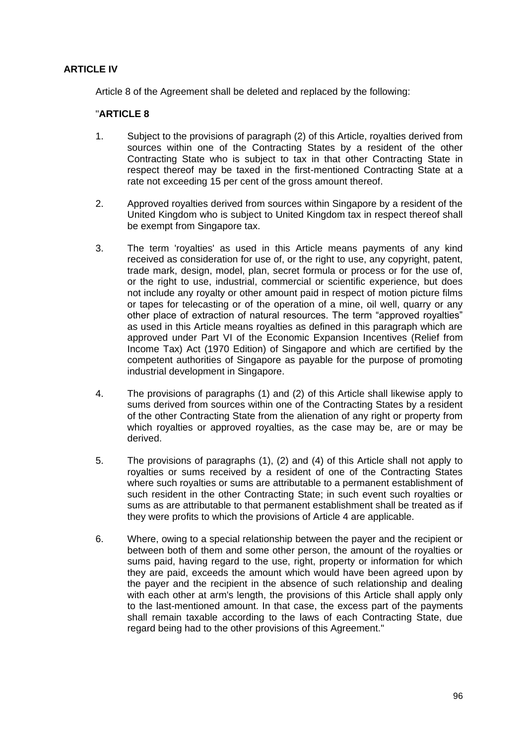**ARTICLE IV**

Article 8 of the Agreement shall be deleted and replaced by the following:

"**ARTICLE 8**

1. Subject to the provisions of paragraph (2) of this Article, royalties derived from sources within one of the Contracting States by a resident of the other Contracting State who is subject to tax in that other Contracting State in respect thereof may be taxed in the first-mentioned Contracting State at a rate not exceeding 15 per cent of the gross amount thereof.

2. Approved royalties derived from sources within Singapore by a resident of the United Kingdom who is subject to United Kingdom tax in respect thereof shall be exempt from Singapore tax.

3. The term 'royalties' as used in this Article means payments of any kind received as consideration for use of, or the right to use, any copyright, patent, trade mark, design, model, plan, secret formula or process or for the use of, or the right to use, industrial, commercial or scientific experience, but does not include any royalty or other amount paid in respect of motion picture films or tapes for telecasting or of the operation of a mine, oil well, quarry or any other place of extraction of natural resources. The term "approved royalties" as used in this Article means royalties as defined in this paragraph which are approved under Part VI of the Economic Expansion Incentives (Relief from Income Tax) Act (1970 Edition) of Singapore and which are certified by the competent authorities of Singapore as payable for the purpose of promoting industrial development in Singapore.

4. The provisions of paragraphs (1) and (2) of this Article shall likewise apply to sums derived from sources within one of the Contracting States by a resident of the other Contracting State from the alienation of any right or property from which royalties or approved royalties, as the case may be, are or may be derived.

5. The provisions of paragraphs (1), (2) and (4) of this Article shall not apply to royalties or sums received by a resident of one of the Contracting States where such royalties or sums are attributable to a permanent establishment of such resident in the other Contracting State; in such event such royalties or sums as are attributable to that permanent establishment shall be treated as if they were profits to which the provisions of Article 4 are applicable.

6. Where, owing to a special relationship between the payer and the recipient or between both of them and some other person, the amount of the royalties or sums paid, having regard to the use, right, property or information for which they are paid, exceeds the amount which would have been agreed upon by the payer and the recipient in the absence of such relationship and dealing with each other at arm's length, the provisions of this Article shall apply only to the last-mentioned amount. In that case, the excess part of the payments shall remain taxable according to the laws of each Contracting State, due regard being had to the other provisions of this Agreement."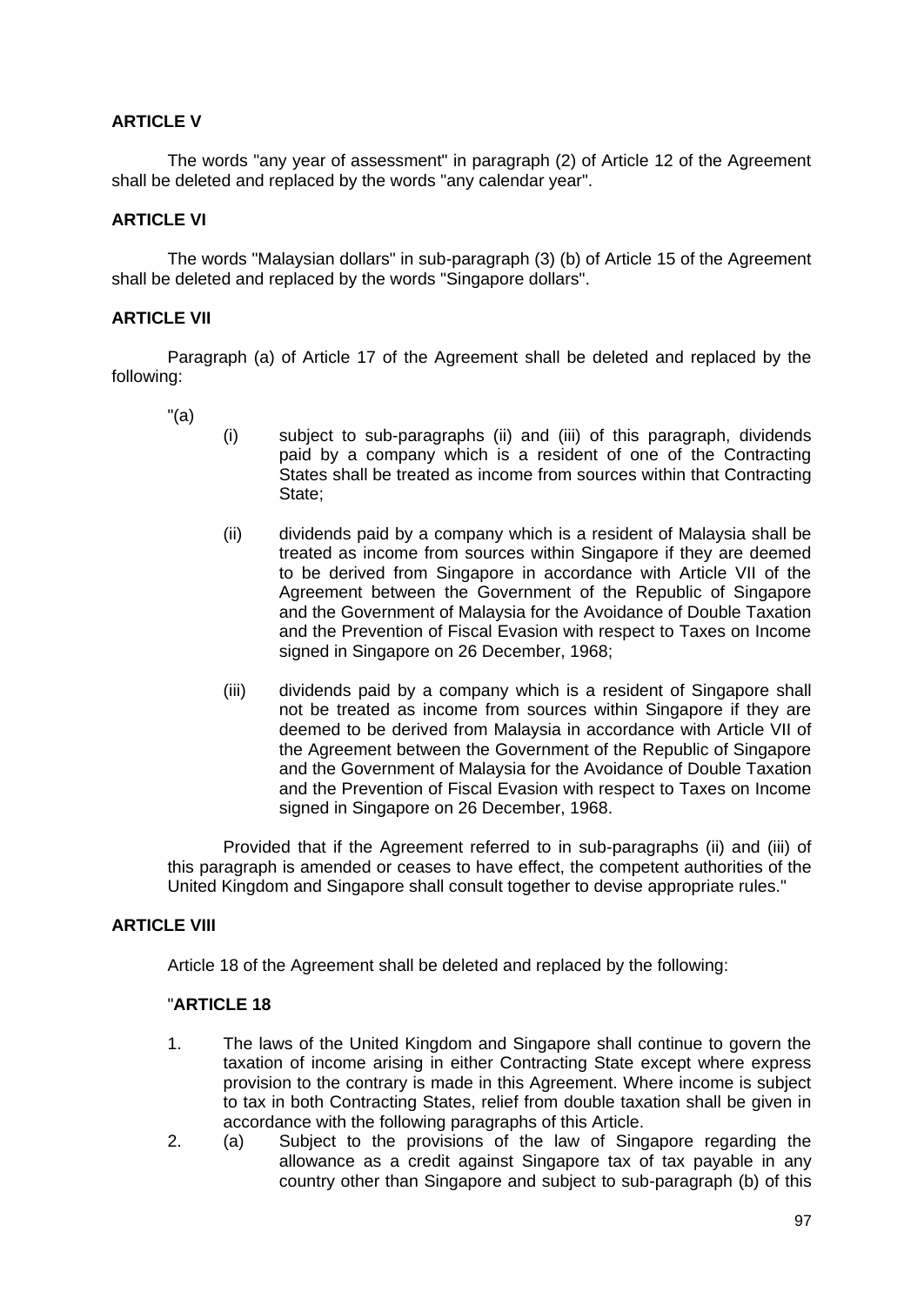**ARTICLE V**

The words "any year of assessment" in paragraph (2) of Article 12 of the Agreement shall be deleted and replaced by the words "any calendar year".

**ARTICLE VI**

The words "Malaysian dollars" in sub-paragraph (3) (b) of Article 15 of the Agreement shall be deleted and replaced by the words "Singapore dollars".

**ARTICLE VII**

Paragraph (a) of Article 17 of the Agreement shall be deleted and replaced by the following:

"(a)

(i) subject to sub-paragraphs (ii) and (iii) of this paragraph, dividends paid by a company which is a resident of one of the Contracting States shall be treated as income from sources within that Contracting State;

(ii) dividends paid by a company which is a resident of Malaysia shall be treated as income from sources within Singapore if they are deemed to be derived from Singapore in accordance with Article VII of the Agreement between the Government of the Republic of Singapore and the Government of Malaysia for the Avoidance of Double Taxation and the Prevention of Fiscal Evasion with respect to Taxes on Income signed in Singapore on 26 December, 1968;

(iii) dividends paid by a company which is a resident of Singapore shall not be treated as income from sources within Singapore if they are deemed to be derived from Malaysia in accordance with Article VII of the Agreement between the Government of the Republic of Singapore and the Government of Malaysia for the Avoidance of Double Taxation and the Prevention of Fiscal Evasion with respect to Taxes on Income signed in Singapore on 26 December, 1968.

Provided that if the Agreement referred to in sub-paragraphs (ii) and (iii) of this paragraph is amended or ceases to have effect, the competent authorities of the United Kingdom and Singapore shall consult together to devise appropriate rules."

**ARTICLE VIII**

Article 18 of the Agreement shall be deleted and replaced by the following:

"**ARTICLE 18**

1. The laws of the United Kingdom and Singapore shall continue to govern the taxation of income arising in either Contracting State except where express provision to the contrary is made in this Agreement. Where income is subject to tax in both Contracting States, relief from double taxation shall be given in accordance with the following paragraphs of this Article.
2. (a) Subject to the provisions of the law of Singapore regarding the allowance as a credit against Singapore tax of tax payable in any country other than Singapore and subject to sub-paragraph (b) of this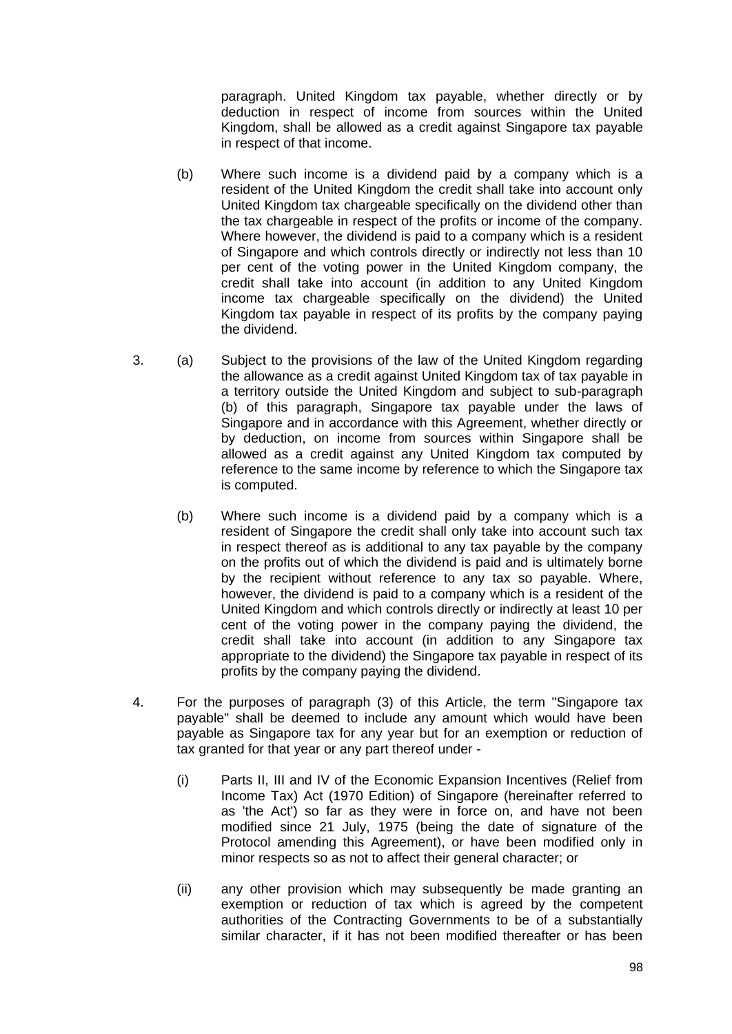paragraph. United Kingdom tax payable, whether directly or by deduction in respect of income from sources within the United Kingdom, shall be allowed as a credit against Singapore tax payable in respect of that income.

(b) Where such income is a dividend paid by a company which is a resident of the United Kingdom the credit shall take into account only United Kingdom tax chargeable specifically on the dividend other than the tax chargeable in respect of the profits or income of the company. Where however, the dividend is paid to a company which is a resident of Singapore and which controls directly or indirectly not less than 10 per cent of the voting power in the United Kingdom company, the credit shall take into account (in addition to any United Kingdom income tax chargeable specifically on the dividend) the United Kingdom tax payable in respect of its profits by the company paying the dividend.

3. (a) Subject to the provisions of the law of the United Kingdom regarding the allowance as a credit against United Kingdom tax of tax payable in a territory outside the United Kingdom and subject to sub-paragraph (b) of this paragraph, Singapore tax payable under the laws of Singapore and in accordance with this Agreement, whether directly or by deduction, on income from sources within Singapore shall be allowed as a credit against any United Kingdom tax computed by reference to the same income by reference to which the Singapore tax is computed.

(b) Where such income is a dividend paid by a company which is a resident of Singapore the credit shall only take into account such tax in respect thereof as is additional to any tax payable by the company on the profits out of which the dividend is paid and is ultimately borne by the recipient without reference to any tax so payable. Where, however, the dividend is paid to a company which is a resident of the United Kingdom and which controls directly or indirectly at least 10 per cent of the voting power in the company paying the dividend, the credit shall take into account (in addition to any Singapore tax appropriate to the dividend) the Singapore tax payable in respect of its profits by the company paying the dividend.

4. For the purposes of paragraph (3) of this Article, the term "Singapore tax payable" shall be deemed to include any amount which would have been payable as Singapore tax for any year but for an exemption or reduction of tax granted for that year or any part thereof under -

(i) Parts II, III and IV of the Economic Expansion Incentives (Relief from Income Tax) Act (1970 Edition) of Singapore (hereinafter referred to as 'the Act') so far as they were in force on, and have not been modified since 21 July, 1975 (being the date of signature of the Protocol amending this Agreement), or have been modified only in minor respects so as not to affect their general character; or

(ii) any other provision which may subsequently be made granting an exemption or reduction of tax which is agreed by the competent authorities of the Contracting Governments to be of a substantially similar character, if it has not been modified thereafter or has been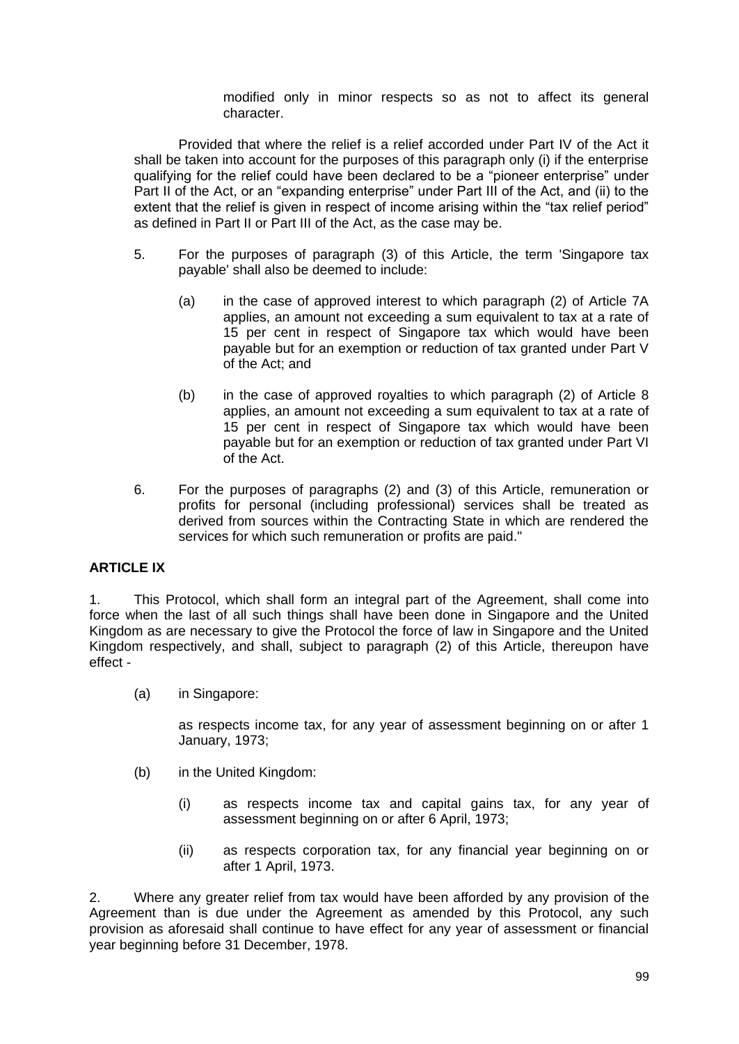modified only in minor respects so as not to affect its general character.

Provided that where the relief is a relief accorded under Part IV of the Act it shall be taken into account for the purposes of this paragraph only (i) if the enterprise qualifying for the relief could have been declared to be a "pioneer enterprise" under Part II of the Act, or an "expanding enterprise" under Part III of the Act, and (ii) to the extent that the relief is given in respect of income arising within the "tax relief period" as defined in Part II or Part III of the Act, as the case may be.

5. For the purposes of paragraph (3) of this Article, the term 'Singapore tax payable' shall also be deemed to include:

   (a) in the case of approved interest to which paragraph (2) of Article 7A applies, an amount not exceeding a sum equivalent to tax at a rate of 15 per cent in respect of Singapore tax which would have been payable but for an exemption or reduction of tax granted under Part V of the Act; and

   (b) in the case of approved royalties to which paragraph (2) of Article 8 applies, an amount not exceeding a sum equivalent to tax at a rate of 15 per cent in respect of Singapore tax which would have been payable but for an exemption or reduction of tax granted under Part VI of the Act.

6. For the purposes of paragraphs (2) and (3) of this Article, remuneration or profits for personal (including professional) services shall be treated as derived from sources within the Contracting State in which are rendered the services for which such remuneration or profits are paid."

**ARTICLE IX**

1. This Protocol, which shall form an integral part of the Agreement, shall come into force when the last of all such things shall have been done in Singapore and the United Kingdom as are necessary to give the Protocol the force of law in Singapore and the United Kingdom respectively, and shall, subject to paragraph (2) of this Article, thereupon have effect -

   (a) in Singapore:

      as respects income tax, for any year of assessment beginning on or after 1 January, 1973;

   (b) in the United Kingdom:

      (i) as respects income tax and capital gains tax, for any year of assessment beginning on or after 6 April, 1973;

      (ii) as respects corporation tax, for any financial year beginning on or after 1 April, 1973.

2. Where any greater relief from tax would have been afforded by any provision of the Agreement than is due under the Agreement as amended by this Protocol, any such provision as aforesaid shall continue to have effect for any year of assessment or financial year beginning before 31 December, 1978.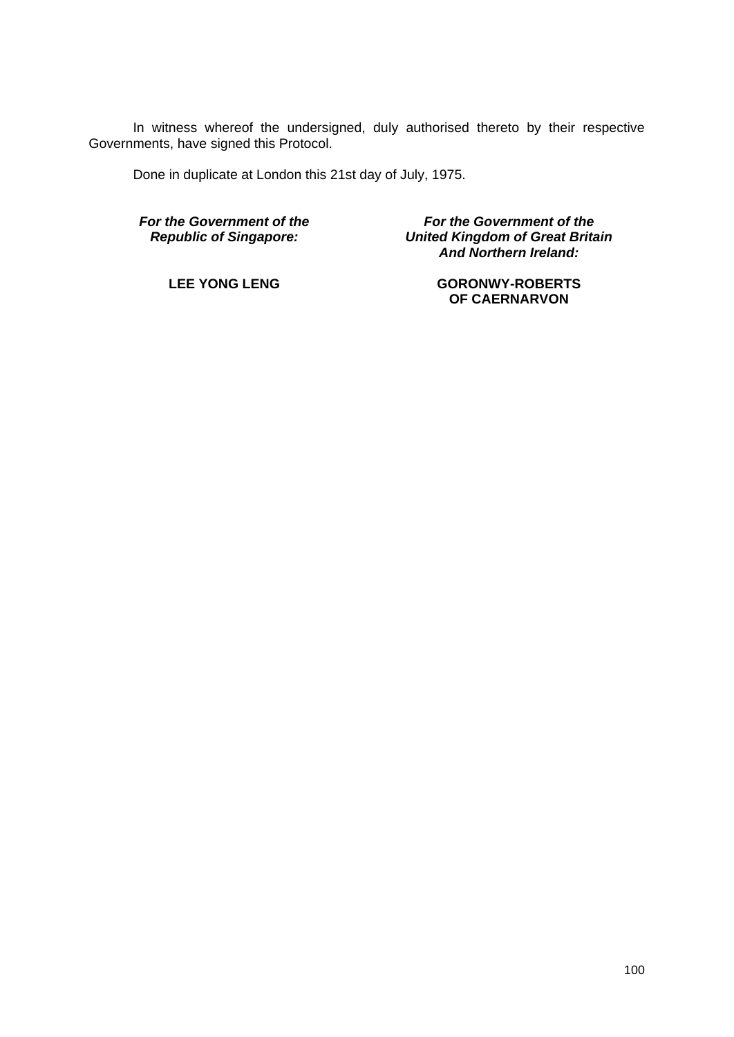In witness whereof the undersigned, duly authorised thereto by their respective Governments, have signed this Protocol.

Done in duplicate at London this 21st day of July, 1975.

| | |
|---|---|
| ***For the Government of the Republic of Singapore:*** | ***For the Government of the United Kingdom of Great Britain And Northern Ireland:*** |
| **LEE YONG LENG** | **GORONWY-ROBERTS OF CAERNARVON** |